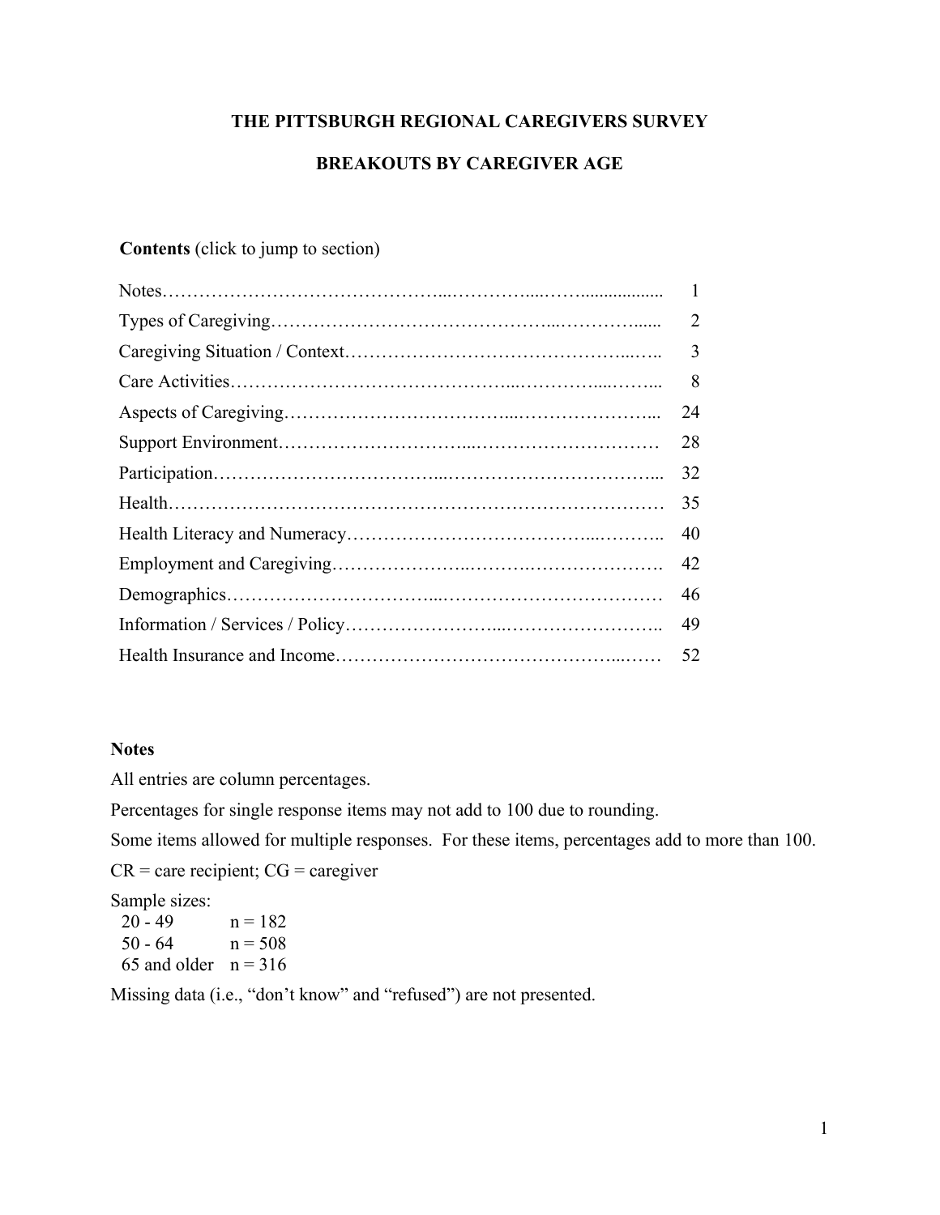# THE PITTSBURGH REGIONAL CAREGIVERS SURVEY

## BREAKOUTS BY CAREGIVER AGE

**Contents** (click to jump to section)

| Section | Page |
|---|---|
| Notes | 1 |
| Types of Caregiving | 2 |
| Caregiving Situation / Context | 3 |
| Care Activities | 8 |
| Aspects of Caregiving | 24 |
| Support Environment | 28 |
| Participation | 32 |
| Health | 35 |
| Health Literacy and Numeracy | 40 |
| Employment and Caregiving | 42 |
| Demographics | 46 |
| Information / Services / Policy | 49 |
| Health Insurance and Income | 52 |

### Notes

All entries are column percentages.

Percentages for single response items may not add to 100 due to rounding.

Some items allowed for multiple responses. For these items, percentages add to more than 100.

CR = care recipient; CG = caregiver

Sample sizes:

| Age | Sample size |
|---|---|
| 20 - 49 | n = 182 |
| 50 - 64 | n = 508 |
| 65 and older | n = 316 |

Missing data (i.e., "don't know" and "refused") are not presented.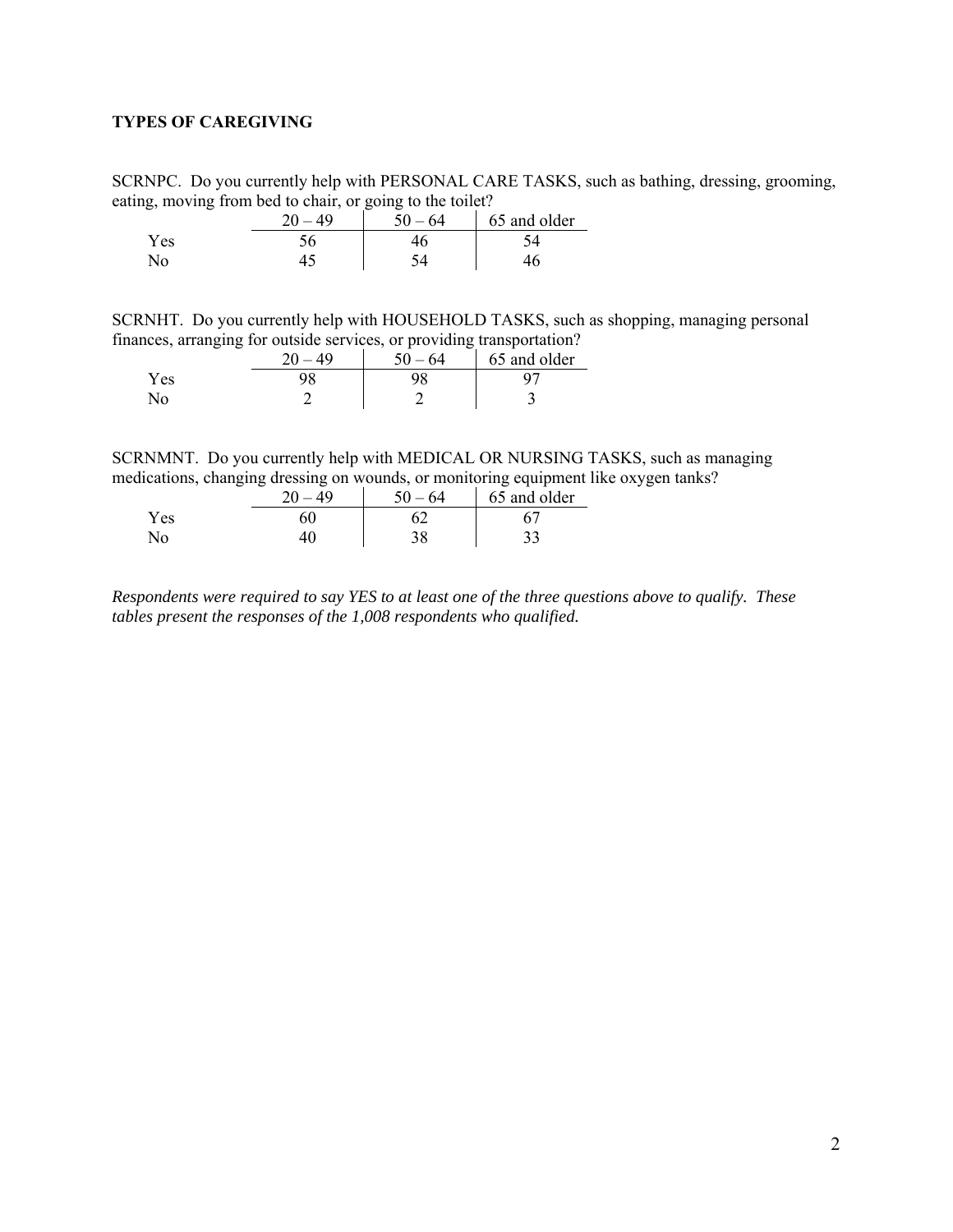**TYPES OF CAREGIVING**

SCRNPC. Do you currently help with PERSONAL CARE TASKS, such as bathing, dressing, grooming, eating, moving from bed to chair, or going to the toilet?

| | 20 – 49 | 50 – 64 | 65 and older |
|---|---|---|---|
| Yes | 56 | 46 | 54 |
| No | 45 | 54 | 46 |

SCRNHT. Do you currently help with HOUSEHOLD TASKS, such as shopping, managing personal finances, arranging for outside services, or providing transportation?

| | 20 – 49 | 50 – 64 | 65 and older |
|---|---|---|---|
| Yes | 98 | 98 | 97 |
| No | 2 | 2 | 3 |

SCRNMNT. Do you currently help with MEDICAL OR NURSING TASKS, such as managing medications, changing dressing on wounds, or monitoring equipment like oxygen tanks?

| | 20 – 49 | 50 – 64 | 65 and older |
|---|---|---|---|
| Yes | 60 | 62 | 67 |
| No | 40 | 38 | 33 |

*Respondents were required to say YES to at least one of the three questions above to qualify. These tables present the responses of the 1,008 respondents who qualified.*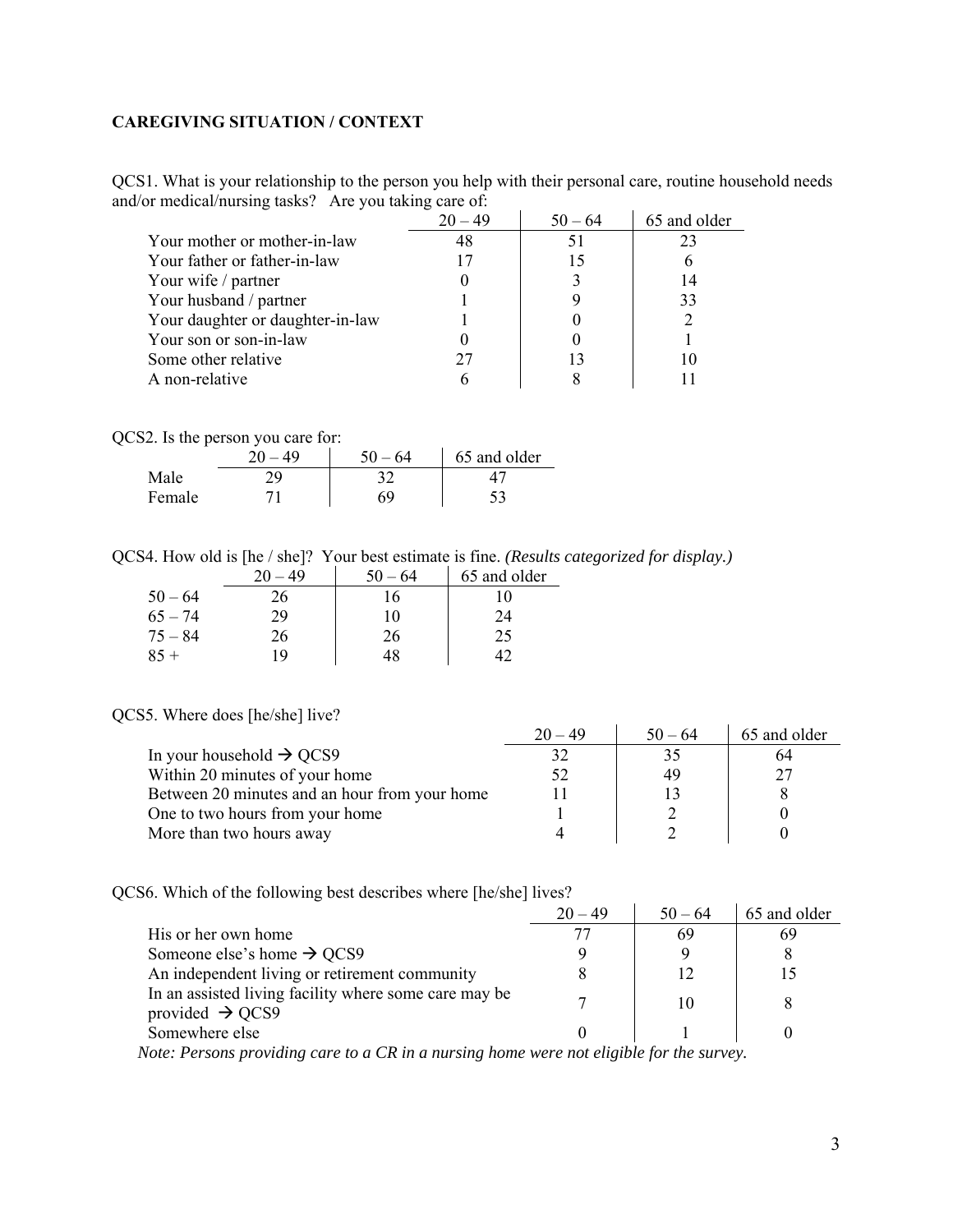## CAREGIVING SITUATION / CONTEXT

QCS1. What is your relationship to the person you help with their personal care, routine household needs and/or medical/nursing tasks? Are you taking care of:

| | 20 – 49 | 50 – 64 | 65 and older |
|---|---|---|---|
| Your mother or mother-in-law | 48 | 51 | 23 |
| Your father or father-in-law | 17 | 15 | 6 |
| Your wife / partner | 0 | 3 | 14 |
| Your husband / partner | 1 | 9 | 33 |
| Your daughter or daughter-in-law | 1 | 0 | 2 |
| Your son or son-in-law | 0 | 0 | 1 |
| Some other relative | 27 | 13 | 10 |
| A non-relative | 6 | 8 | 11 |

QCS2. Is the person you care for:

| | 20 – 49 | 50 – 64 | 65 and older |
|---|---|---|---|
| Male | 29 | 32 | 47 |
| Female | 71 | 69 | 53 |

QCS4. How old is [he / she]? Your best estimate is fine. *(Results categorized for display.)*

| | 20 – 49 | 50 – 64 | 65 and older |
|---|---|---|---|
| 50 – 64 | 26 | 16 | 10 |
| 65 – 74 | 29 | 10 | 24 |
| 75 – 84 | 26 | 26 | 25 |
| 85 + | 19 | 48 | 42 |

QCS5. Where does [he/she] live?

| | 20 – 49 | 50 – 64 | 65 and older |
|---|---|---|---|
| In your household → QCS9 | 32 | 35 | 64 |
| Within 20 minutes of your home | 52 | 49 | 27 |
| Between 20 minutes and an hour from your home | 11 | 13 | 8 |
| One to two hours from your home | 1 | 2 | 0 |
| More than two hours away | 4 | 2 | 0 |

QCS6. Which of the following best describes where [he/she] lives?

| | 20 – 49 | 50 – 64 | 65 and older |
|---|---|---|---|
| His or her own home | 77 | 69 | 69 |
| Someone else's home → QCS9 | 9 | 9 | 8 |
| An independent living or retirement community | 8 | 12 | 15 |
| In an assisted living facility where some care may be provided → QCS9 | 7 | 10 | 8 |
| Somewhere else | 0 | 1 | 0 |

*Note: Persons providing care to a CR in a nursing home were not eligible for the survey.*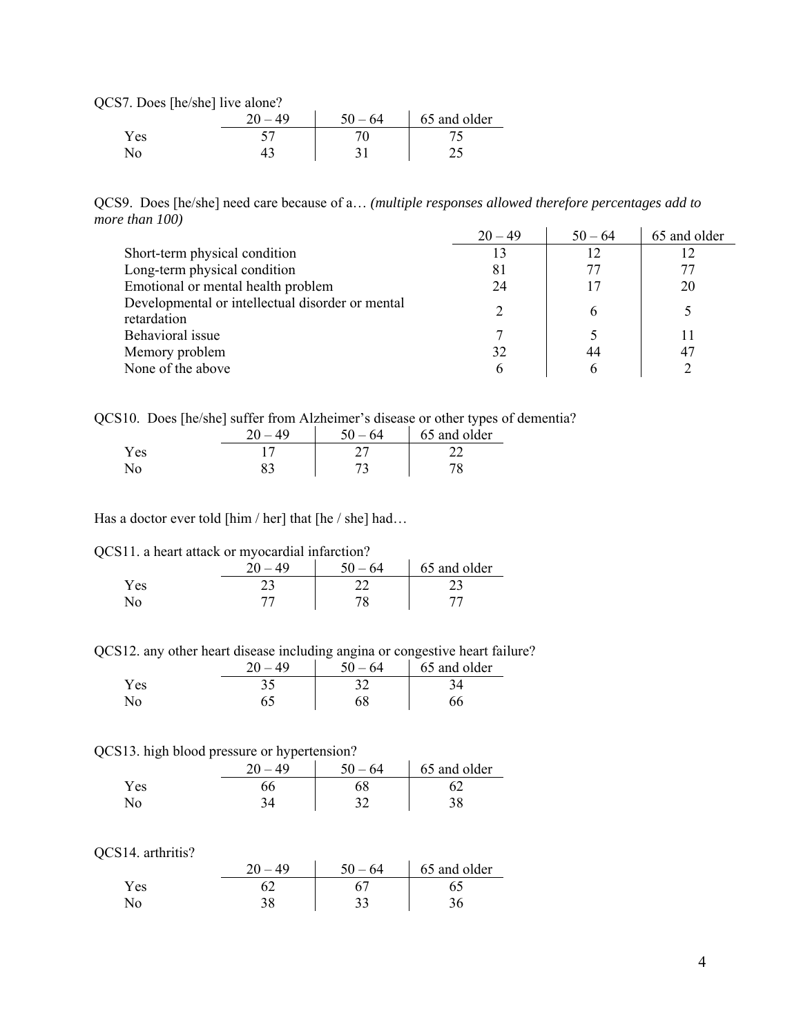QCS7. Does [he/she] live alone?

| | 20 – 49 | 50 – 64 | 65 and older |
|---|---|---|---|
| Yes | 57 | 70 | 75 |
| No | 43 | 31 | 25 |

QCS9. Does [he/she] need care because of a… *(multiple responses allowed therefore percentages add to more than 100)*

| | 20 – 49 | 50 – 64 | 65 and older |
|---|---|---|---|
| Short-term physical condition | 13 | 12 | 12 |
| Long-term physical condition | 81 | 77 | 77 |
| Emotional or mental health problem | 24 | 17 | 20 |
| Developmental or intellectual disorder or mental retardation | 2 | 6 | 5 |
| Behavioral issue | 7 | 5 | 11 |
| Memory problem | 32 | 44 | 47 |
| None of the above | 6 | 6 | 2 |

QCS10. Does [he/she] suffer from Alzheimer's disease or other types of dementia?

| | 20 – 49 | 50 – 64 | 65 and older |
|---|---|---|---|
| Yes | 17 | 27 | 22 |
| No | 83 | 73 | 78 |

Has a doctor ever told [him / her] that [he / she] had…

QCS11. a heart attack or myocardial infarction?

| | 20 – 49 | 50 – 64 | 65 and older |
|---|---|---|---|
| Yes | 23 | 22 | 23 |
| No | 77 | 78 | 77 |

QCS12. any other heart disease including angina or congestive heart failure?

| | 20 – 49 | 50 – 64 | 65 and older |
|---|---|---|---|
| Yes | 35 | 32 | 34 |
| No | 65 | 68 | 66 |

QCS13. high blood pressure or hypertension?

| | 20 – 49 | 50 – 64 | 65 and older |
|---|---|---|---|
| Yes | 66 | 68 | 62 |
| No | 34 | 32 | 38 |

QCS14. arthritis?

| | 20 – 49 | 50 – 64 | 65 and older |
|---|---|---|---|
| Yes | 62 | 67 | 65 |
| No | 38 | 33 | 36 |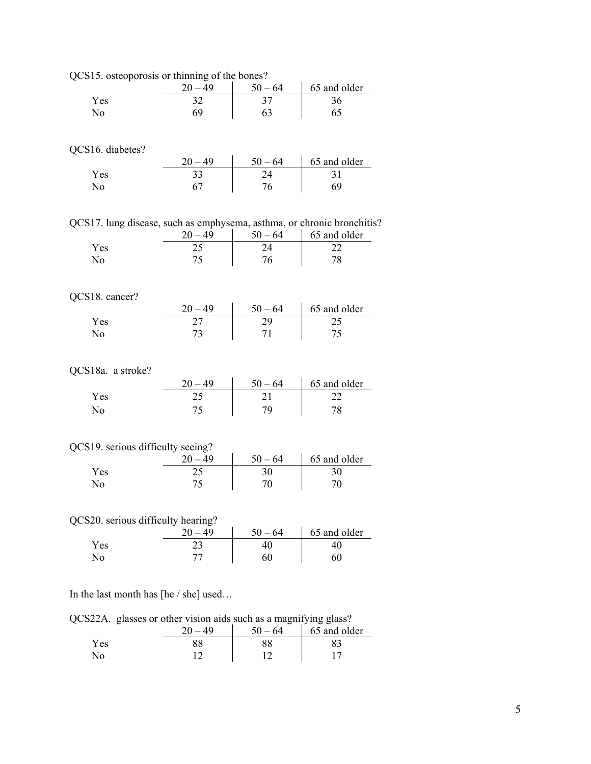QCS15. osteoporosis or thinning of the bones?

| | 20 – 49 | 50 – 64 | 65 and older |
|---|---|---|---|
| Yes | 32 | 37 | 36 |
| No | 69 | 63 | 65 |

QCS16. diabetes?

| | 20 – 49 | 50 – 64 | 65 and older |
|---|---|---|---|
| Yes | 33 | 24 | 31 |
| No | 67 | 76 | 69 |

QCS17. lung disease, such as emphysema, asthma, or chronic bronchitis?

| | 20 – 49 | 50 – 64 | 65 and older |
|---|---|---|---|
| Yes | 25 | 24 | 22 |
| No | 75 | 76 | 78 |

QCS18. cancer?

| | 20 – 49 | 50 – 64 | 65 and older |
|---|---|---|---|
| Yes | 27 | 29 | 25 |
| No | 73 | 71 | 75 |

QCS18a. a stroke?

| | 20 – 49 | 50 – 64 | 65 and older |
|---|---|---|---|
| Yes | 25 | 21 | 22 |
| No | 75 | 79 | 78 |

QCS19. serious difficulty seeing?

| | 20 – 49 | 50 – 64 | 65 and older |
|---|---|---|---|
| Yes | 25 | 30 | 30 |
| No | 75 | 70 | 70 |

QCS20. serious difficulty hearing?

| | 20 – 49 | 50 – 64 | 65 and older |
|---|---|---|---|
| Yes | 23 | 40 | 40 |
| No | 77 | 60 | 60 |

In the last month has [he / she] used…

QCS22A. glasses or other vision aids such as a magnifying glass?

| | 20 – 49 | 50 – 64 | 65 and older |
|---|---|---|---|
| Yes | 88 | 88 | 83 |
| No | 12 | 12 | 17 |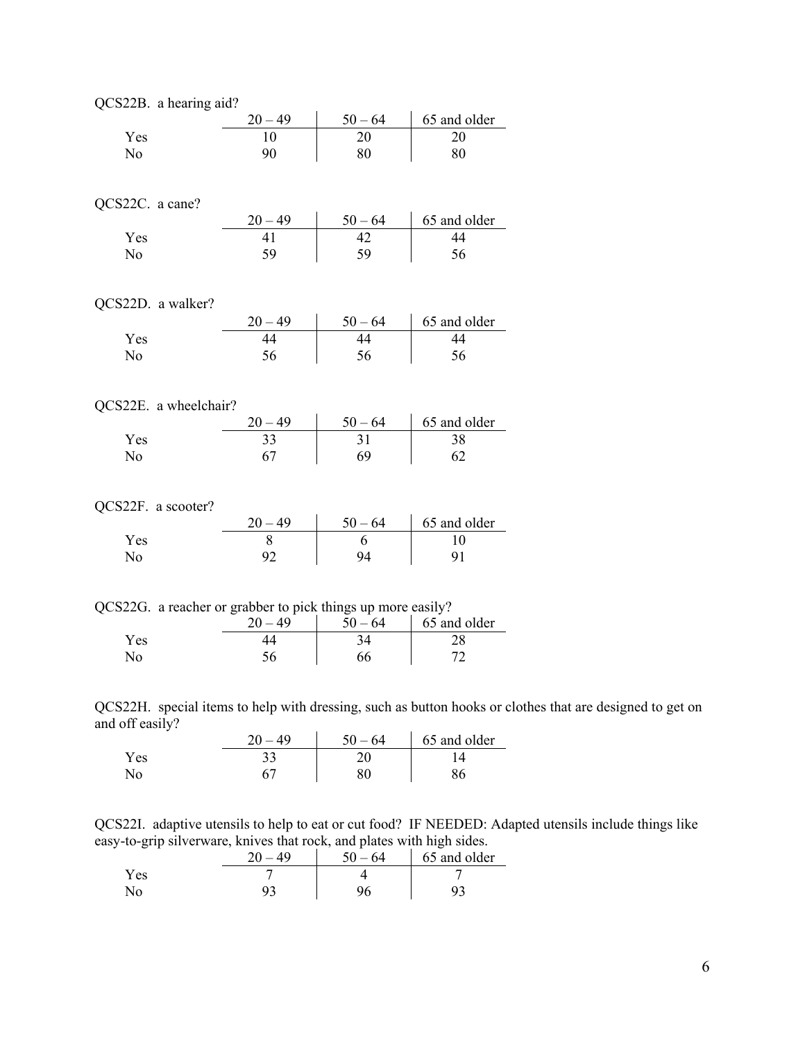QCS22B. a hearing aid?

| | 20 – 49 | 50 – 64 | 65 and older |
|---|---|---|---|
| Yes | 10 | 20 | 20 |
| No | 90 | 80 | 80 |

QCS22C. a cane?

| | 20 – 49 | 50 – 64 | 65 and older |
|---|---|---|---|
| Yes | 41 | 42 | 44 |
| No | 59 | 59 | 56 |

QCS22D. a walker?

| | 20 – 49 | 50 – 64 | 65 and older |
|---|---|---|---|
| Yes | 44 | 44 | 44 |
| No | 56 | 56 | 56 |

QCS22E. a wheelchair?

| | 20 – 49 | 50 – 64 | 65 and older |
|---|---|---|---|
| Yes | 33 | 31 | 38 |
| No | 67 | 69 | 62 |

QCS22F. a scooter?

| | 20 – 49 | 50 – 64 | 65 and older |
|---|---|---|---|
| Yes | 8 | 6 | 10 |
| No | 92 | 94 | 91 |

QCS22G. a reacher or grabber to pick things up more easily?

| | 20 – 49 | 50 – 64 | 65 and older |
|---|---|---|---|
| Yes | 44 | 34 | 28 |
| No | 56 | 66 | 72 |

QCS22H. special items to help with dressing, such as button hooks or clothes that are designed to get on and off easily?

| | 20 – 49 | 50 – 64 | 65 and older |
|---|---|---|---|
| Yes | 33 | 20 | 14 |
| No | 67 | 80 | 86 |

QCS22I. adaptive utensils to help to eat or cut food? IF NEEDED: Adapted utensils include things like easy-to-grip silverware, knives that rock, and plates with high sides.

| | 20 – 49 | 50 – 64 | 65 and older |
|---|---|---|---|
| Yes | 7 | 4 | 7 |
| No | 93 | 96 | 93 |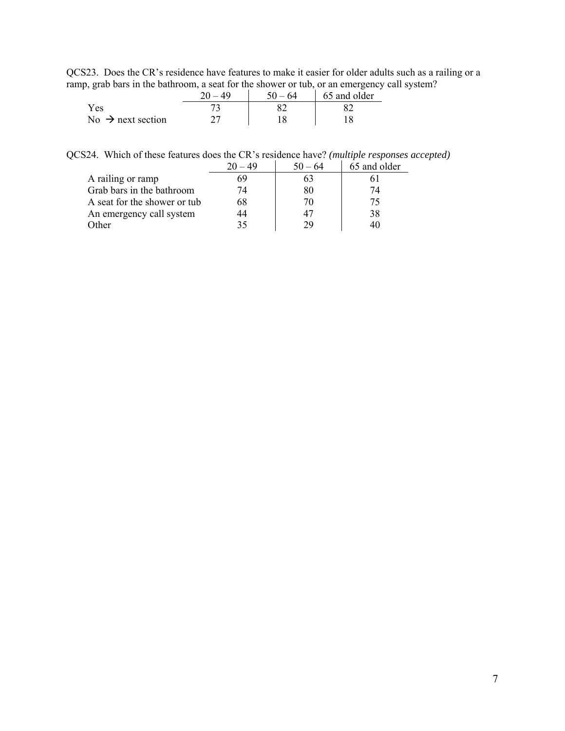QCS23. Does the CR's residence have features to make it easier for older adults such as a railing or a ramp, grab bars in the bathroom, a seat for the shower or tub, or an emergency call system?

| | 20 – 49 | 50 – 64 | 65 and older |
|---|---|---|---|
| Yes | 73 | 82 | 82 |
| No → next section | 27 | 18 | 18 |

QCS24. Which of these features does the CR's residence have? *(multiple responses accepted)*

| | 20 – 49 | 50 – 64 | 65 and older |
|---|---|---|---|
| A railing or ramp | 69 | 63 | 61 |
| Grab bars in the bathroom | 74 | 80 | 74 |
| A seat for the shower or tub | 68 | 70 | 75 |
| An emergency call system | 44 | 47 | 38 |
| Other | 35 | 29 | 40 |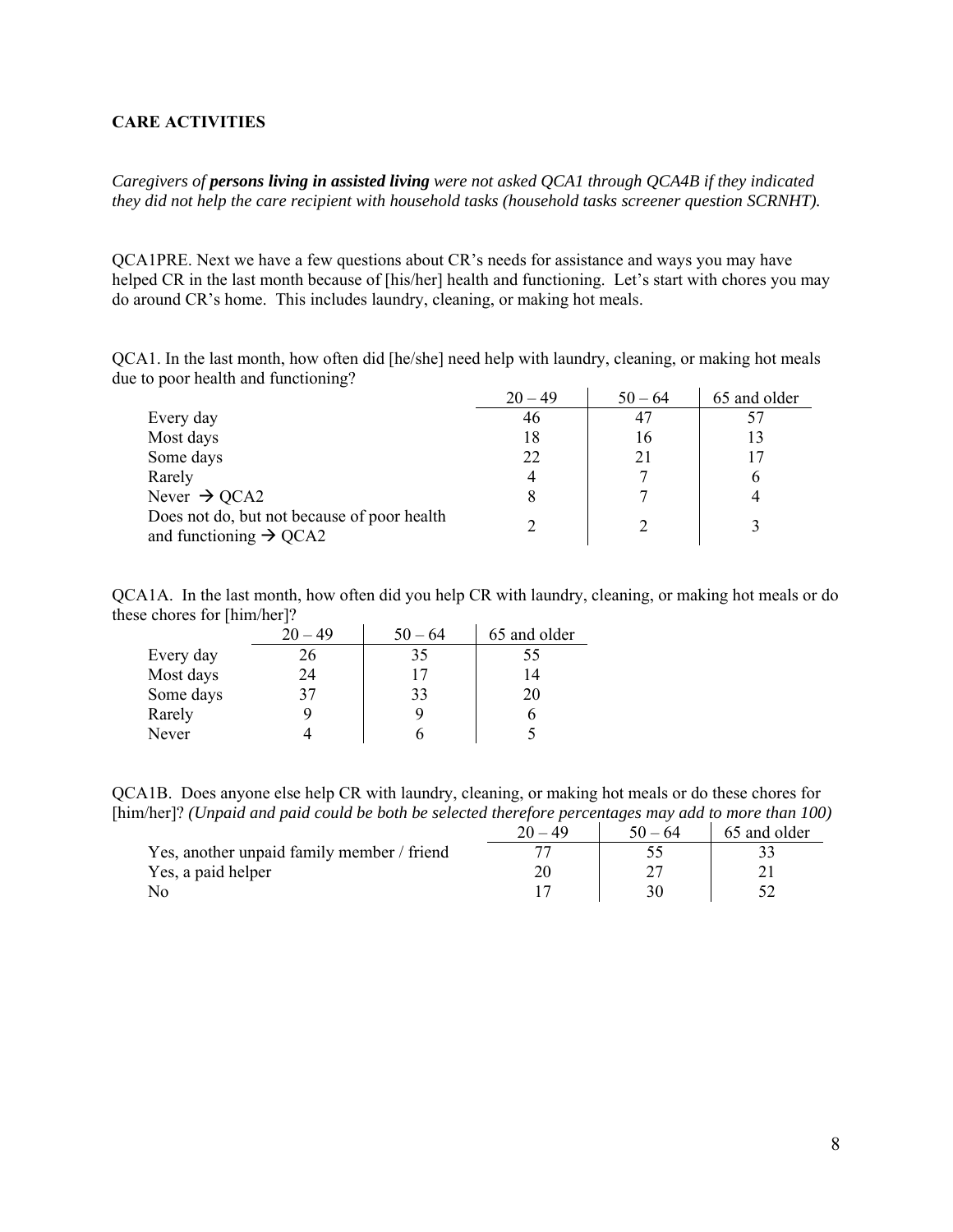**CARE ACTIVITIES**

*Caregivers of* ***persons living in assisted living*** *were not asked QCA1 through QCA4B if they indicated they did not help the care recipient with household tasks (household tasks screener question SCRNHT).*

QCA1PRE. Next we have a few questions about CR's needs for assistance and ways you may have helped CR in the last month because of [his/her] health and functioning. Let's start with chores you may do around CR's home. This includes laundry, cleaning, or making hot meals.

QCA1. In the last month, how often did [he/she] need help with laundry, cleaning, or making hot meals due to poor health and functioning?

| | 20 – 49 | 50 – 64 | 65 and older |
|---|---|---|---|
| Every day | 46 | 47 | 57 |
| Most days | 18 | 16 | 13 |
| Some days | 22 | 21 | 17 |
| Rarely | 4 | 7 | 6 |
| Never → QCA2 | 8 | 7 | 4 |
| Does not do, but not because of poor health and functioning → QCA2 | 2 | 2 | 3 |

QCA1A. In the last month, how often did you help CR with laundry, cleaning, or making hot meals or do these chores for [him/her]?

| | 20 – 49 | 50 – 64 | 65 and older |
|---|---|---|---|
| Every day | 26 | 35 | 55 |
| Most days | 24 | 17 | 14 |
| Some days | 37 | 33 | 20 |
| Rarely | 9 | 9 | 6 |
| Never | 4 | 6 | 5 |

QCA1B. Does anyone else help CR with laundry, cleaning, or making hot meals or do these chores for [him/her]? *(Unpaid and paid could be both be selected therefore percentages may add to more than 100)*

| | 20 – 49 | 50 – 64 | 65 and older |
|---|---|---|---|
| Yes, another unpaid family member / friend | 77 | 55 | 33 |
| Yes, a paid helper | 20 | 27 | 21 |
| No | 17 | 30 | 52 |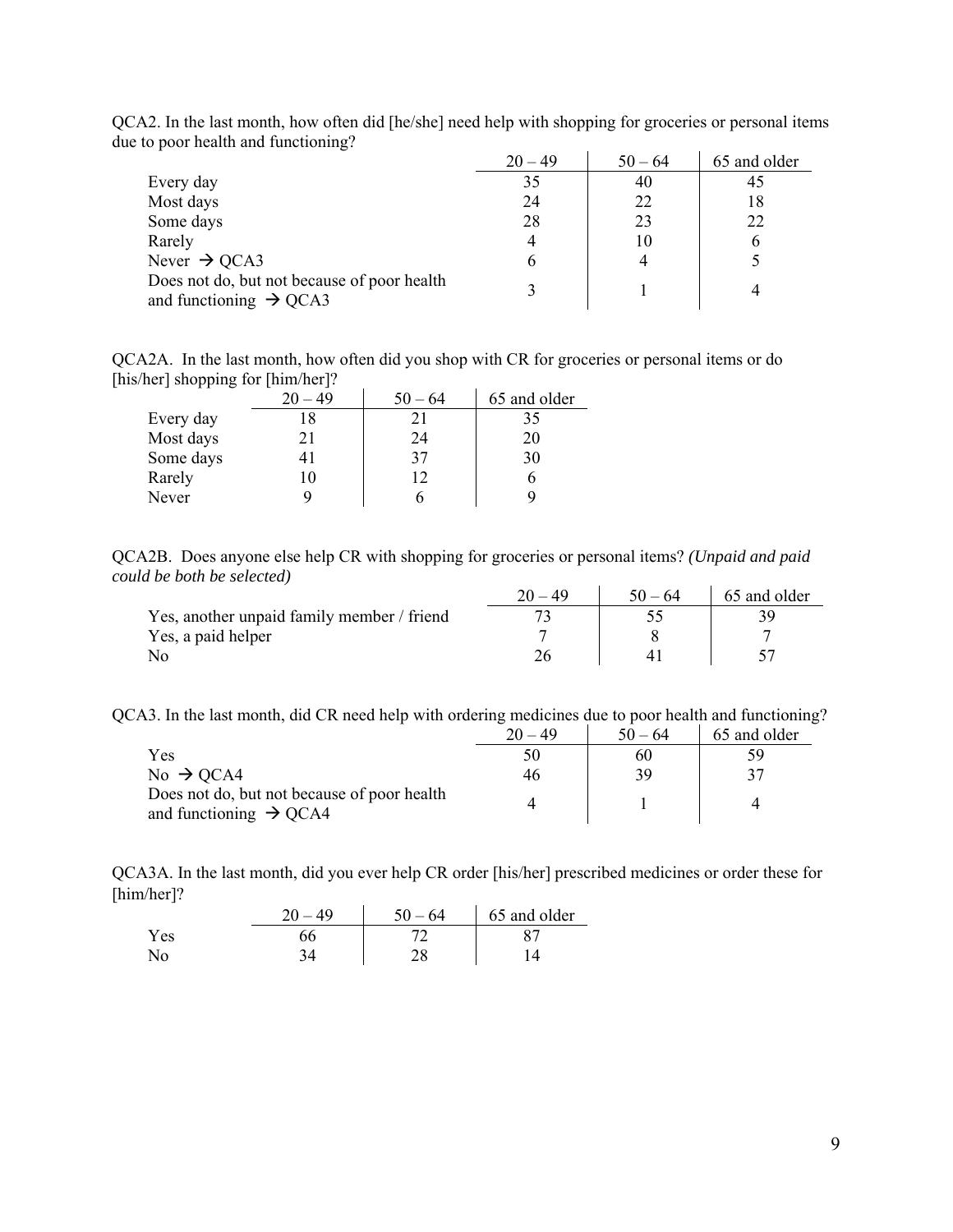QCA2. In the last month, how often did [he/she] need help with shopping for groceries or personal items due to poor health and functioning?

| | 20 – 49 | 50 – 64 | 65 and older |
|---|---|---|---|
| Every day | 35 | 40 | 45 |
| Most days | 24 | 22 | 18 |
| Some days | 28 | 23 | 22 |
| Rarely | 4 | 10 | 6 |
| Never → QCA3 | 6 | 4 | 5 |
| Does not do, but not because of poor health and functioning → QCA3 | 3 | 1 | 4 |

QCA2A. In the last month, how often did you shop with CR for groceries or personal items or do [his/her] shopping for [him/her]?

| | 20 – 49 | 50 – 64 | 65 and older |
|---|---|---|---|
| Every day | 18 | 21 | 35 |
| Most days | 21 | 24 | 20 |
| Some days | 41 | 37 | 30 |
| Rarely | 10 | 12 | 6 |
| Never | 9 | 6 | 9 |

QCA2B. Does anyone else help CR with shopping for groceries or personal items? *(Unpaid and paid could be both be selected)*

| | 20 – 49 | 50 – 64 | 65 and older |
|---|---|---|---|
| Yes, another unpaid family member / friend | 73 | 55 | 39 |
| Yes, a paid helper | 7 | 8 | 7 |
| No | 26 | 41 | 57 |

QCA3. In the last month, did CR need help with ordering medicines due to poor health and functioning?

| | 20 – 49 | 50 – 64 | 65 and older |
|---|---|---|---|
| Yes | 50 | 60 | 59 |
| No → QCA4 | 46 | 39 | 37 |
| Does not do, but not because of poor health and functioning → QCA4 | 4 | 1 | 4 |

QCA3A. In the last month, did you ever help CR order [his/her] prescribed medicines or order these for [him/her]?

| | 20 – 49 | 50 – 64 | 65 and older |
|---|---|---|---|
| Yes | 66 | 72 | 87 |
| No | 34 | 28 | 14 |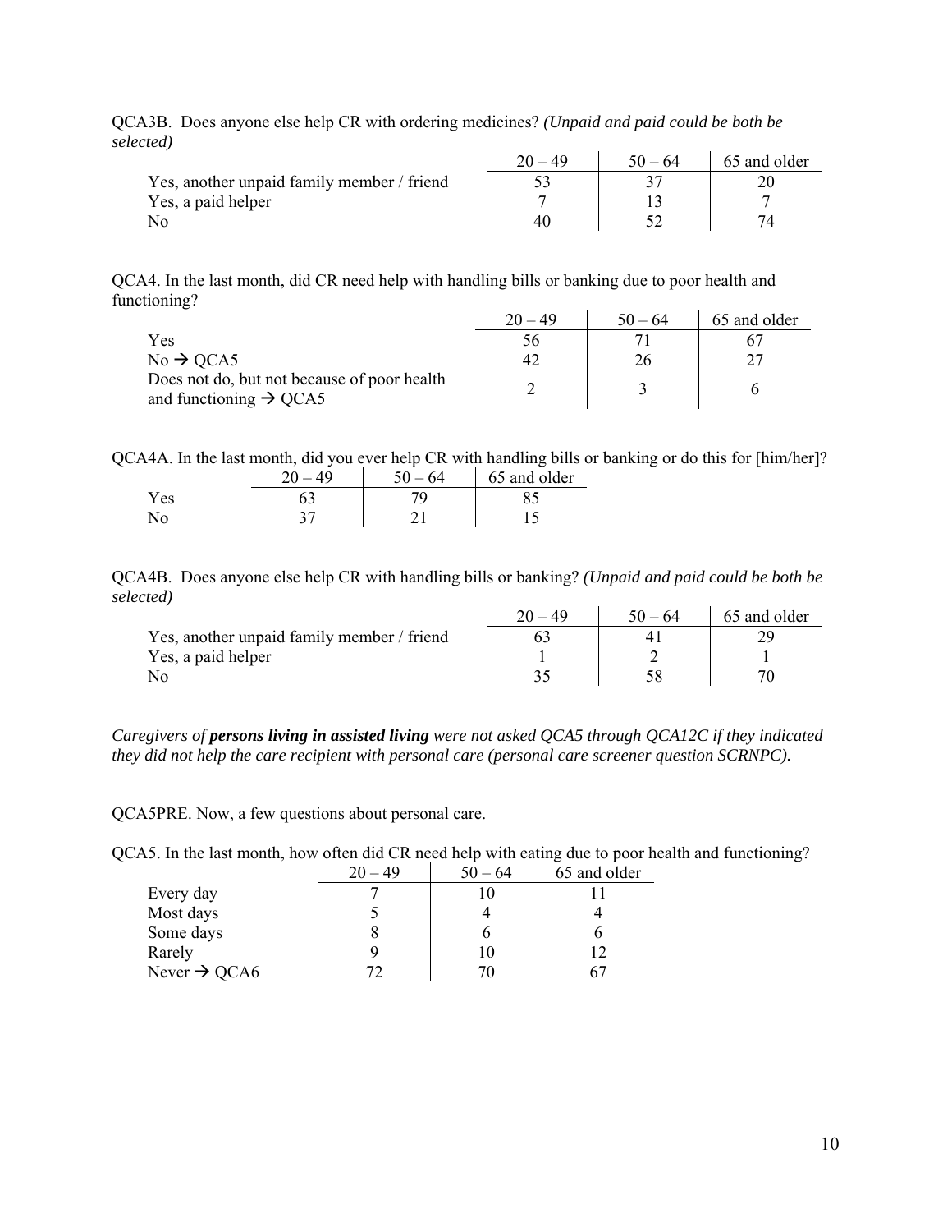QCA3B. Does anyone else help CR with ordering medicines? *(Unpaid and paid could be both be selected)*

| | 20 – 49 | 50 – 64 | 65 and older |
|---|---|---|---|
| Yes, another unpaid family member / friend | 53 | 37 | 20 |
| Yes, a paid helper | 7 | 13 | 7 |
| No | 40 | 52 | 74 |

QCA4. In the last month, did CR need help with handling bills or banking due to poor health and functioning?

| | 20 – 49 | 50 – 64 | 65 and older |
|---|---|---|---|
| Yes | 56 | 71 | 67 |
| No → QCA5 | 42 | 26 | 27 |
| Does not do, but not because of poor health and functioning → QCA5 | 2 | 3 | 6 |

QCA4A. In the last month, did you ever help CR with handling bills or banking or do this for [him/her]?

| | 20 – 49 | 50 – 64 | 65 and older |
|---|---|---|---|
| Yes | 63 | 79 | 85 |
| No | 37 | 21 | 15 |

QCA4B. Does anyone else help CR with handling bills or banking? *(Unpaid and paid could be both be selected)*

| | 20 – 49 | 50 – 64 | 65 and older |
|---|---|---|---|
| Yes, another unpaid family member / friend | 63 | 41 | 29 |
| Yes, a paid helper | 1 | 2 | 1 |
| No | 35 | 58 | 70 |

*Caregivers of **persons living in assisted living** were not asked QCA5 through QCA12C if they indicated they did not help the care recipient with personal care (personal care screener question SCRNPC).*

QCA5PRE. Now, a few questions about personal care.

QCA5. In the last month, how often did CR need help with eating due to poor health and functioning?

| | 20 – 49 | 50 – 64 | 65 and older |
|---|---|---|---|
| Every day | 7 | 10 | 11 |
| Most days | 5 | 4 | 4 |
| Some days | 8 | 6 | 6 |
| Rarely | 9 | 10 | 12 |
| Never → QCA6 | 72 | 70 | 67 |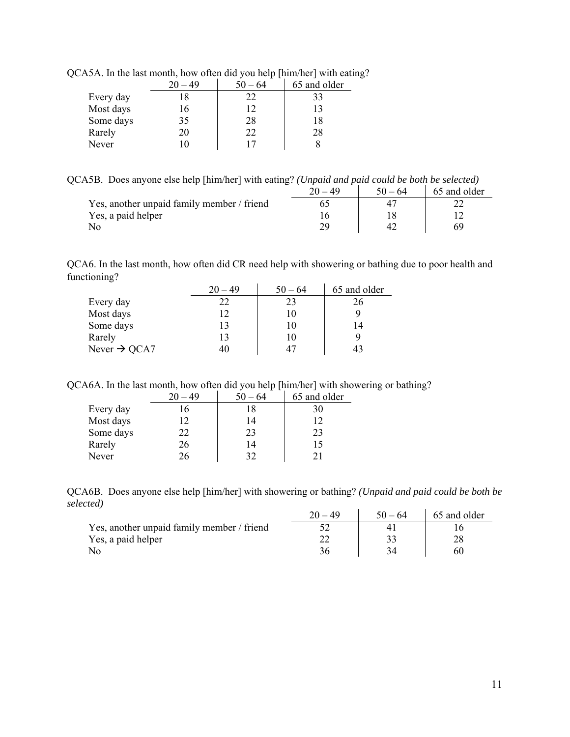QCA5A. In the last month, how often did you help [him/her] with eating?

| | 20 – 49 | 50 – 64 | 65 and older |
|---|---|---|---|
| Every day | 18 | 22 | 33 |
| Most days | 16 | 12 | 13 |
| Some days | 35 | 28 | 18 |
| Rarely | 20 | 22 | 28 |
| Never | 10 | 17 | 8 |

QCA5B. Does anyone else help [him/her] with eating? *(Unpaid and paid could be both be selected)*

| | 20 – 49 | 50 – 64 | 65 and older |
|---|---|---|---|
| Yes, another unpaid family member / friend | 65 | 47 | 22 |
| Yes, a paid helper | 16 | 18 | 12 |
| No | 29 | 42 | 69 |

QCA6. In the last month, how often did CR need help with showering or bathing due to poor health and functioning?

| | 20 – 49 | 50 – 64 | 65 and older |
|---|---|---|---|
| Every day | 22 | 23 | 26 |
| Most days | 12 | 10 | 9 |
| Some days | 13 | 10 | 14 |
| Rarely | 13 | 10 | 9 |
| Never → QCA7 | 40 | 47 | 43 |

QCA6A. In the last month, how often did you help [him/her] with showering or bathing?

| | 20 – 49 | 50 – 64 | 65 and older |
|---|---|---|---|
| Every day | 16 | 18 | 30 |
| Most days | 12 | 14 | 12 |
| Some days | 22 | 23 | 23 |
| Rarely | 26 | 14 | 15 |
| Never | 26 | 32 | 21 |

QCA6B. Does anyone else help [him/her] with showering or bathing? *(Unpaid and paid could be both be selected)*

| | 20 – 49 | 50 – 64 | 65 and older |
|---|---|---|---|
| Yes, another unpaid family member / friend | 52 | 41 | 16 |
| Yes, a paid helper | 22 | 33 | 28 |
| No | 36 | 34 | 60 |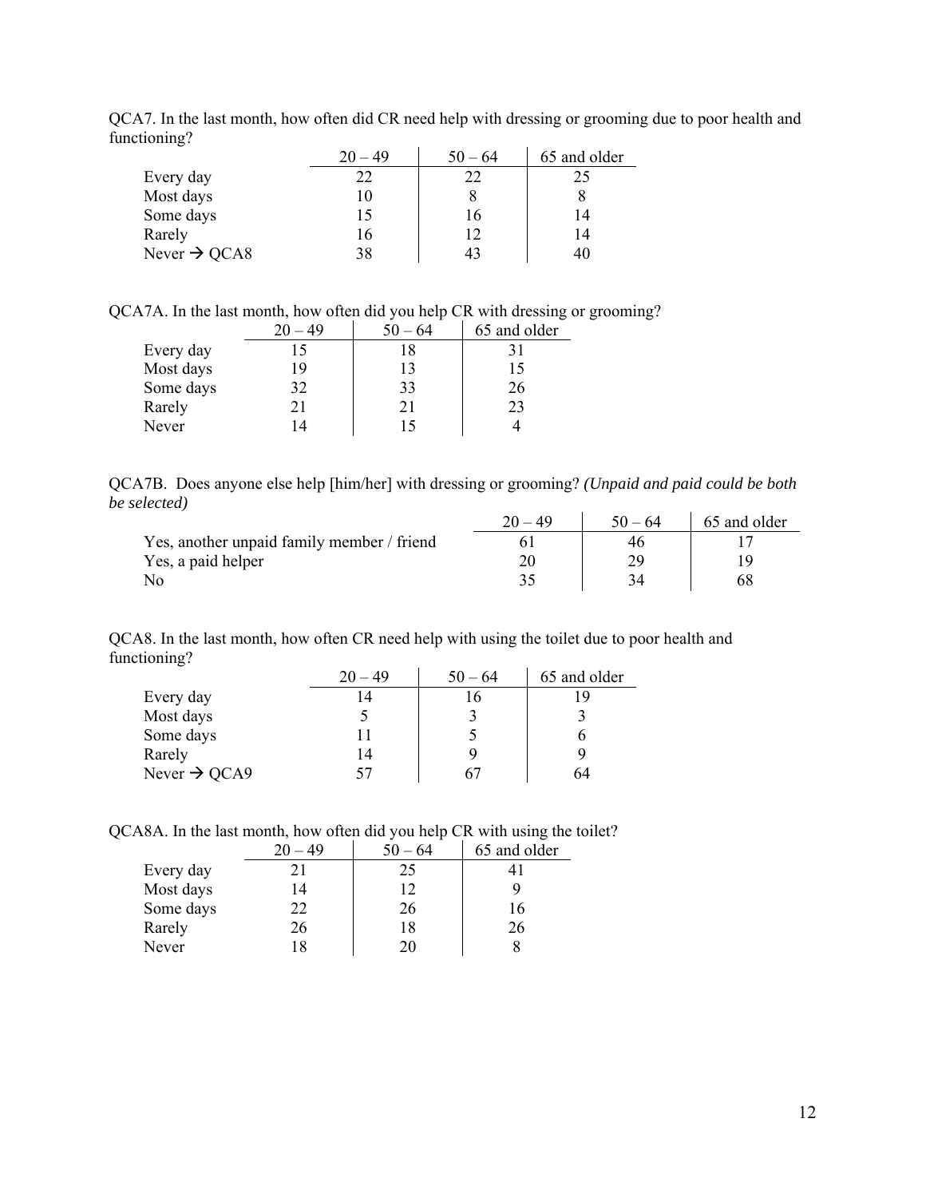QCA7. In the last month, how often did CR need help with dressing or grooming due to poor health and functioning?

| | 20 – 49 | 50 – 64 | 65 and older |
|---|---|---|---|
| Every day | 22 | 22 | 25 |
| Most days | 10 | 8 | 8 |
| Some days | 15 | 16 | 14 |
| Rarely | 16 | 12 | 14 |
| Never → QCA8 | 38 | 43 | 40 |

QCA7A. In the last month, how often did you help CR with dressing or grooming?

| | 20 – 49 | 50 – 64 | 65 and older |
|---|---|---|---|
| Every day | 15 | 18 | 31 |
| Most days | 19 | 13 | 15 |
| Some days | 32 | 33 | 26 |
| Rarely | 21 | 21 | 23 |
| Never | 14 | 15 | 4 |

QCA7B. Does anyone else help [him/her] with dressing or grooming? *(Unpaid and paid could be both be selected)*

| | 20 – 49 | 50 – 64 | 65 and older |
|---|---|---|---|
| Yes, another unpaid family member / friend | 61 | 46 | 17 |
| Yes, a paid helper | 20 | 29 | 19 |
| No | 35 | 34 | 68 |

QCA8. In the last month, how often CR need help with using the toilet due to poor health and functioning?

| | 20 – 49 | 50 – 64 | 65 and older |
|---|---|---|---|
| Every day | 14 | 16 | 19 |
| Most days | 5 | 3 | 3 |
| Some days | 11 | 5 | 6 |
| Rarely | 14 | 9 | 9 |
| Never → QCA9 | 57 | 67 | 64 |

QCA8A. In the last month, how often did you help CR with using the toilet?

| | 20 – 49 | 50 – 64 | 65 and older |
|---|---|---|---|
| Every day | 21 | 25 | 41 |
| Most days | 14 | 12 | 9 |
| Some days | 22 | 26 | 16 |
| Rarely | 26 | 18 | 26 |
| Never | 18 | 20 | 8 |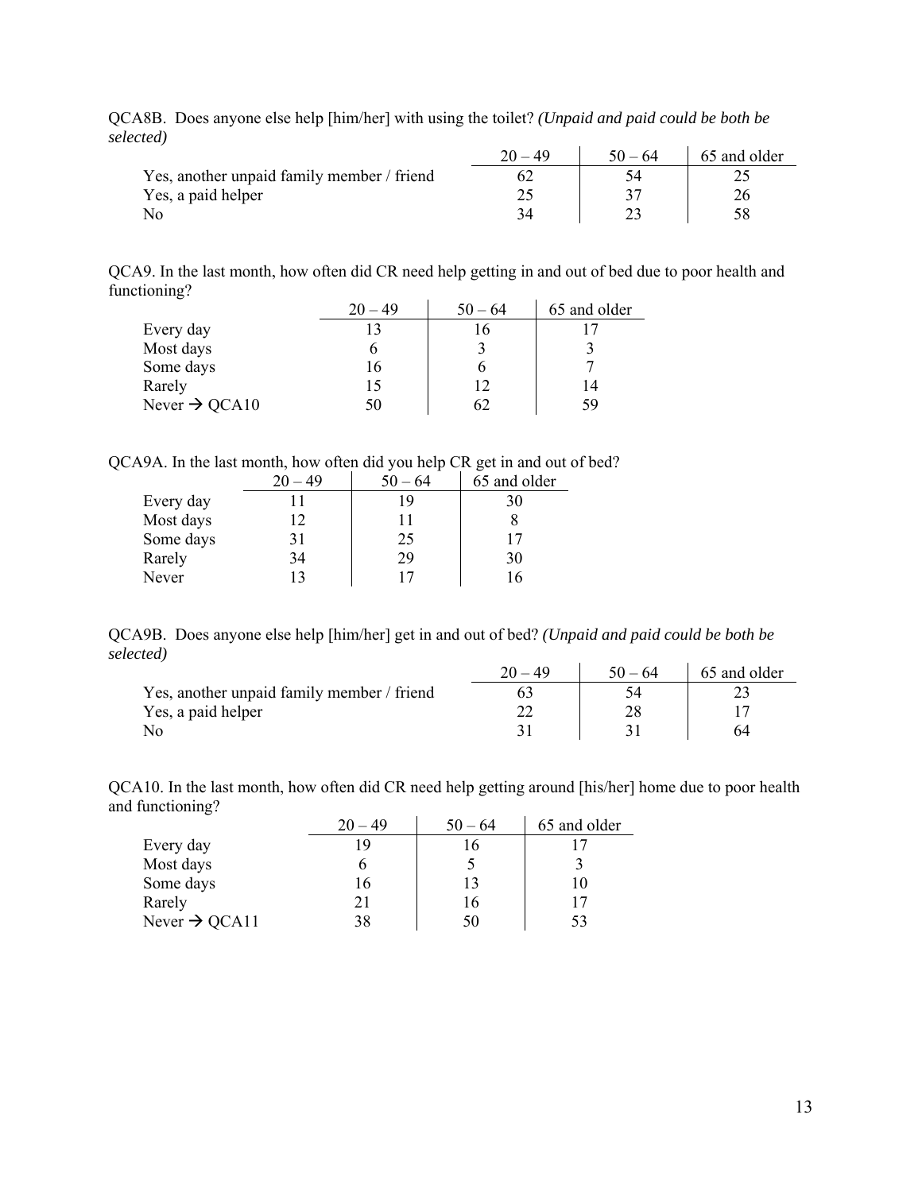QCA8B. Does anyone else help [him/her] with using the toilet? *(Unpaid and paid could be both be selected)*

| | 20 – 49 | 50 – 64 | 65 and older |
|---|---|---|---|
| Yes, another unpaid family member / friend | 62 | 54 | 25 |
| Yes, a paid helper | 25 | 37 | 26 |
| No | 34 | 23 | 58 |

QCA9. In the last month, how often did CR need help getting in and out of bed due to poor health and functioning?

| | 20 – 49 | 50 – 64 | 65 and older |
|---|---|---|---|
| Every day | 13 | 16 | 17 |
| Most days | 6 | 3 | 3 |
| Some days | 16 | 6 | 7 |
| Rarely | 15 | 12 | 14 |
| Never → QCA10 | 50 | 62 | 59 |

QCA9A. In the last month, how often did you help CR get in and out of bed?

| | 20 – 49 | 50 – 64 | 65 and older |
|---|---|---|---|
| Every day | 11 | 19 | 30 |
| Most days | 12 | 11 | 8 |
| Some days | 31 | 25 | 17 |
| Rarely | 34 | 29 | 30 |
| Never | 13 | 17 | 16 |

QCA9B. Does anyone else help [him/her] get in and out of bed? *(Unpaid and paid could be both be selected)*

| | 20 – 49 | 50 – 64 | 65 and older |
|---|---|---|---|
| Yes, another unpaid family member / friend | 63 | 54 | 23 |
| Yes, a paid helper | 22 | 28 | 17 |
| No | 31 | 31 | 64 |

QCA10. In the last month, how often did CR need help getting around [his/her] home due to poor health and functioning?

| | 20 – 49 | 50 – 64 | 65 and older |
|---|---|---|---|
| Every day | 19 | 16 | 17 |
| Most days | 6 | 5 | 3 |
| Some days | 16 | 13 | 10 |
| Rarely | 21 | 16 | 17 |
| Never → QCA11 | 38 | 50 | 53 |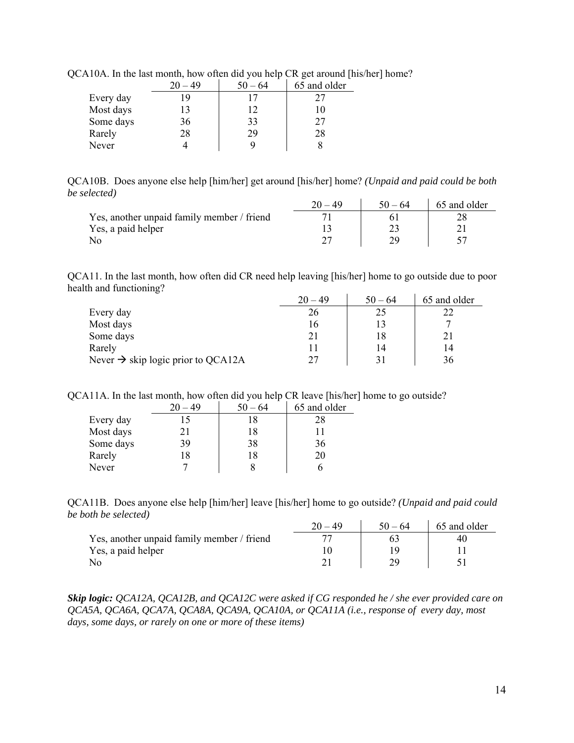QCA10A. In the last month, how often did you help CR get around [his/her] home?

| | 20 – 49 | 50 – 64 | 65 and older |
|---|---|---|---|
| Every day | 19 | 17 | 27 |
| Most days | 13 | 12 | 10 |
| Some days | 36 | 33 | 27 |
| Rarely | 28 | 29 | 28 |
| Never | 4 | 9 | 8 |

QCA10B. Does anyone else help [him/her] get around [his/her] home? *(Unpaid and paid could be both be selected)*

| | 20 – 49 | 50 – 64 | 65 and older |
|---|---|---|---|
| Yes, another unpaid family member / friend | 71 | 61 | 28 |
| Yes, a paid helper | 13 | 23 | 21 |
| No | 27 | 29 | 57 |

QCA11. In the last month, how often did CR need help leaving [his/her] home to go outside due to poor health and functioning?

| | 20 – 49 | 50 – 64 | 65 and older |
|---|---|---|---|
| Every day | 26 | 25 | 22 |
| Most days | 16 | 13 | 7 |
| Some days | 21 | 18 | 21 |
| Rarely | 11 | 14 | 14 |
| Never → skip logic prior to QCA12A | 27 | 31 | 36 |

QCA11A. In the last month, how often did you help CR leave [his/her] home to go outside?

| | 20 – 49 | 50 – 64 | 65 and older |
|---|---|---|---|
| Every day | 15 | 18 | 28 |
| Most days | 21 | 18 | 11 |
| Some days | 39 | 38 | 36 |
| Rarely | 18 | 18 | 20 |
| Never | 7 | 8 | 6 |

QCA11B. Does anyone else help [him/her] leave [his/her] home to go outside? *(Unpaid and paid could be both be selected)*

| | 20 – 49 | 50 – 64 | 65 and older |
|---|---|---|---|
| Yes, another unpaid family member / friend | 77 | 63 | 40 |
| Yes, a paid helper | 10 | 19 | 11 |
| No | 21 | 29 | 51 |

***Skip logic:*** *QCA12A, QCA12B, and QCA12C were asked if CG responded he / she ever provided care on QCA5A, QCA6A, QCA7A, QCA8A, QCA9A, QCA10A, or QCA11A (i.e., response of every day, most days, some days, or rarely on one or more of these items)*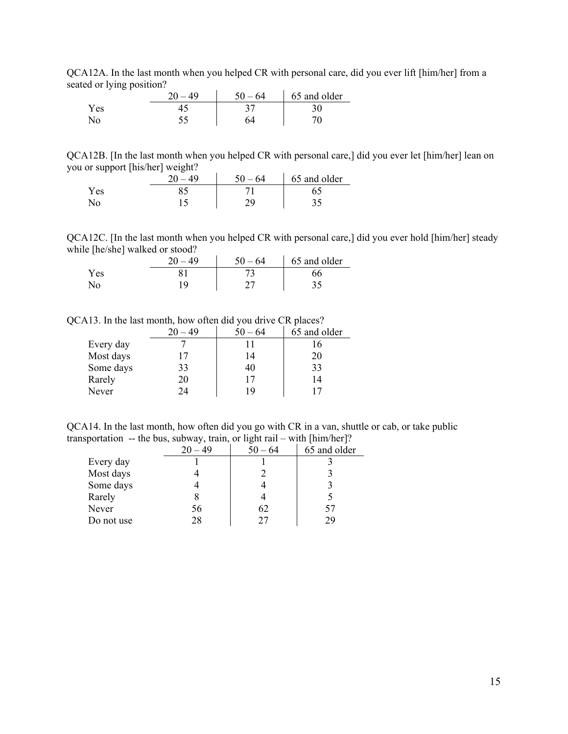QCA12A. In the last month when you helped CR with personal care, did you ever lift [him/her] from a seated or lying position?

| | 20 – 49 | 50 – 64 | 65 and older |
|---|---|---|---|
| Yes | 45 | 37 | 30 |
| No | 55 | 64 | 70 |

QCA12B. [In the last month when you helped CR with personal care,] did you ever let [him/her] lean on you or support [his/her] weight?

| | 20 – 49 | 50 – 64 | 65 and older |
|---|---|---|---|
| Yes | 85 | 71 | 65 |
| No | 15 | 29 | 35 |

QCA12C. [In the last month when you helped CR with personal care,] did you ever hold [him/her] steady while [he/she] walked or stood?

| | 20 – 49 | 50 – 64 | 65 and older |
|---|---|---|---|
| Yes | 81 | 73 | 66 |
| No | 19 | 27 | 35 |

QCA13. In the last month, how often did you drive CR places?

| | 20 – 49 | 50 – 64 | 65 and older |
|---|---|---|---|
| Every day | 7 | 11 | 16 |
| Most days | 17 | 14 | 20 |
| Some days | 33 | 40 | 33 |
| Rarely | 20 | 17 | 14 |
| Never | 24 | 19 | 17 |

QCA14. In the last month, how often did you go with CR in a van, shuttle or cab, or take public transportation -- the bus, subway, train, or light rail – with [him/her]?

| | 20 – 49 | 50 – 64 | 65 and older |
|---|---|---|---|
| Every day | 1 | 1 | 3 |
| Most days | 4 | 2 | 3 |
| Some days | 4 | 4 | 3 |
| Rarely | 8 | 4 | 5 |
| Never | 56 | 62 | 57 |
| Do not use | 28 | 27 | 29 |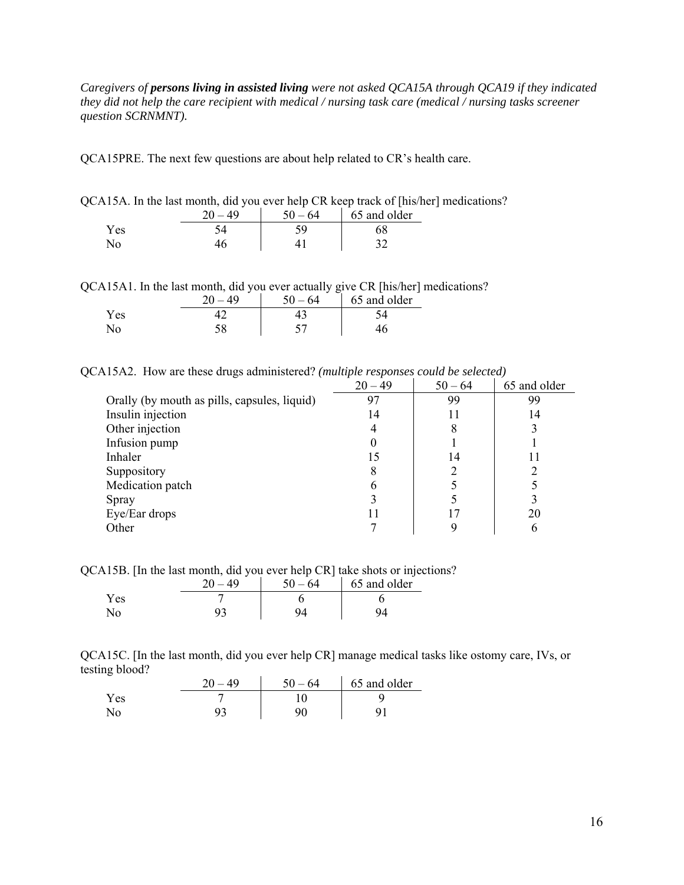*Caregivers of **persons living in assisted living** were not asked QCA15A through QCA19 if they indicated they did not help the care recipient with medical / nursing task care (medical / nursing tasks screener question SCRNMNT).*

QCA15PRE. The next few questions are about help related to CR's health care.

QCA15A. In the last month, did you ever help CR keep track of [his/her] medications?

| | 20 – 49 | 50 – 64 | 65 and older |
|---|---|---|---|
| Yes | 54 | 59 | 68 |
| No | 46 | 41 | 32 |

QCA15A1. In the last month, did you ever actually give CR [his/her] medications?

| | 20 – 49 | 50 – 64 | 65 and older |
|---|---|---|---|
| Yes | 42 | 43 | 54 |
| No | 58 | 57 | 46 |

QCA15A2. How are these drugs administered? *(multiple responses could be selected)*

| | 20 – 49 | 50 – 64 | 65 and older |
|---|---|---|---|
| Orally (by mouth as pills, capsules, liquid) | 97 | 99 | 99 |
| Insulin injection | 14 | 11 | 14 |
| Other injection | 4 | 8 | 3 |
| Infusion pump | 0 | 1 | 1 |
| Inhaler | 15 | 14 | 11 |
| Suppository | 8 | 2 | 2 |
| Medication patch | 6 | 5 | 5 |
| Spray | 3 | 5 | 3 |
| Eye/Ear drops | 11 | 17 | 20 |
| Other | 7 | 9 | 6 |

QCA15B. [In the last month, did you ever help CR] take shots or injections?

| | 20 – 49 | 50 – 64 | 65 and older |
|---|---|---|---|
| Yes | 7 | 6 | 6 |
| No | 93 | 94 | 94 |

QCA15C. [In the last month, did you ever help CR] manage medical tasks like ostomy care, IVs, or testing blood?

| | 20 – 49 | 50 – 64 | 65 and older |
|---|---|---|---|
| Yes | 7 | 10 | 9 |
| No | 93 | 90 | 91 |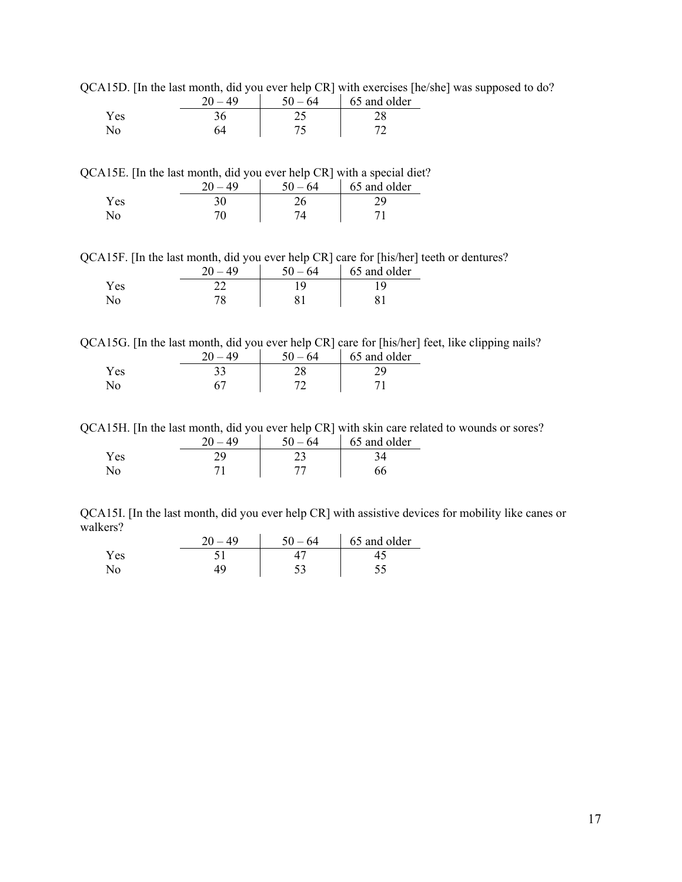QCA15D. [In the last month, did you ever help CR] with exercises [he/she] was supposed to do?

| | 20 – 49 | 50 – 64 | 65 and older |
|---|---|---|---|
| Yes | 36 | 25 | 28 |
| No | 64 | 75 | 72 |

QCA15E. [In the last month, did you ever help CR] with a special diet?

| | 20 – 49 | 50 – 64 | 65 and older |
|---|---|---|---|
| Yes | 30 | 26 | 29 |
| No | 70 | 74 | 71 |

QCA15F. [In the last month, did you ever help CR] care for [his/her] teeth or dentures?

| | 20 – 49 | 50 – 64 | 65 and older |
|---|---|---|---|
| Yes | 22 | 19 | 19 |
| No | 78 | 81 | 81 |

QCA15G. [In the last month, did you ever help CR] care for [his/her] feet, like clipping nails?

| | 20 – 49 | 50 – 64 | 65 and older |
|---|---|---|---|
| Yes | 33 | 28 | 29 |
| No | 67 | 72 | 71 |

QCA15H. [In the last month, did you ever help CR] with skin care related to wounds or sores?

| | 20 – 49 | 50 – 64 | 65 and older |
|---|---|---|---|
| Yes | 29 | 23 | 34 |
| No | 71 | 77 | 66 |

QCA15I. [In the last month, did you ever help CR] with assistive devices for mobility like canes or walkers?

| | 20 – 49 | 50 – 64 | 65 and older |
|---|---|---|---|
| Yes | 51 | 47 | 45 |
| No | 49 | 53 | 55 |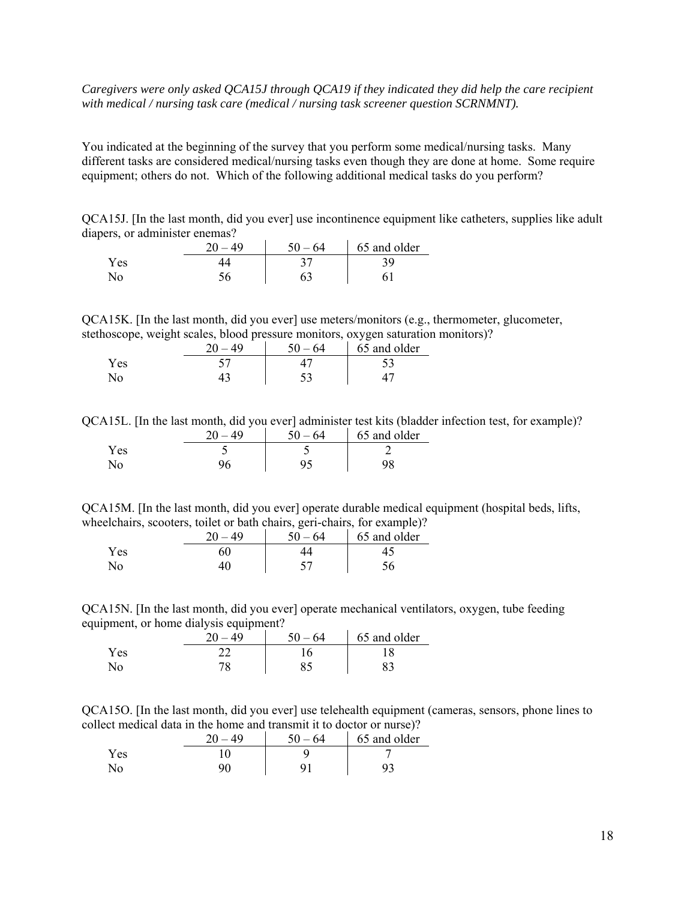*Caregivers were only asked QCA15J through QCA19 if they indicated they did help the care recipient with medical / nursing task care (medical / nursing task screener question SCRNMNT).*

You indicated at the beginning of the survey that you perform some medical/nursing tasks. Many different tasks are considered medical/nursing tasks even though they are done at home. Some require equipment; others do not. Which of the following additional medical tasks do you perform?

QCA15J. [In the last month, did you ever] use incontinence equipment like catheters, supplies like adult diapers, or administer enemas?

| | 20 – 49 | 50 – 64 | 65 and older |
|---|---|---|---|
| Yes | 44 | 37 | 39 |
| No | 56 | 63 | 61 |

QCA15K. [In the last month, did you ever] use meters/monitors (e.g., thermometer, glucometer, stethoscope, weight scales, blood pressure monitors, oxygen saturation monitors)?

| | 20 – 49 | 50 – 64 | 65 and older |
|---|---|---|---|
| Yes | 57 | 47 | 53 |
| No | 43 | 53 | 47 |

QCA15L. [In the last month, did you ever] administer test kits (bladder infection test, for example)?

| | 20 – 49 | 50 – 64 | 65 and older |
|---|---|---|---|
| Yes | 5 | 5 | 2 |
| No | 96 | 95 | 98 |

QCA15M. [In the last month, did you ever] operate durable medical equipment (hospital beds, lifts, wheelchairs, scooters, toilet or bath chairs, geri-chairs, for example)?

| | 20 – 49 | 50 – 64 | 65 and older |
|---|---|---|---|
| Yes | 60 | 44 | 45 |
| No | 40 | 57 | 56 |

QCA15N. [In the last month, did you ever] operate mechanical ventilators, oxygen, tube feeding equipment, or home dialysis equipment?

| | 20 – 49 | 50 – 64 | 65 and older |
|---|---|---|---|
| Yes | 22 | 16 | 18 |
| No | 78 | 85 | 83 |

QCA15O. [In the last month, did you ever] use telehealth equipment (cameras, sensors, phone lines to collect medical data in the home and transmit it to doctor or nurse)?

| | 20 – 49 | 50 – 64 | 65 and older |
|---|---|---|---|
| Yes | 10 | 9 | 7 |
| No | 90 | 91 | 93 |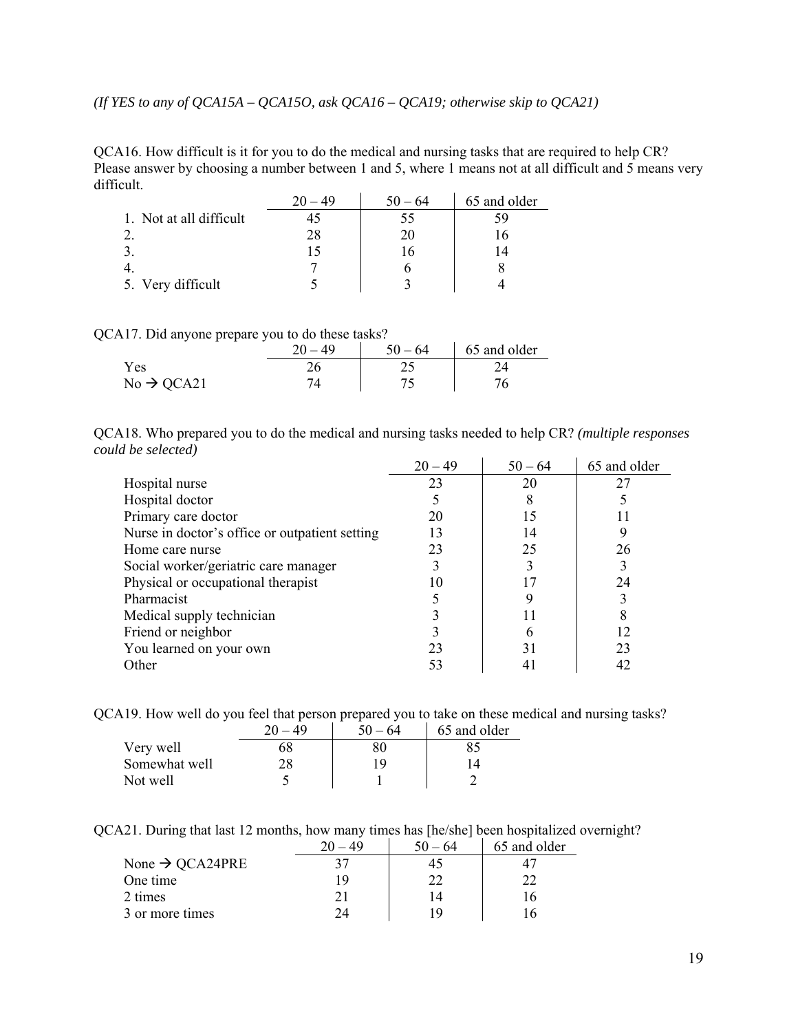*(If YES to any of QCA15A – QCA15O, ask QCA16 – QCA19; otherwise skip to QCA21)*

QCA16. How difficult is it for you to do the medical and nursing tasks that are required to help CR? Please answer by choosing a number between 1 and 5, where 1 means not at all difficult and 5 means very difficult.

| | 20 – 49 | 50 – 64 | 65 and older |
|---|---|---|---|
| 1. Not at all difficult | 45 | 55 | 59 |
| 2. | 28 | 20 | 16 |
| 3. | 15 | 16 | 14 |
| 4. | 7 | 6 | 8 |
| 5. Very difficult | 5 | 3 | 4 |

QCA17. Did anyone prepare you to do these tasks?

| | 20 – 49 | 50 – 64 | 65 and older |
|---|---|---|---|
| Yes | 26 | 25 | 24 |
| No → QCA21 | 74 | 75 | 76 |

QCA18. Who prepared you to do the medical and nursing tasks needed to help CR? *(multiple responses could be selected)*

| | 20 – 49 | 50 – 64 | 65 and older |
|---|---|---|---|
| Hospital nurse | 23 | 20 | 27 |
| Hospital doctor | 5 | 8 | 5 |
| Primary care doctor | 20 | 15 | 11 |
| Nurse in doctor's office or outpatient setting | 13 | 14 | 9 |
| Home care nurse | 23 | 25 | 26 |
| Social worker/geriatric care manager | 3 | 3 | 3 |
| Physical or occupational therapist | 10 | 17 | 24 |
| Pharmacist | 5 | 9 | 3 |
| Medical supply technician | 3 | 11 | 8 |
| Friend or neighbor | 3 | 6 | 12 |
| You learned on your own | 23 | 31 | 23 |
| Other | 53 | 41 | 42 |

QCA19. How well do you feel that person prepared you to take on these medical and nursing tasks?

| | 20 – 49 | 50 – 64 | 65 and older |
|---|---|---|---|
| Very well | 68 | 80 | 85 |
| Somewhat well | 28 | 19 | 14 |
| Not well | 5 | 1 | 2 |

QCA21. During that last 12 months, how many times has [he/she] been hospitalized overnight?

| | 20 – 49 | 50 – 64 | 65 and older |
|---|---|---|---|
| None → QCA24PRE | 37 | 45 | 47 |
| One time | 19 | 22 | 22 |
| 2 times | 21 | 14 | 16 |
| 3 or more times | 24 | 19 | 16 |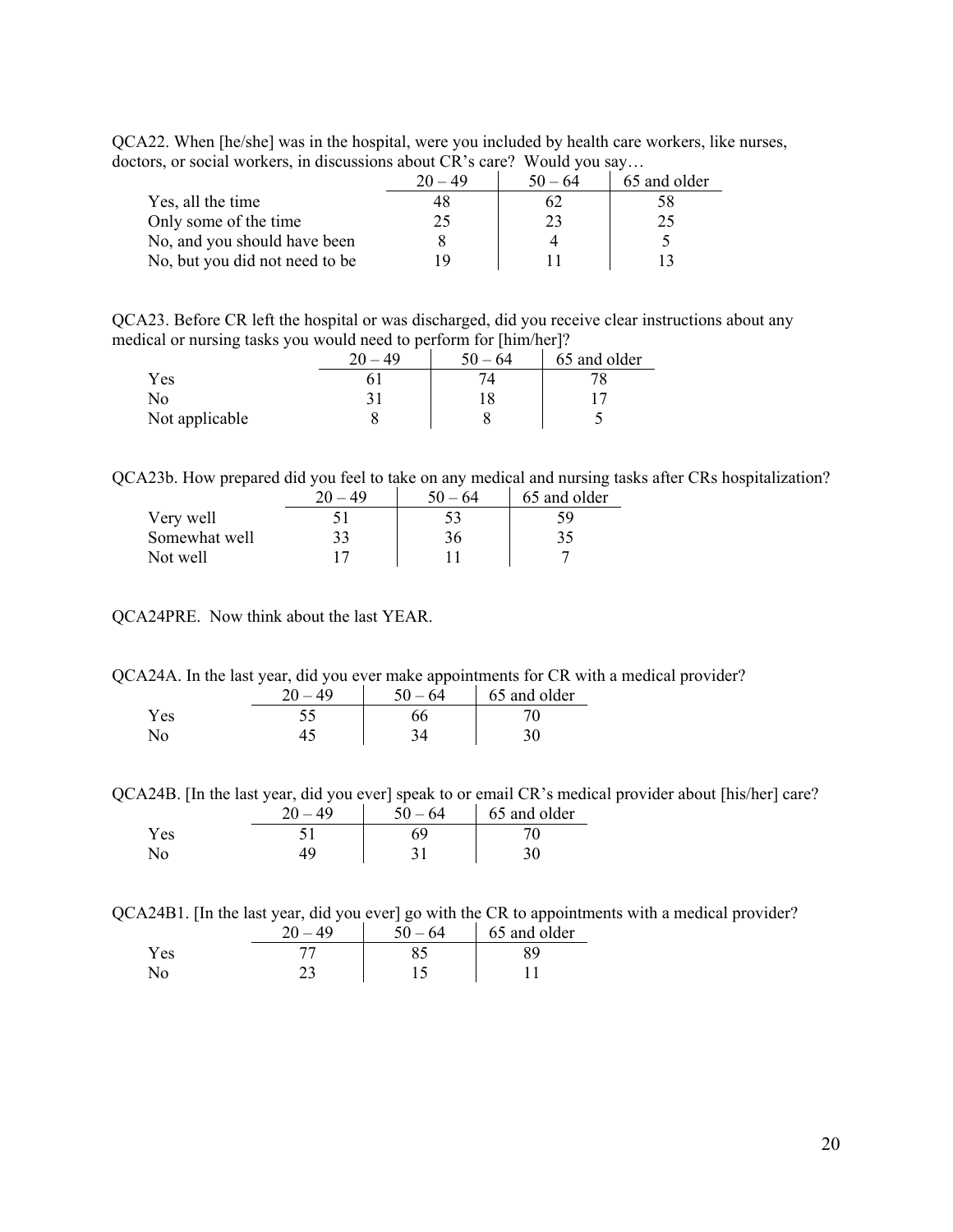QCA22. When [he/she] was in the hospital, were you included by health care workers, like nurses, doctors, or social workers, in discussions about CR's care? Would you say…

| | 20 – 49 | 50 – 64 | 65 and older |
|---|---|---|---|
| Yes, all the time | 48 | 62 | 58 |
| Only some of the time | 25 | 23 | 25 |
| No, and you should have been | 8 | 4 | 5 |
| No, but you did not need to be | 19 | 11 | 13 |

QCA23. Before CR left the hospital or was discharged, did you receive clear instructions about any medical or nursing tasks you would need to perform for [him/her]?

| | 20 – 49 | 50 – 64 | 65 and older |
|---|---|---|---|
| Yes | 61 | 74 | 78 |
| No | 31 | 18 | 17 |
| Not applicable | 8 | 8 | 5 |

QCA23b. How prepared did you feel to take on any medical and nursing tasks after CRs hospitalization?

| | 20 – 49 | 50 – 64 | 65 and older |
|---|---|---|---|
| Very well | 51 | 53 | 59 |
| Somewhat well | 33 | 36 | 35 |
| Not well | 17 | 11 | 7 |

QCA24PRE. Now think about the last YEAR.

QCA24A. In the last year, did you ever make appointments for CR with a medical provider?

| | 20 – 49 | 50 – 64 | 65 and older |
|---|---|---|---|
| Yes | 55 | 66 | 70 |
| No | 45 | 34 | 30 |

QCA24B. [In the last year, did you ever] speak to or email CR's medical provider about [his/her] care?

| | 20 – 49 | 50 – 64 | 65 and older |
|---|---|---|---|
| Yes | 51 | 69 | 70 |
| No | 49 | 31 | 30 |

QCA24B1. [In the last year, did you ever] go with the CR to appointments with a medical provider?

| | 20 – 49 | 50 – 64 | 65 and older |
|---|---|---|---|
| Yes | 77 | 85 | 89 |
| No | 23 | 15 | 11 |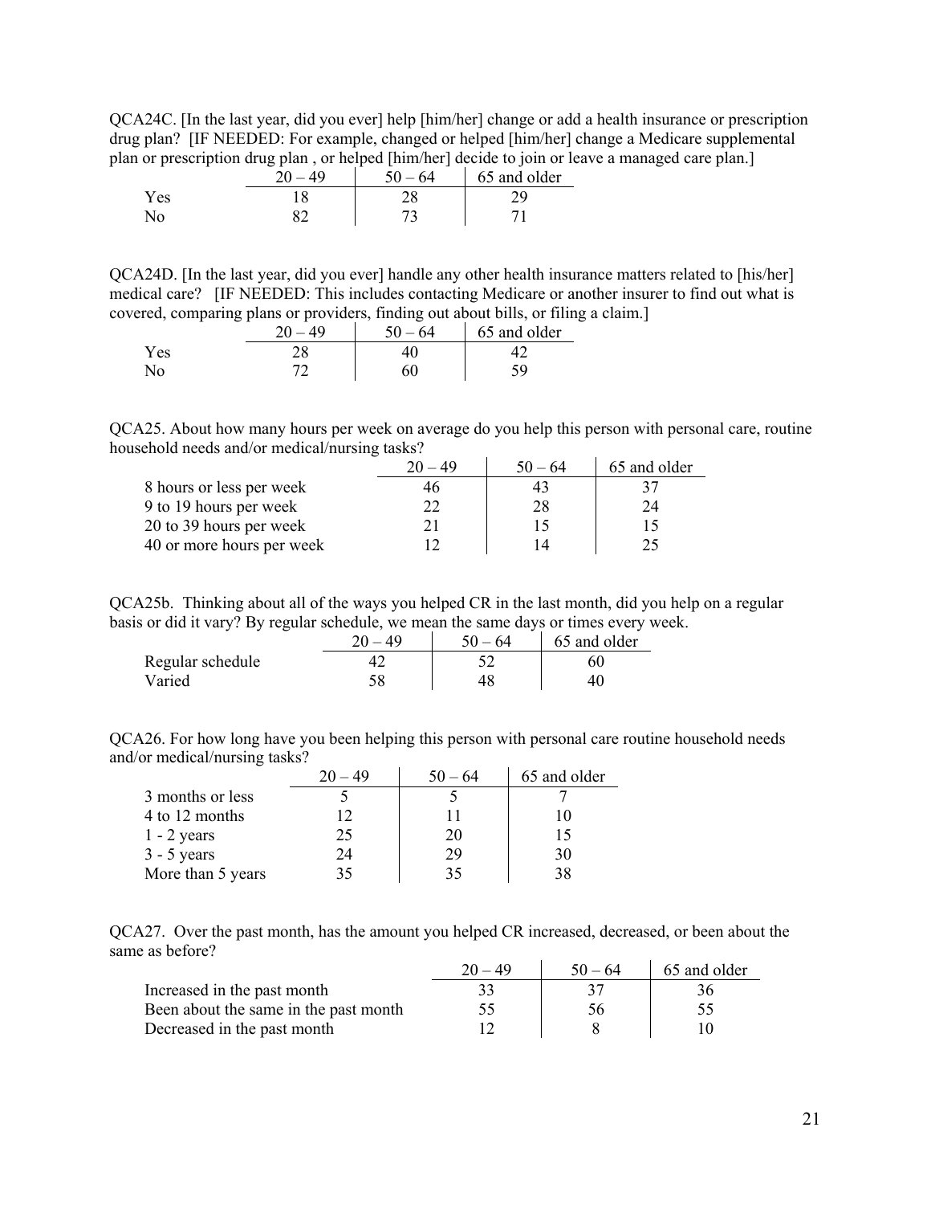QCA24C. [In the last year, did you ever] help [him/her] change or add a health insurance or prescription drug plan? [IF NEEDED: For example, changed or helped [him/her] change a Medicare supplemental plan or prescription drug plan , or helped [him/her] decide to join or leave a managed care plan.]

| | 20 – 49 | 50 – 64 | 65 and older |
|---|---|---|---|
| Yes | 18 | 28 | 29 |
| No | 82 | 73 | 71 |

QCA24D. [In the last year, did you ever] handle any other health insurance matters related to [his/her] medical care? [IF NEEDED: This includes contacting Medicare or another insurer to find out what is covered, comparing plans or providers, finding out about bills, or filing a claim.]

| | 20 – 49 | 50 – 64 | 65 and older |
|---|---|---|---|
| Yes | 28 | 40 | 42 |
| No | 72 | 60 | 59 |

QCA25. About how many hours per week on average do you help this person with personal care, routine household needs and/or medical/nursing tasks?

| | 20 – 49 | 50 – 64 | 65 and older |
|---|---|---|---|
| 8 hours or less per week | 46 | 43 | 37 |
| 9 to 19 hours per week | 22 | 28 | 24 |
| 20 to 39 hours per week | 21 | 15 | 15 |
| 40 or more hours per week | 12 | 14 | 25 |

QCA25b. Thinking about all of the ways you helped CR in the last month, did you help on a regular basis or did it vary? By regular schedule, we mean the same days or times every week.

| | 20 – 49 | 50 – 64 | 65 and older |
|---|---|---|---|
| Regular schedule | 42 | 52 | 60 |
| Varied | 58 | 48 | 40 |

QCA26. For how long have you been helping this person with personal care routine household needs and/or medical/nursing tasks?

| | 20 – 49 | 50 – 64 | 65 and older |
|---|---|---|---|
| 3 months or less | 5 | 5 | 7 |
| 4 to 12 months | 12 | 11 | 10 |
| 1 - 2 years | 25 | 20 | 15 |
| 3 - 5 years | 24 | 29 | 30 |
| More than 5 years | 35 | 35 | 38 |

QCA27. Over the past month, has the amount you helped CR increased, decreased, or been about the same as before?

| | 20 – 49 | 50 – 64 | 65 and older |
|---|---|---|---|
| Increased in the past month | 33 | 37 | 36 |
| Been about the same in the past month | 55 | 56 | 55 |
| Decreased in the past month | 12 | 8 | 10 |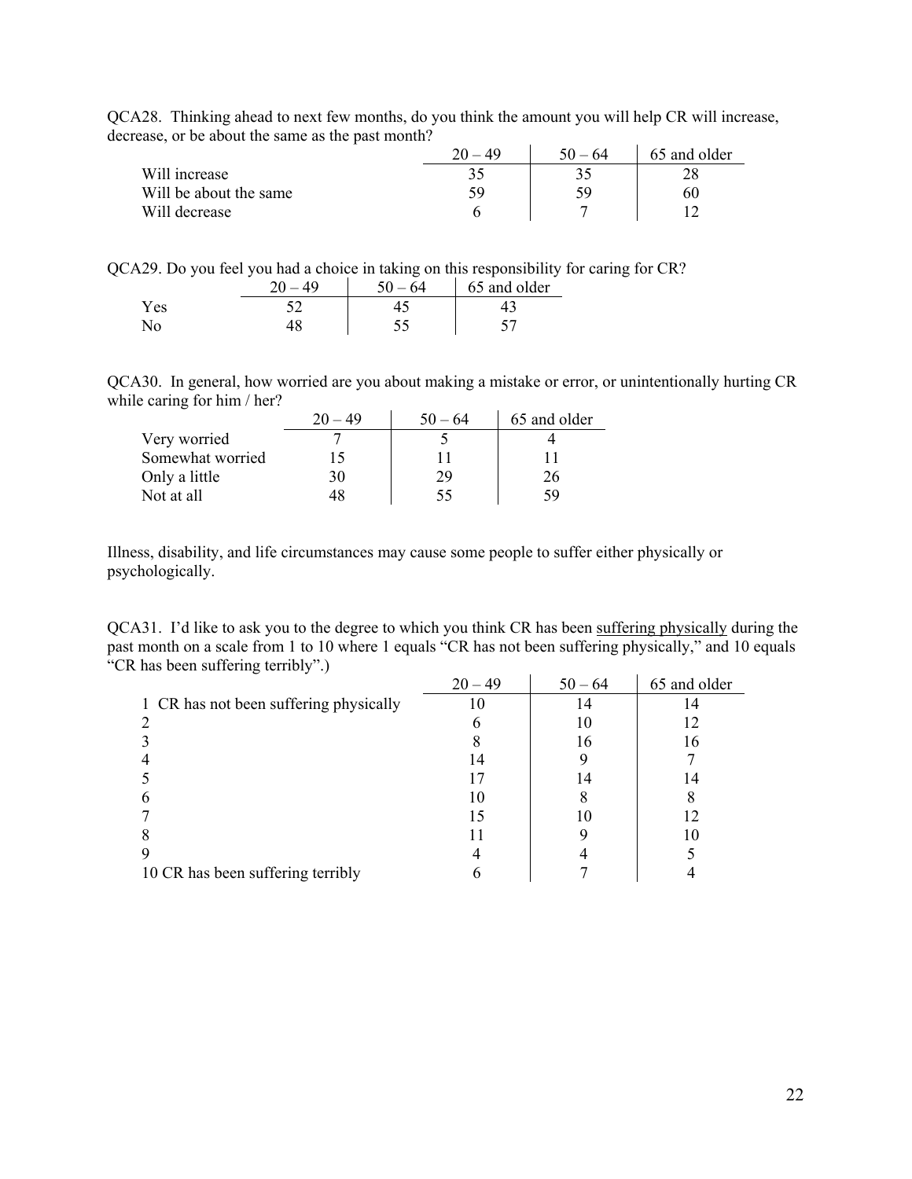QCA28. Thinking ahead to next few months, do you think the amount you will help CR will increase, decrease, or be about the same as the past month?

| | 20 – 49 | 50 – 64 | 65 and older |
|---|---|---|---|
| Will increase | 35 | 35 | 28 |
| Will be about the same | 59 | 59 | 60 |
| Will decrease | 6 | 7 | 12 |

QCA29. Do you feel you had a choice in taking on this responsibility for caring for CR?

| | 20 – 49 | 50 – 64 | 65 and older |
|---|---|---|---|
| Yes | 52 | 45 | 43 |
| No | 48 | 55 | 57 |

QCA30. In general, how worried are you about making a mistake or error, or unintentionally hurting CR while caring for him / her?

| | 20 – 49 | 50 – 64 | 65 and older |
|---|---|---|---|
| Very worried | 7 | 5 | 4 |
| Somewhat worried | 15 | 11 | 11 |
| Only a little | 30 | 29 | 26 |
| Not at all | 48 | 55 | 59 |

Illness, disability, and life circumstances may cause some people to suffer either physically or psychologically.

QCA31. I'd like to ask you to the degree to which you think CR has been <u>suffering physically</u> during the past month on a scale from 1 to 10 where 1 equals "CR has not been suffering physically," and 10 equals "CR has been suffering terribly".)

| | 20 – 49 | 50 – 64 | 65 and older |
|---|---|---|---|
| 1 CR has not been suffering physically | 10 | 14 | 14 |
| 2 | 6 | 10 | 12 |
| 3 | 8 | 16 | 16 |
| 4 | 14 | 9 | 7 |
| 5 | 17 | 14 | 14 |
| 6 | 10 | 8 | 8 |
| 7 | 15 | 10 | 12 |
| 8 | 11 | 9 | 10 |
| 9 | 4 | 4 | 5 |
| 10 CR has been suffering terribly | 6 | 7 | 4 |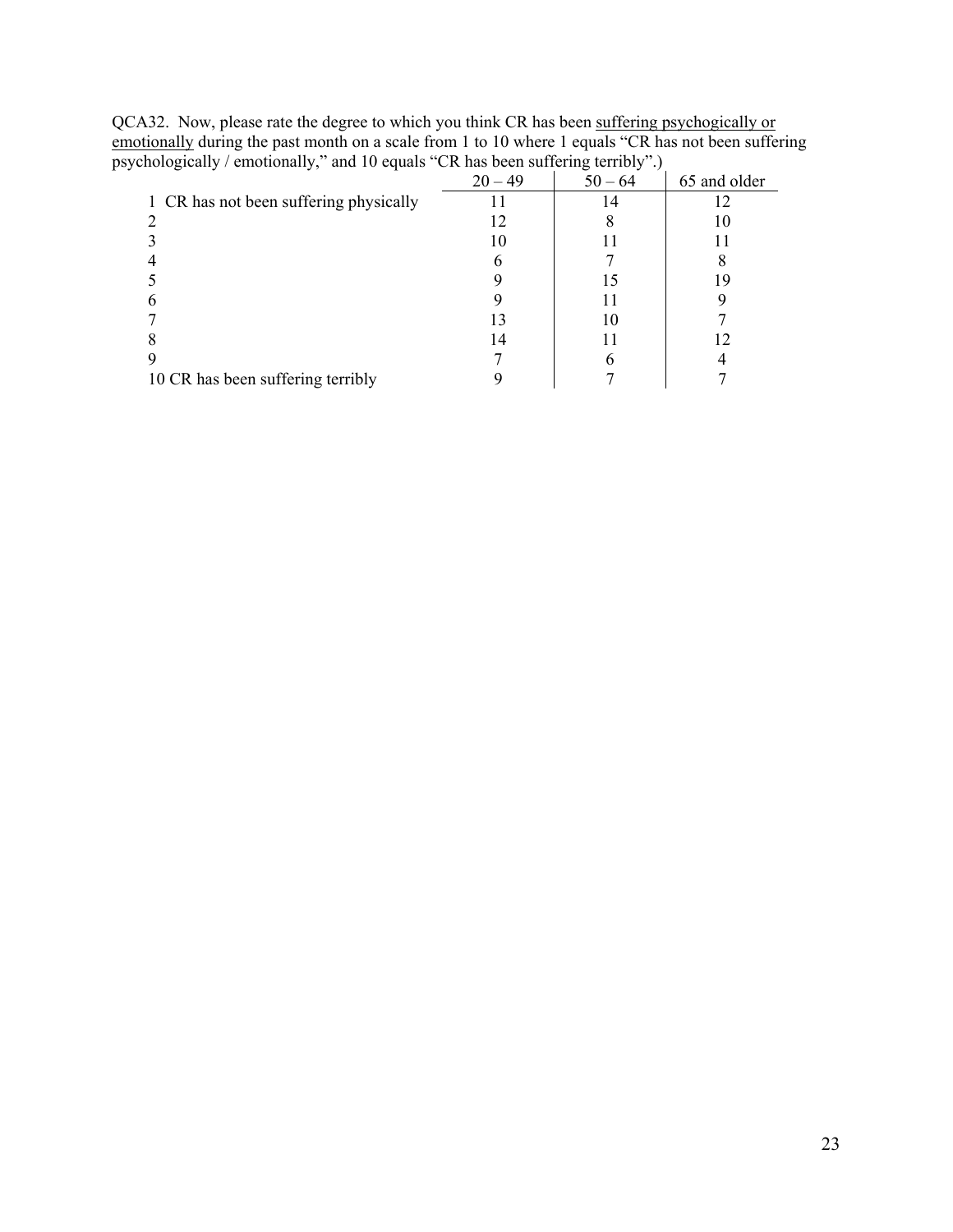QCA32. Now, please rate the degree to which you think CR has been <u>suffering psychogically or emotionally</u> during the past month on a scale from 1 to 10 where 1 equals "CR has not been suffering psychologically / emotionally," and 10 equals "CR has been suffering terribly".)

| | 20 – 49 | 50 – 64 | 65 and older |
|---|---|---|---|
| 1 CR has not been suffering physically | 11 | 14 | 12 |
| 2 | 12 | 8 | 10 |
| 3 | 10 | 11 | 11 |
| 4 | 6 | 7 | 8 |
| 5 | 9 | 15 | 19 |
| 6 | 9 | 11 | 9 |
| 7 | 13 | 10 | 7 |
| 8 | 14 | 11 | 12 |
| 9 | 7 | 6 | 4 |
| 10 CR has been suffering terribly | 9 | 7 | 7 |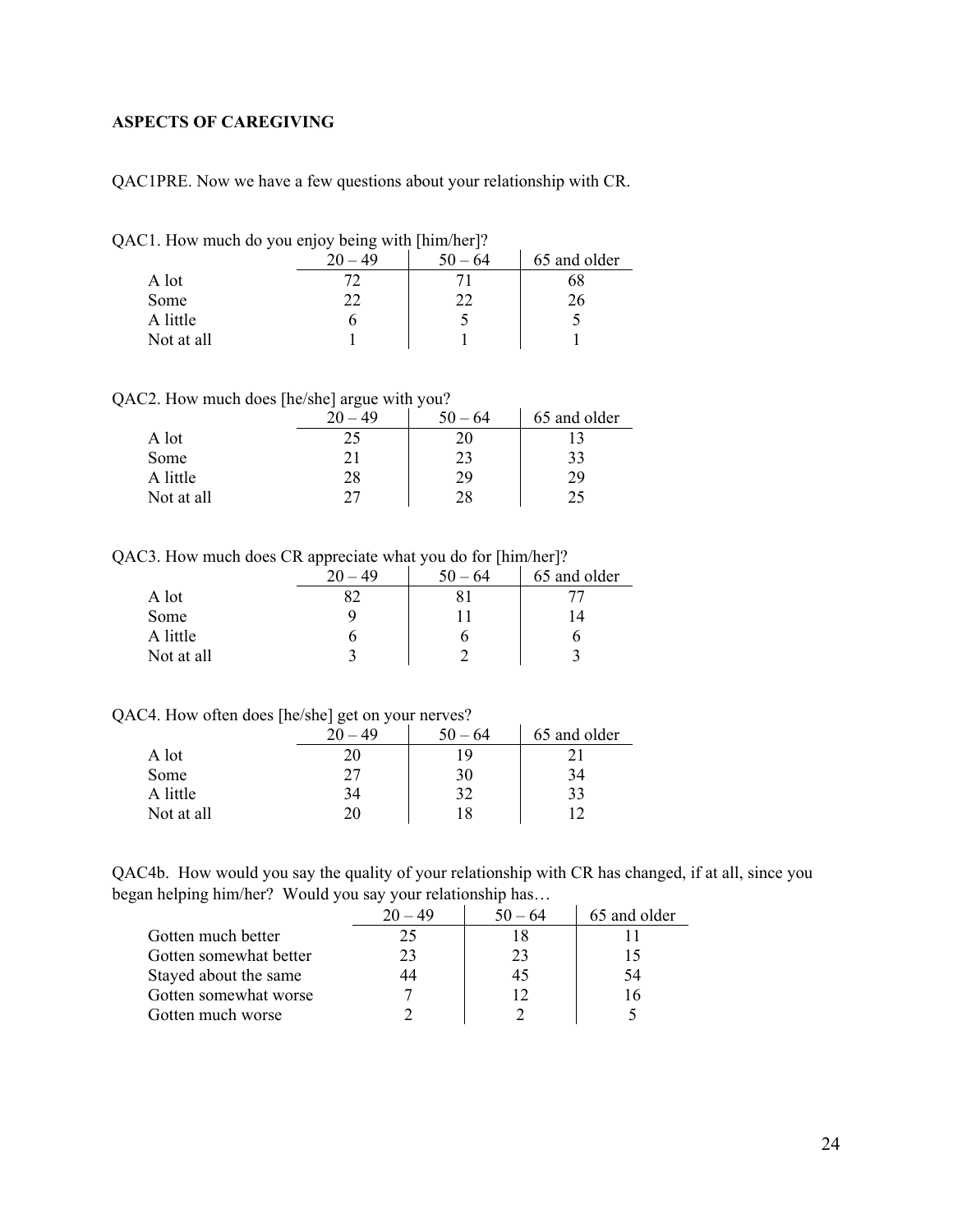## ASPECTS OF CAREGIVING

QAC1PRE. Now we have a few questions about your relationship with CR.

QAC1. How much do you enjoy being with [him/her]?

| | 20 – 49 | 50 – 64 | 65 and older |
|---|---|---|---|
| A lot | 72 | 71 | 68 |
| Some | 22 | 22 | 26 |
| A little | 6 | 5 | 5 |
| Not at all | 1 | 1 | 1 |

QAC2. How much does [he/she] argue with you?

| | 20 – 49 | 50 – 64 | 65 and older |
|---|---|---|---|
| A lot | 25 | 20 | 13 |
| Some | 21 | 23 | 33 |
| A little | 28 | 29 | 29 |
| Not at all | 27 | 28 | 25 |

QAC3. How much does CR appreciate what you do for [him/her]?

| | 20 – 49 | 50 – 64 | 65 and older |
|---|---|---|---|
| A lot | 82 | 81 | 77 |
| Some | 9 | 11 | 14 |
| A little | 6 | 6 | 6 |
| Not at all | 3 | 2 | 3 |

QAC4. How often does [he/she] get on your nerves?

| | 20 – 49 | 50 – 64 | 65 and older |
|---|---|---|---|
| A lot | 20 | 19 | 21 |
| Some | 27 | 30 | 34 |
| A little | 34 | 32 | 33 |
| Not at all | 20 | 18 | 12 |

QAC4b. How would you say the quality of your relationship with CR has changed, if at all, since you began helping him/her? Would you say your relationship has…

| | 20 – 49 | 50 – 64 | 65 and older |
|---|---|---|---|
| Gotten much better | 25 | 18 | 11 |
| Gotten somewhat better | 23 | 23 | 15 |
| Stayed about the same | 44 | 45 | 54 |
| Gotten somewhat worse | 7 | 12 | 16 |
| Gotten much worse | 2 | 2 | 5 |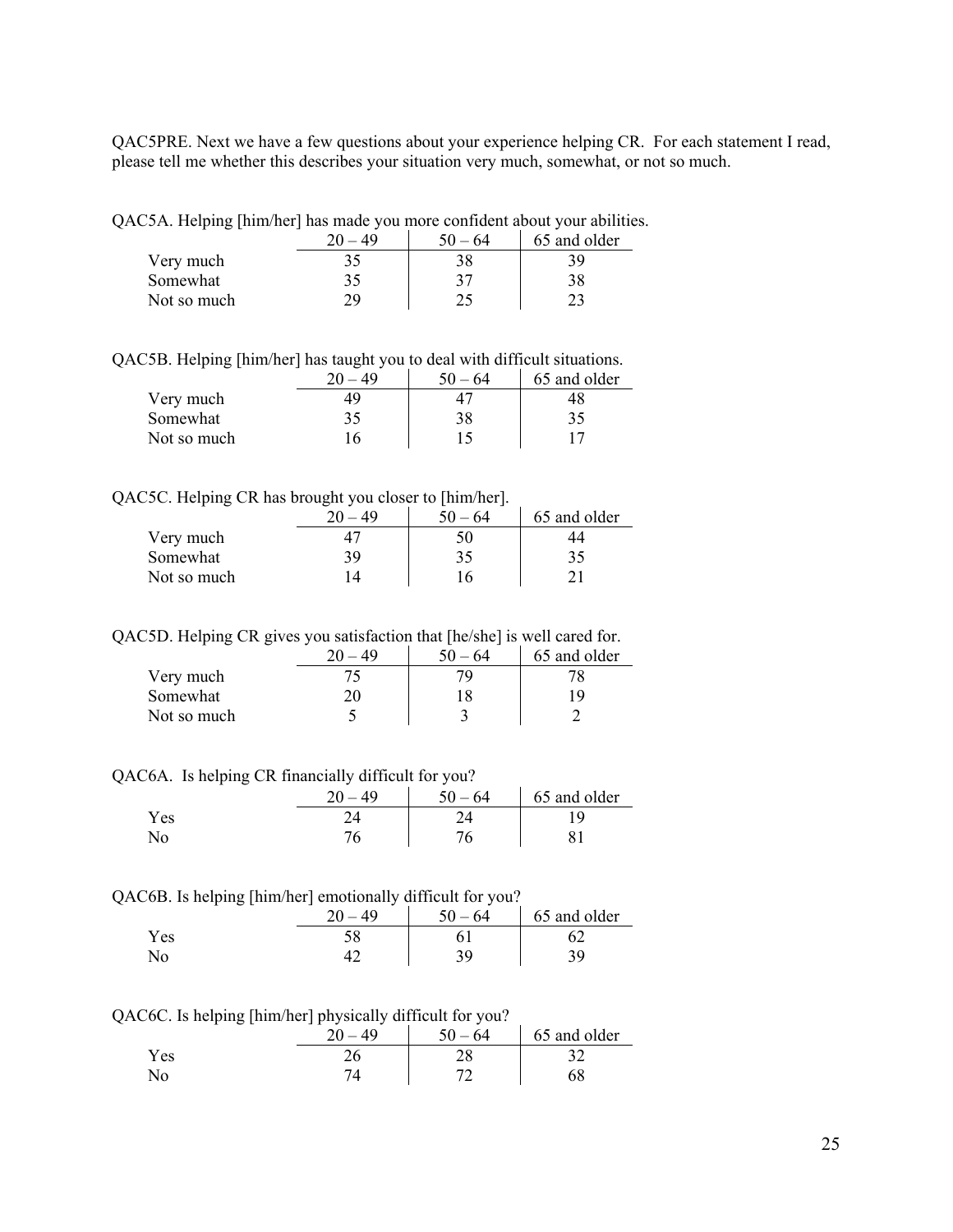QAC5PRE. Next we have a few questions about your experience helping CR. For each statement I read, please tell me whether this describes your situation very much, somewhat, or not so much.

QAC5A. Helping [him/her] has made you more confident about your abilities.

| | 20 – 49 | 50 – 64 | 65 and older |
|---|---|---|---|
| Very much | 35 | 38 | 39 |
| Somewhat | 35 | 37 | 38 |
| Not so much | 29 | 25 | 23 |

QAC5B. Helping [him/her] has taught you to deal with difficult situations.

| | 20 – 49 | 50 – 64 | 65 and older |
|---|---|---|---|
| Very much | 49 | 47 | 48 |
| Somewhat | 35 | 38 | 35 |
| Not so much | 16 | 15 | 17 |

QAC5C. Helping CR has brought you closer to [him/her].

| | 20 – 49 | 50 – 64 | 65 and older |
|---|---|---|---|
| Very much | 47 | 50 | 44 |
| Somewhat | 39 | 35 | 35 |
| Not so much | 14 | 16 | 21 |

QAC5D. Helping CR gives you satisfaction that [he/she] is well cared for.

| | 20 – 49 | 50 – 64 | 65 and older |
|---|---|---|---|
| Very much | 75 | 79 | 78 |
| Somewhat | 20 | 18 | 19 |
| Not so much | 5 | 3 | 2 |

QAC6A. Is helping CR financially difficult for you?

| | 20 – 49 | 50 – 64 | 65 and older |
|---|---|---|---|
| Yes | 24 | 24 | 19 |
| No | 76 | 76 | 81 |

QAC6B. Is helping [him/her] emotionally difficult for you?

| | 20 – 49 | 50 – 64 | 65 and older |
|---|---|---|---|
| Yes | 58 | 61 | 62 |
| No | 42 | 39 | 39 |

QAC6C. Is helping [him/her] physically difficult for you?

| | 20 – 49 | 50 – 64 | 65 and older |
|---|---|---|---|
| Yes | 26 | 28 | 32 |
| No | 74 | 72 | 68 |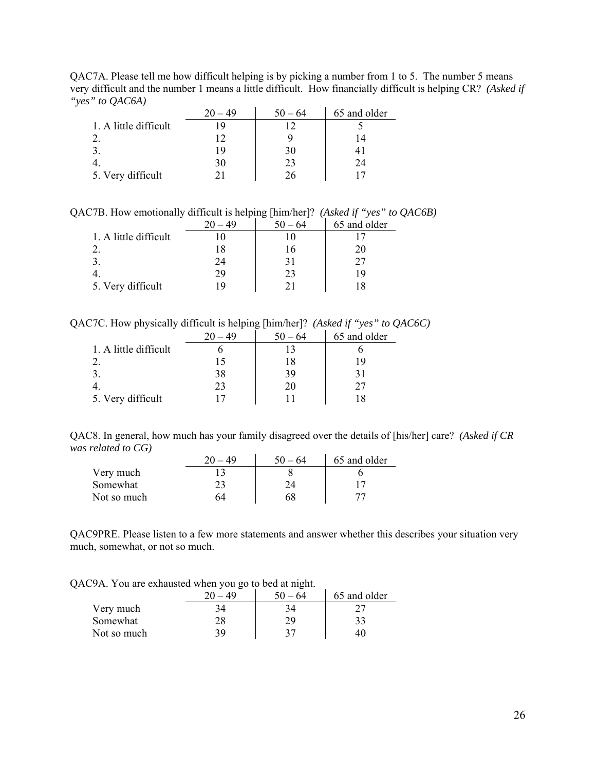QAC7A. Please tell me how difficult helping is by picking a number from 1 to 5. The number 5 means very difficult and the number 1 means a little difficult. How financially difficult is helping CR? *(Asked if "yes" to QAC6A)*

| | 20 – 49 | 50 – 64 | 65 and older |
|---|---|---|---|
| 1. A little difficult | 19 | 12 | 5 |
| 2. | 12 | 9 | 14 |
| 3. | 19 | 30 | 41 |
| 4. | 30 | 23 | 24 |
| 5. Very difficult | 21 | 26 | 17 |

QAC7B. How emotionally difficult is helping [him/her]? *(Asked if "yes" to QAC6B)*

| | 20 – 49 | 50 – 64 | 65 and older |
|---|---|---|---|
| 1. A little difficult | 10 | 10 | 17 |
| 2. | 18 | 16 | 20 |
| 3. | 24 | 31 | 27 |
| 4. | 29 | 23 | 19 |
| 5. Very difficult | 19 | 21 | 18 |

QAC7C. How physically difficult is helping [him/her]? *(Asked if "yes" to QAC6C)*

| | 20 – 49 | 50 – 64 | 65 and older |
|---|---|---|---|
| 1. A little difficult | 6 | 13 | 6 |
| 2. | 15 | 18 | 19 |
| 3. | 38 | 39 | 31 |
| 4. | 23 | 20 | 27 |
| 5. Very difficult | 17 | 11 | 18 |

QAC8. In general, how much has your family disagreed over the details of [his/her] care? *(Asked if CR was related to CG)*

| | 20 – 49 | 50 – 64 | 65 and older |
|---|---|---|---|
| Very much | 13 | 8 | 6 |
| Somewhat | 23 | 24 | 17 |
| Not so much | 64 | 68 | 77 |

QAC9PRE. Please listen to a few more statements and answer whether this describes your situation very much, somewhat, or not so much.

QAC9A. You are exhausted when you go to bed at night.

| | 20 – 49 | 50 – 64 | 65 and older |
|---|---|---|---|
| Very much | 34 | 34 | 27 |
| Somewhat | 28 | 29 | 33 |
| Not so much | 39 | 37 | 40 |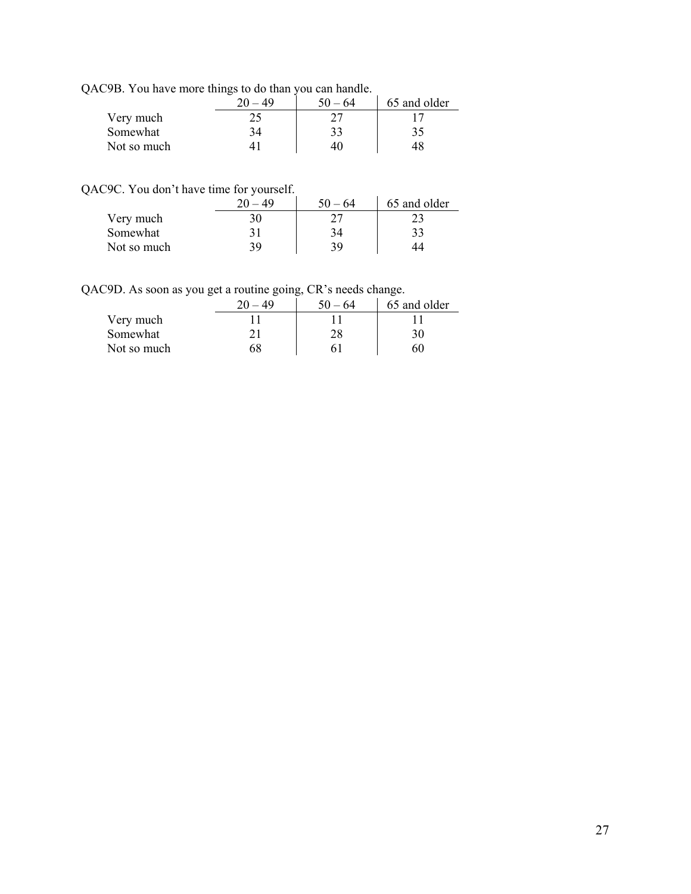QAC9B. You have more things to do than you can handle.

| | 20 – 49 | 50 – 64 | 65 and older |
|---|---|---|---|
| Very much | 25 | 27 | 17 |
| Somewhat | 34 | 33 | 35 |
| Not so much | 41 | 40 | 48 |

QAC9C. You don't have time for yourself.

| | 20 – 49 | 50 – 64 | 65 and older |
|---|---|---|---|
| Very much | 30 | 27 | 23 |
| Somewhat | 31 | 34 | 33 |
| Not so much | 39 | 39 | 44 |

QAC9D. As soon as you get a routine going, CR's needs change.

| | 20 – 49 | 50 – 64 | 65 and older |
|---|---|---|---|
| Very much | 11 | 11 | 11 |
| Somewhat | 21 | 28 | 30 |
| Not so much | 68 | 61 | 60 |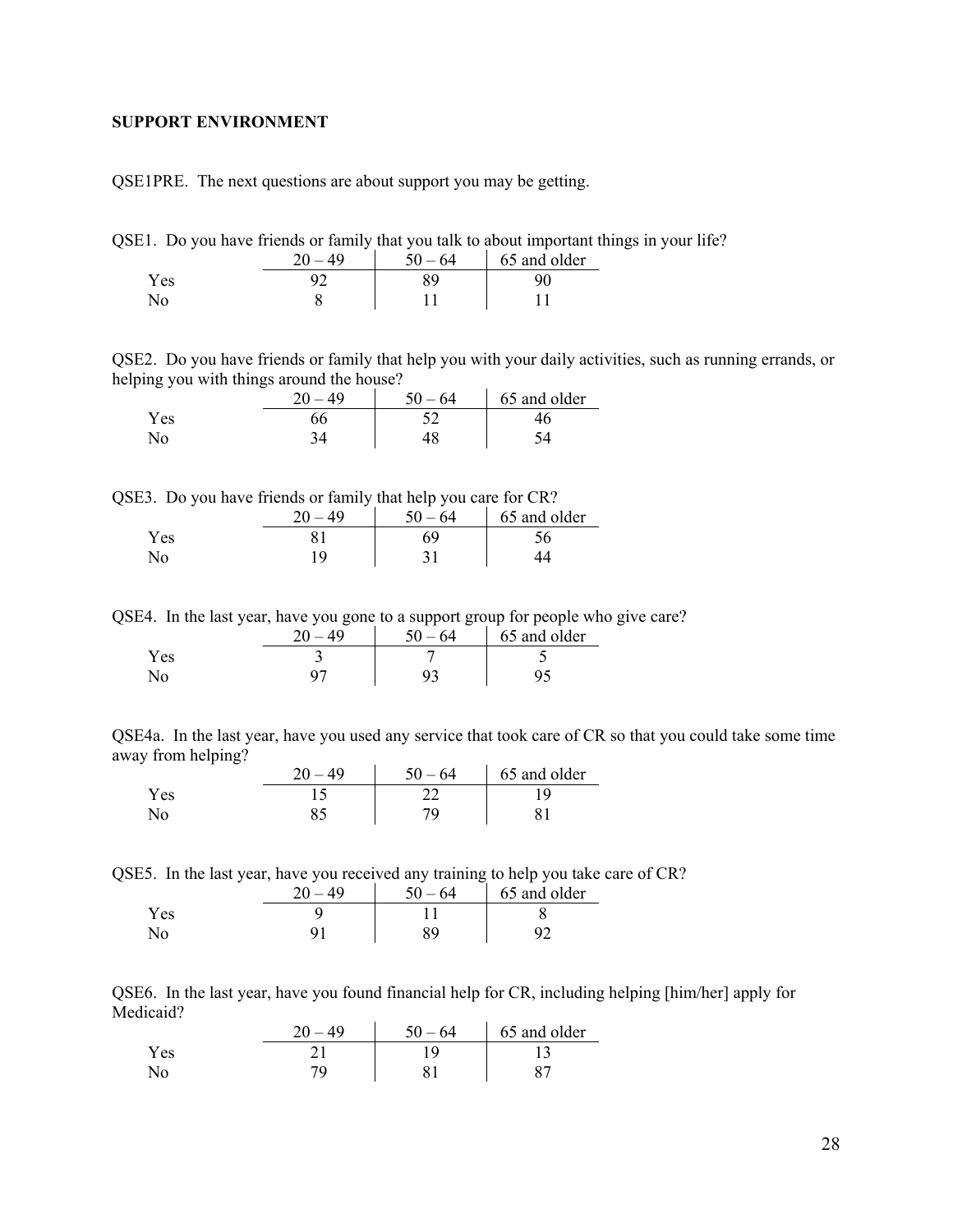**SUPPORT ENVIRONMENT**

QSE1PRE. The next questions are about support you may be getting.

QSE1. Do you have friends or family that you talk to about important things in your life?

| | 20 – 49 | 50 – 64 | 65 and older |
|---|---|---|---|
| Yes | 92 | 89 | 90 |
| No | 8 | 11 | 11 |

QSE2. Do you have friends or family that help you with your daily activities, such as running errands, or helping you with things around the house?

| | 20 – 49 | 50 – 64 | 65 and older |
|---|---|---|---|
| Yes | 66 | 52 | 46 |
| No | 34 | 48 | 54 |

QSE3. Do you have friends or family that help you care for CR?

| | 20 – 49 | 50 – 64 | 65 and older |
|---|---|---|---|
| Yes | 81 | 69 | 56 |
| No | 19 | 31 | 44 |

QSE4. In the last year, have you gone to a support group for people who give care?

| | 20 – 49 | 50 – 64 | 65 and older |
|---|---|---|---|
| Yes | 3 | 7 | 5 |
| No | 97 | 93 | 95 |

QSE4a. In the last year, have you used any service that took care of CR so that you could take some time away from helping?

| | 20 – 49 | 50 – 64 | 65 and older |
|---|---|---|---|
| Yes | 15 | 22 | 19 |
| No | 85 | 79 | 81 |

QSE5. In the last year, have you received any training to help you take care of CR?

| | 20 – 49 | 50 – 64 | 65 and older |
|---|---|---|---|
| Yes | 9 | 11 | 8 |
| No | 91 | 89 | 92 |

QSE6. In the last year, have you found financial help for CR, including helping [him/her] apply for Medicaid?

| | 20 – 49 | 50 – 64 | 65 and older |
|---|---|---|---|
| Yes | 21 | 19 | 13 |
| No | 79 | 81 | 87 |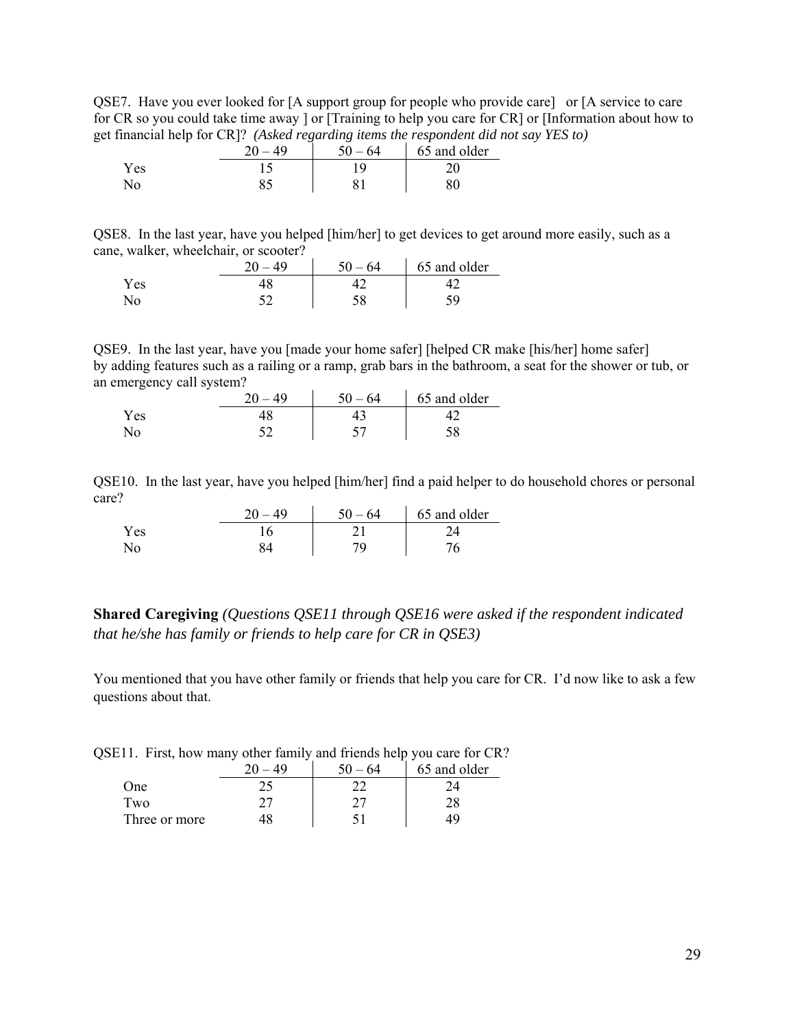QSE7. Have you ever looked for [A support group for people who provide care] or [A service to care for CR so you could take time away ] or [Training to help you care for CR] or [Information about how to get financial help for CR]? *(Asked regarding items the respondent did not say YES to)*

| | 20 – 49 | 50 – 64 | 65 and older |
|---|---|---|---|
| Yes | 15 | 19 | 20 |
| No | 85 | 81 | 80 |

QSE8. In the last year, have you helped [him/her] to get devices to get around more easily, such as a cane, walker, wheelchair, or scooter?

| | 20 – 49 | 50 – 64 | 65 and older |
|---|---|---|---|
| Yes | 48 | 42 | 42 |
| No | 52 | 58 | 59 |

QSE9. In the last year, have you [made your home safer] [helped CR make [his/her] home safer] by adding features such as a railing or a ramp, grab bars in the bathroom, a seat for the shower or tub, or an emergency call system?

| | 20 – 49 | 50 – 64 | 65 and older |
|---|---|---|---|
| Yes | 48 | 43 | 42 |
| No | 52 | 57 | 58 |

QSE10. In the last year, have you helped [him/her] find a paid helper to do household chores or personal care?

| | 20 – 49 | 50 – 64 | 65 and older |
|---|---|---|---|
| Yes | 16 | 21 | 24 |
| No | 84 | 79 | 76 |

**Shared Caregiving** *(Questions QSE11 through QSE16 were asked if the respondent indicated that he/she has family or friends to help care for CR in QSE3)*

You mentioned that you have other family or friends that help you care for CR. I'd now like to ask a few questions about that.

QSE11. First, how many other family and friends help you care for CR?

| | 20 – 49 | 50 – 64 | 65 and older |
|---|---|---|---|
| One | 25 | 22 | 24 |
| Two | 27 | 27 | 28 |
| Three or more | 48 | 51 | 49 |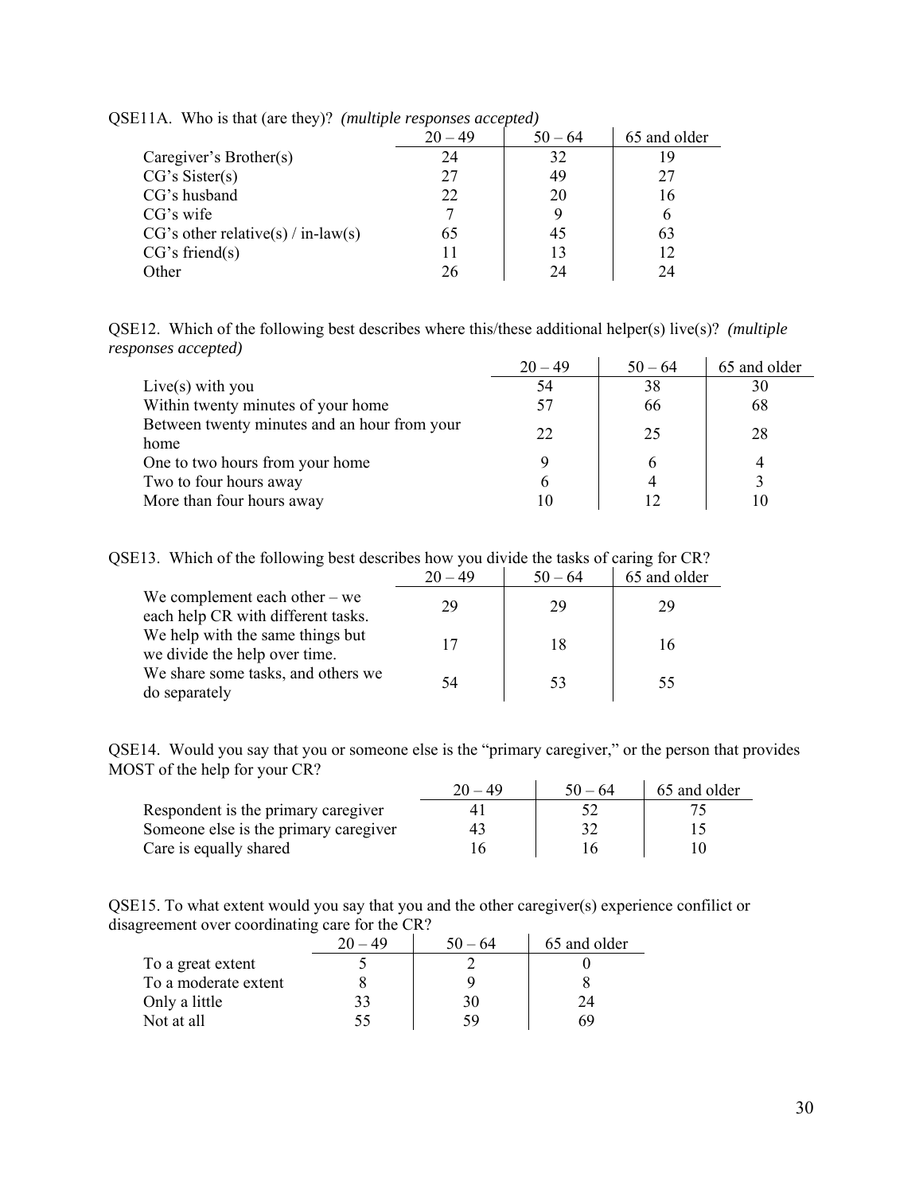QSE11A. Who is that (are they)? *(multiple responses accepted)*

| | 20 – 49 | 50 – 64 | 65 and older |
|---|---|---|---|
| Caregiver's Brother(s) | 24 | 32 | 19 |
| CG's Sister(s) | 27 | 49 | 27 |
| CG's husband | 22 | 20 | 16 |
| CG's wife | 7 | 9 | 6 |
| CG's other relative(s) / in-law(s) | 65 | 45 | 63 |
| CG's friend(s) | 11 | 13 | 12 |
| Other | 26 | 24 | 24 |

QSE12. Which of the following best describes where this/these additional helper(s) live(s)? *(multiple responses accepted)*

| | 20 – 49 | 50 – 64 | 65 and older |
|---|---|---|---|
| Live(s) with you | 54 | 38 | 30 |
| Within twenty minutes of your home | 57 | 66 | 68 |
| Between twenty minutes and an hour from your home | 22 | 25 | 28 |
| One to two hours from your home | 9 | 6 | 4 |
| Two to four hours away | 6 | 4 | 3 |
| More than four hours away | 10 | 12 | 10 |

QSE13. Which of the following best describes how you divide the tasks of caring for CR?

| | 20 – 49 | 50 – 64 | 65 and older |
|---|---|---|---|
| We complement each other – we each help CR with different tasks. | 29 | 29 | 29 |
| We help with the same things but we divide the help over time. | 17 | 18 | 16 |
| We share some tasks, and others we do separately | 54 | 53 | 55 |

QSE14. Would you say that you or someone else is the "primary caregiver," or the person that provides MOST of the help for your CR?

| | 20 – 49 | 50 – 64 | 65 and older |
|---|---|---|---|
| Respondent is the primary caregiver | 41 | 52 | 75 |
| Someone else is the primary caregiver | 43 | 32 | 15 |
| Care is equally shared | 16 | 16 | 10 |

QSE15. To what extent would you say that you and the other caregiver(s) experience confilict or disagreement over coordinating care for the CR?

| | 20 – 49 | 50 – 64 | 65 and older |
|---|---|---|---|
| To a great extent | 5 | 2 | 0 |
| To a moderate extent | 8 | 9 | 8 |
| Only a little | 33 | 30 | 24 |
| Not at all | 55 | 59 | 69 |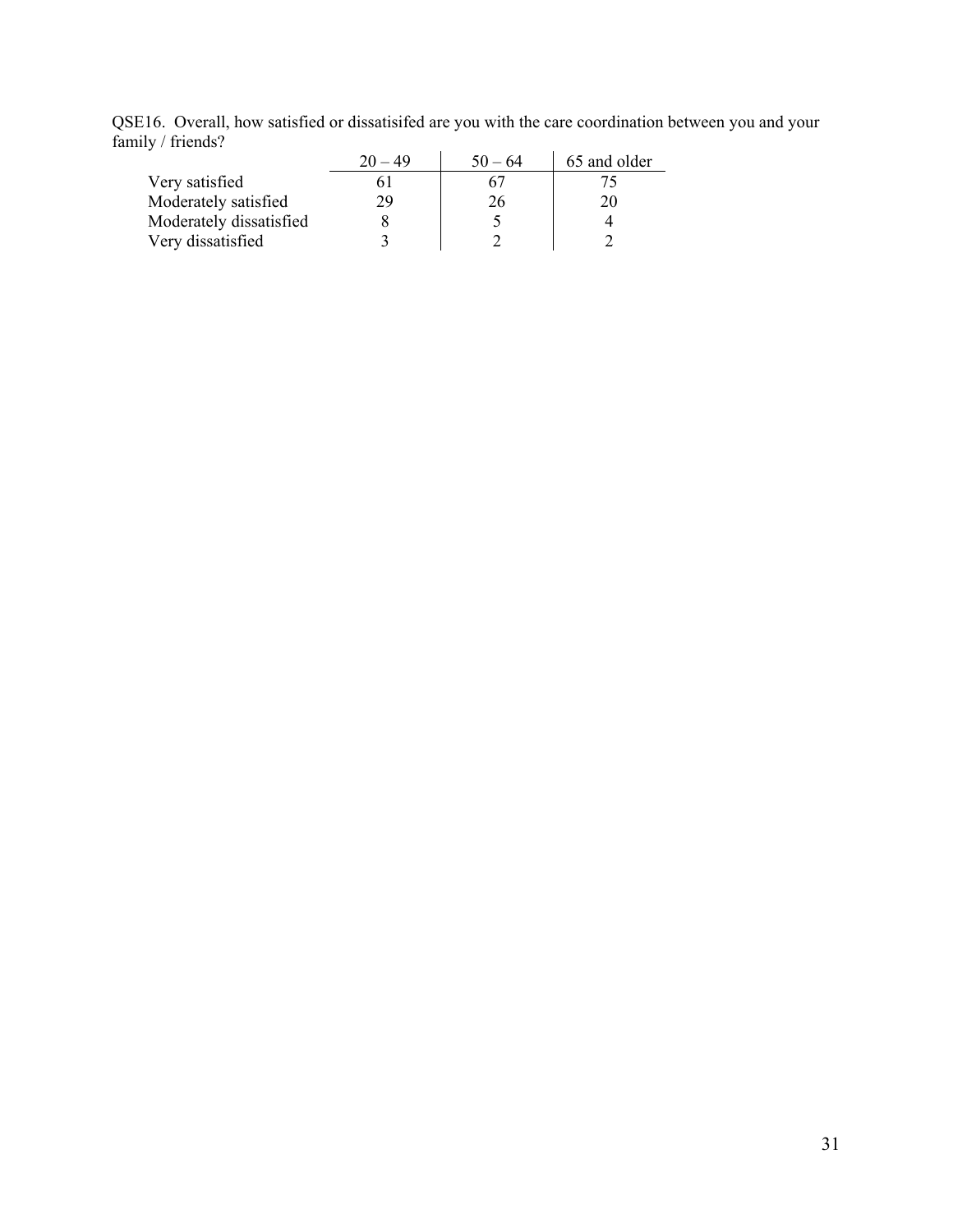QSE16. Overall, how satisfied or dissatisifed are you with the care coordination between you and your family / friends?

| | 20 – 49 | 50 – 64 | 65 and older |
|---|---|---|---|
| Very satisfied | 61 | 67 | 75 |
| Moderately satisfied | 29 | 26 | 20 |
| Moderately dissatisfied | 8 | 5 | 4 |
| Very dissatisfied | 3 | 2 | 2 |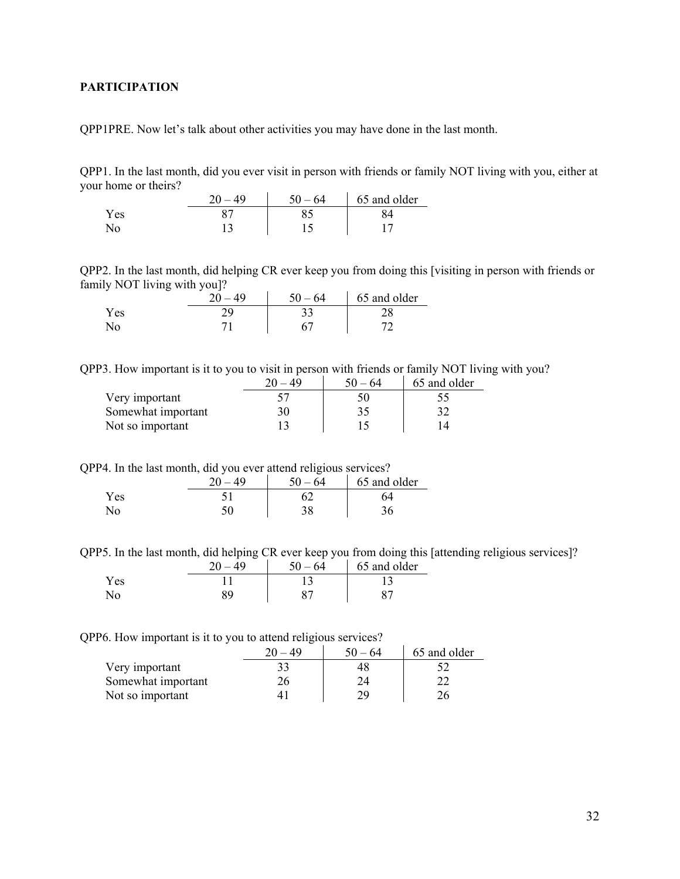## PARTICIPATION

QPP1PRE. Now let's talk about other activities you may have done in the last month.

QPP1. In the last month, did you ever visit in person with friends or family NOT living with you, either at your home or theirs?

| | 20 – 49 | 50 – 64 | 65 and older |
|---|---|---|---|
| Yes | 87 | 85 | 84 |
| No | 13 | 15 | 17 |

QPP2. In the last month, did helping CR ever keep you from doing this [visiting in person with friends or family NOT living with you]?

| | 20 – 49 | 50 – 64 | 65 and older |
|---|---|---|---|
| Yes | 29 | 33 | 28 |
| No | 71 | 67 | 72 |

QPP3. How important is it to you to visit in person with friends or family NOT living with you?

| | 20 – 49 | 50 – 64 | 65 and older |
|---|---|---|---|
| Very important | 57 | 50 | 55 |
| Somewhat important | 30 | 35 | 32 |
| Not so important | 13 | 15 | 14 |

QPP4. In the last month, did you ever attend religious services?

| | 20 – 49 | 50 – 64 | 65 and older |
|---|---|---|---|
| Yes | 51 | 62 | 64 |
| No | 50 | 38 | 36 |

QPP5. In the last month, did helping CR ever keep you from doing this [attending religious services]?

| | 20 – 49 | 50 – 64 | 65 and older |
|---|---|---|---|
| Yes | 11 | 13 | 13 |
| No | 89 | 87 | 87 |

QPP6. How important is it to you to attend religious services?

| | 20 – 49 | 50 – 64 | 65 and older |
|---|---|---|---|
| Very important | 33 | 48 | 52 |
| Somewhat important | 26 | 24 | 22 |
| Not so important | 41 | 29 | 26 |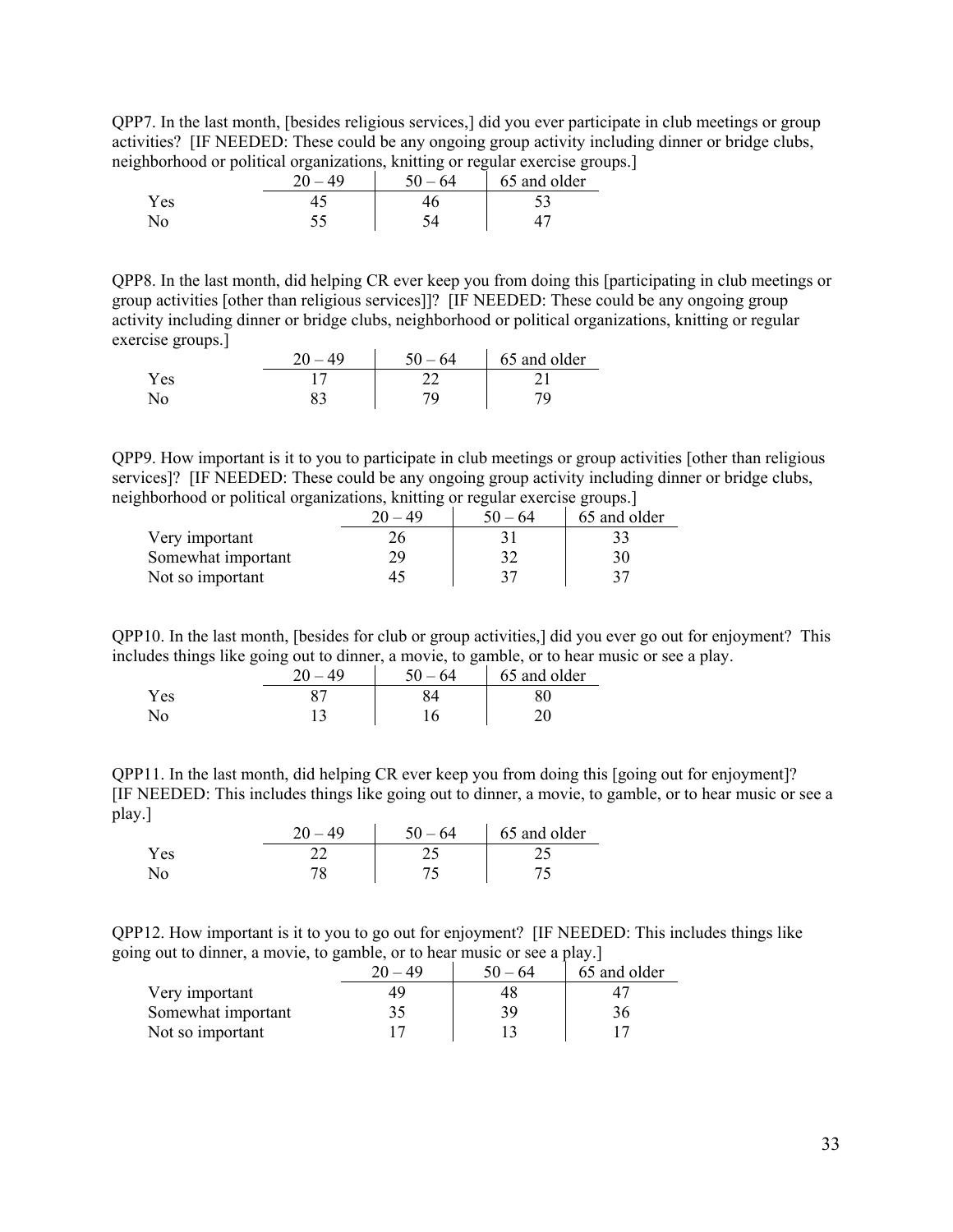QPP7. In the last month, [besides religious services,] did you ever participate in club meetings or group activities? [IF NEEDED: These could be any ongoing group activity including dinner or bridge clubs, neighborhood or political organizations, knitting or regular exercise groups.]

| | 20 – 49 | 50 – 64 | 65 and older |
|---|---|---|---|
| Yes | 45 | 46 | 53 |
| No | 55 | 54 | 47 |

QPP8. In the last month, did helping CR ever keep you from doing this [participating in club meetings or group activities [other than religious services]]? [IF NEEDED: These could be any ongoing group activity including dinner or bridge clubs, neighborhood or political organizations, knitting or regular exercise groups.]

| | 20 – 49 | 50 – 64 | 65 and older |
|---|---|---|---|
| Yes | 17 | 22 | 21 |
| No | 83 | 79 | 79 |

QPP9. How important is it to you to participate in club meetings or group activities [other than religious services]? [IF NEEDED: These could be any ongoing group activity including dinner or bridge clubs, neighborhood or political organizations, knitting or regular exercise groups.]

| | 20 – 49 | 50 – 64 | 65 and older |
|---|---|---|---|
| Very important | 26 | 31 | 33 |
| Somewhat important | 29 | 32 | 30 |
| Not so important | 45 | 37 | 37 |

QPP10. In the last month, [besides for club or group activities,] did you ever go out for enjoyment? This includes things like going out to dinner, a movie, to gamble, or to hear music or see a play.

| | 20 – 49 | 50 – 64 | 65 and older |
|---|---|---|---|
| Yes | 87 | 84 | 80 |
| No | 13 | 16 | 20 |

QPP11. In the last month, did helping CR ever keep you from doing this [going out for enjoyment]? [IF NEEDED: This includes things like going out to dinner, a movie, to gamble, or to hear music or see a play.]

| | 20 – 49 | 50 – 64 | 65 and older |
|---|---|---|---|
| Yes | 22 | 25 | 25 |
| No | 78 | 75 | 75 |

QPP12. How important is it to you to go out for enjoyment? [IF NEEDED: This includes things like going out to dinner, a movie, to gamble, or to hear music or see a play.]

| | 20 – 49 | 50 – 64 | 65 and older |
|---|---|---|---|
| Very important | 49 | 48 | 47 |
| Somewhat important | 35 | 39 | 36 |
| Not so important | 17 | 13 | 17 |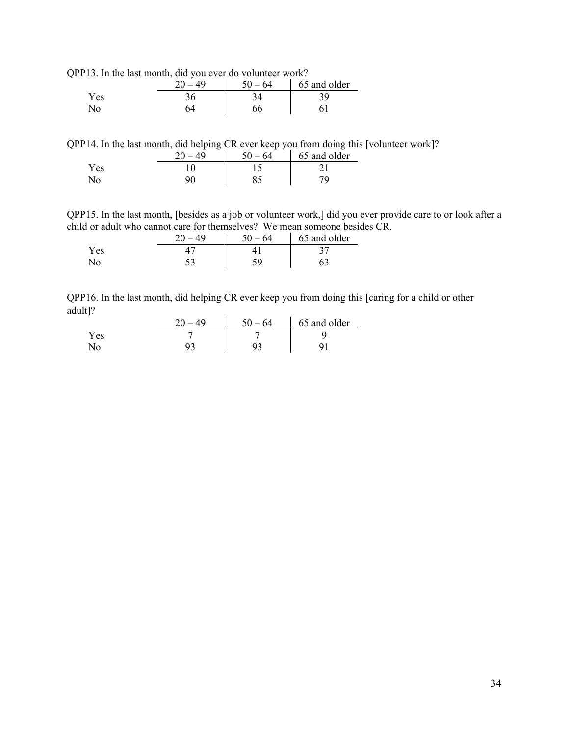QPP13. In the last month, did you ever do volunteer work?

| | 20 – 49 | 50 – 64 | 65 and older |
|---|---|---|---|
| Yes | 36 | 34 | 39 |
| No | 64 | 66 | 61 |

QPP14. In the last month, did helping CR ever keep you from doing this [volunteer work]?

| | 20 – 49 | 50 – 64 | 65 and older |
|---|---|---|---|
| Yes | 10 | 15 | 21 |
| No | 90 | 85 | 79 |

QPP15. In the last month, [besides as a job or volunteer work,] did you ever provide care to or look after a child or adult who cannot care for themselves? We mean someone besides CR.

| | 20 – 49 | 50 – 64 | 65 and older |
|---|---|---|---|
| Yes | 47 | 41 | 37 |
| No | 53 | 59 | 63 |

QPP16. In the last month, did helping CR ever keep you from doing this [caring for a child or other adult]?

| | 20 – 49 | 50 – 64 | 65 and older |
|---|---|---|---|
| Yes | 7 | 7 | 9 |
| No | 93 | 93 | 91 |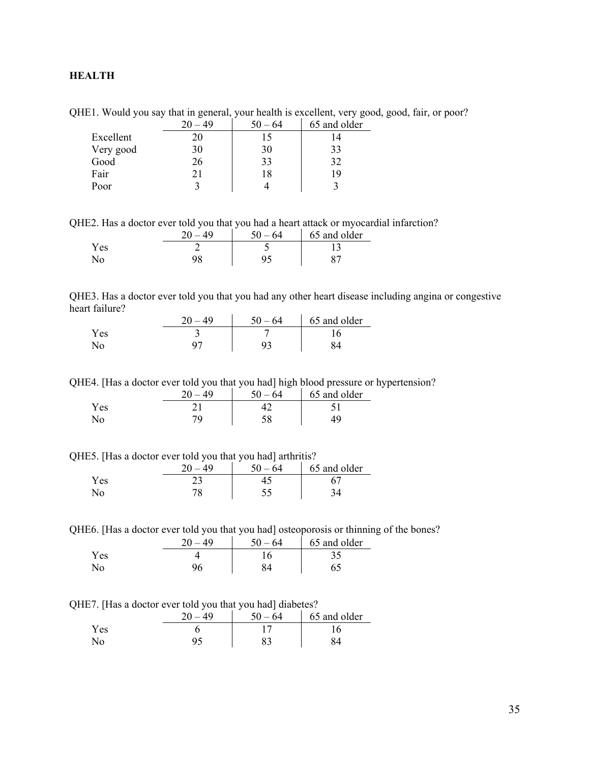**HEALTH**

QHE1. Would you say that in general, your health is excellent, very good, good, fair, or poor?

| | 20 – 49 | 50 – 64 | 65 and older |
|---|---|---|---|
| Excellent | 20 | 15 | 14 |
| Very good | 30 | 30 | 33 |
| Good | 26 | 33 | 32 |
| Fair | 21 | 18 | 19 |
| Poor | 3 | 4 | 3 |

QHE2. Has a doctor ever told you that you had a heart attack or myocardial infarction?

| | 20 – 49 | 50 – 64 | 65 and older |
|---|---|---|---|
| Yes | 2 | 5 | 13 |
| No | 98 | 95 | 87 |

QHE3. Has a doctor ever told you that you had any other heart disease including angina or congestive heart failure?

| | 20 – 49 | 50 – 64 | 65 and older |
|---|---|---|---|
| Yes | 3 | 7 | 16 |
| No | 97 | 93 | 84 |

QHE4. [Has a doctor ever told you that you had] high blood pressure or hypertension?

| | 20 – 49 | 50 – 64 | 65 and older |
|---|---|---|---|
| Yes | 21 | 42 | 51 |
| No | 79 | 58 | 49 |

QHE5. [Has a doctor ever told you that you had] arthritis?

| | 20 – 49 | 50 – 64 | 65 and older |
|---|---|---|---|
| Yes | 23 | 45 | 67 |
| No | 78 | 55 | 34 |

QHE6. [Has a doctor ever told you that you had] osteoporosis or thinning of the bones?

| | 20 – 49 | 50 – 64 | 65 and older |
|---|---|---|---|
| Yes | 4 | 16 | 35 |
| No | 96 | 84 | 65 |

QHE7. [Has a doctor ever told you that you had] diabetes?

| | 20 – 49 | 50 – 64 | 65 and older |
|---|---|---|---|
| Yes | 6 | 17 | 16 |
| No | 95 | 83 | 84 |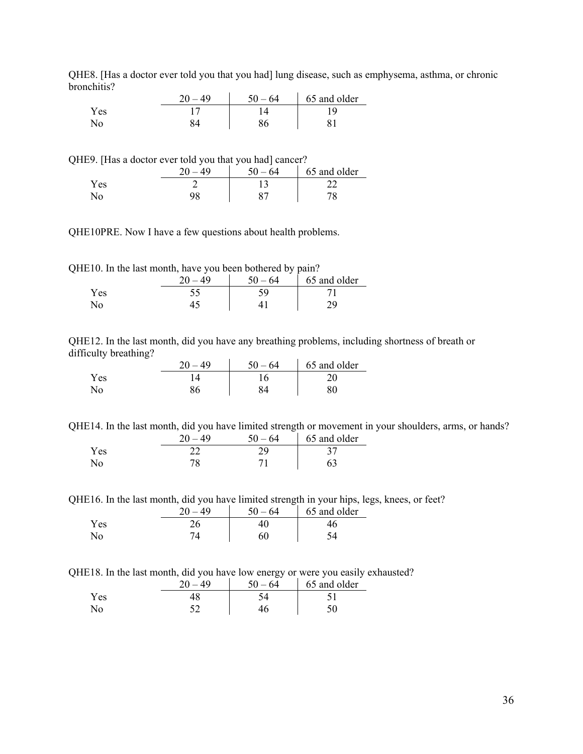QHE8. [Has a doctor ever told you that you had] lung disease, such as emphysema, asthma, or chronic bronchitis?

| | 20 – 49 | 50 – 64 | 65 and older |
|---|---|---|---|
| Yes | 17 | 14 | 19 |
| No | 84 | 86 | 81 |

QHE9. [Has a doctor ever told you that you had] cancer?

| | 20 – 49 | 50 – 64 | 65 and older |
|---|---|---|---|
| Yes | 2 | 13 | 22 |
| No | 98 | 87 | 78 |

QHE10PRE. Now I have a few questions about health problems.

QHE10. In the last month, have you been bothered by pain?

| | 20 – 49 | 50 – 64 | 65 and older |
|---|---|---|---|
| Yes | 55 | 59 | 71 |
| No | 45 | 41 | 29 |

QHE12. In the last month, did you have any breathing problems, including shortness of breath or difficulty breathing?

| | 20 – 49 | 50 – 64 | 65 and older |
|---|---|---|---|
| Yes | 14 | 16 | 20 |
| No | 86 | 84 | 80 |

QHE14. In the last month, did you have limited strength or movement in your shoulders, arms, or hands?

| | 20 – 49 | 50 – 64 | 65 and older |
|---|---|---|---|
| Yes | 22 | 29 | 37 |
| No | 78 | 71 | 63 |

QHE16. In the last month, did you have limited strength in your hips, legs, knees, or feet?

| | 20 – 49 | 50 – 64 | 65 and older |
|---|---|---|---|
| Yes | 26 | 40 | 46 |
| No | 74 | 60 | 54 |

QHE18. In the last month, did you have low energy or were you easily exhausted?

| | 20 – 49 | 50 – 64 | 65 and older |
|---|---|---|---|
| Yes | 48 | 54 | 51 |
| No | 52 | 46 | 50 |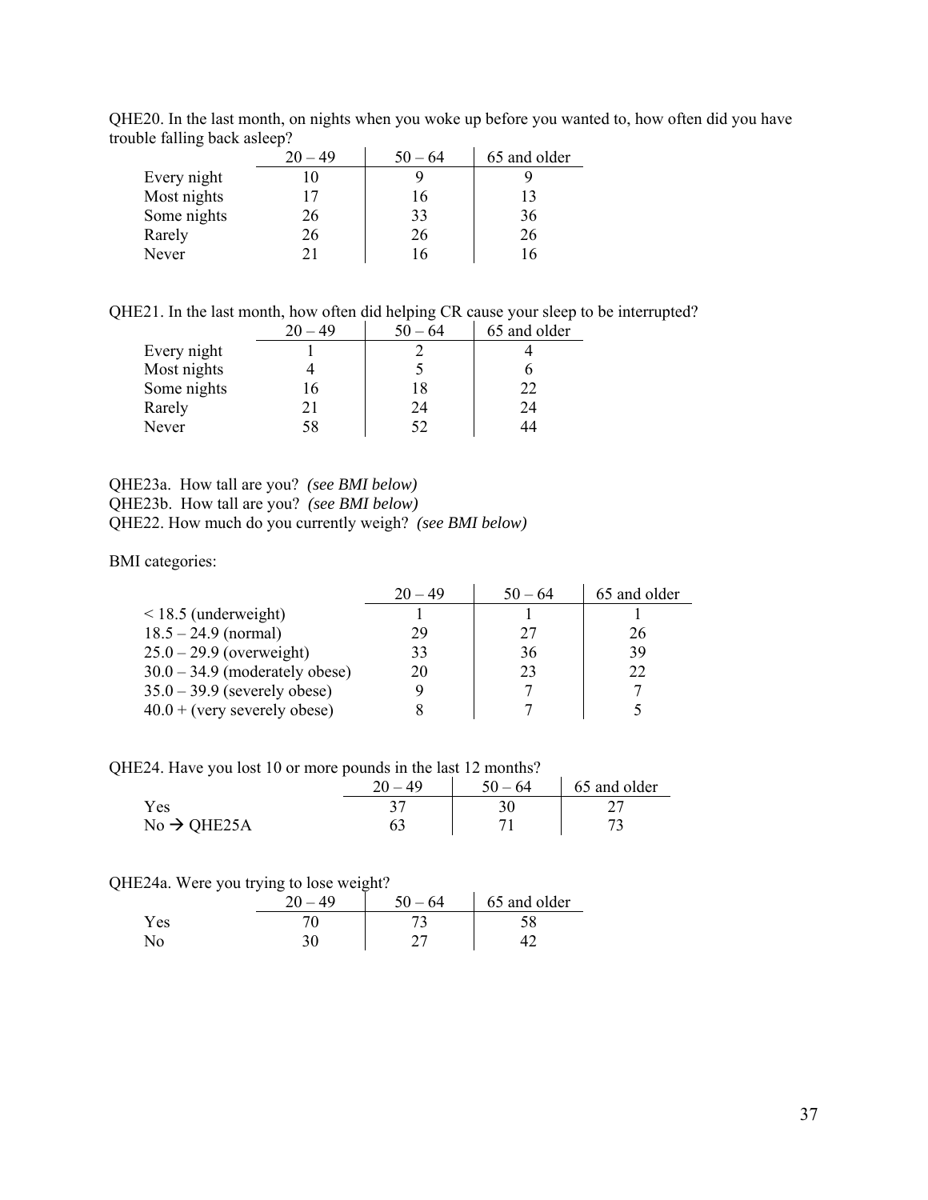QHE20. In the last month, on nights when you woke up before you wanted to, how often did you have trouble falling back asleep?

| | 20 – 49 | 50 – 64 | 65 and older |
|---|---|---|---|
| Every night | 10 | 9 | 9 |
| Most nights | 17 | 16 | 13 |
| Some nights | 26 | 33 | 36 |
| Rarely | 26 | 26 | 26 |
| Never | 21 | 16 | 16 |

QHE21. In the last month, how often did helping CR cause your sleep to be interrupted?

| | 20 – 49 | 50 – 64 | 65 and older |
|---|---|---|---|
| Every night | 1 | 2 | 4 |
| Most nights | 4 | 5 | 6 |
| Some nights | 16 | 18 | 22 |
| Rarely | 21 | 24 | 24 |
| Never | 58 | 52 | 44 |

QHE23a. How tall are you? *(see BMI below)*
QHE23b. How tall are you? *(see BMI below)*
QHE22. How much do you currently weigh? *(see BMI below)*

BMI categories:

| | 20 – 49 | 50 – 64 | 65 and older |
|---|---|---|---|
| < 18.5 (underweight) | 1 | 1 | 1 |
| 18.5 – 24.9 (normal) | 29 | 27 | 26 |
| 25.0 – 29.9 (overweight) | 33 | 36 | 39 |
| 30.0 – 34.9 (moderately obese) | 20 | 23 | 22 |
| 35.0 – 39.9 (severely obese) | 9 | 7 | 7 |
| 40.0 + (very severely obese) | 8 | 7 | 5 |

QHE24. Have you lost 10 or more pounds in the last 12 months?

| | 20 – 49 | 50 – 64 | 65 and older |
|---|---|---|---|
| Yes | 37 | 30 | 27 |
| No → QHE25A | 63 | 71 | 73 |

QHE24a. Were you trying to lose weight?

| | 20 – 49 | 50 – 64 | 65 and older |
|---|---|---|---|
| Yes | 70 | 73 | 58 |
| No | 30 | 27 | 42 |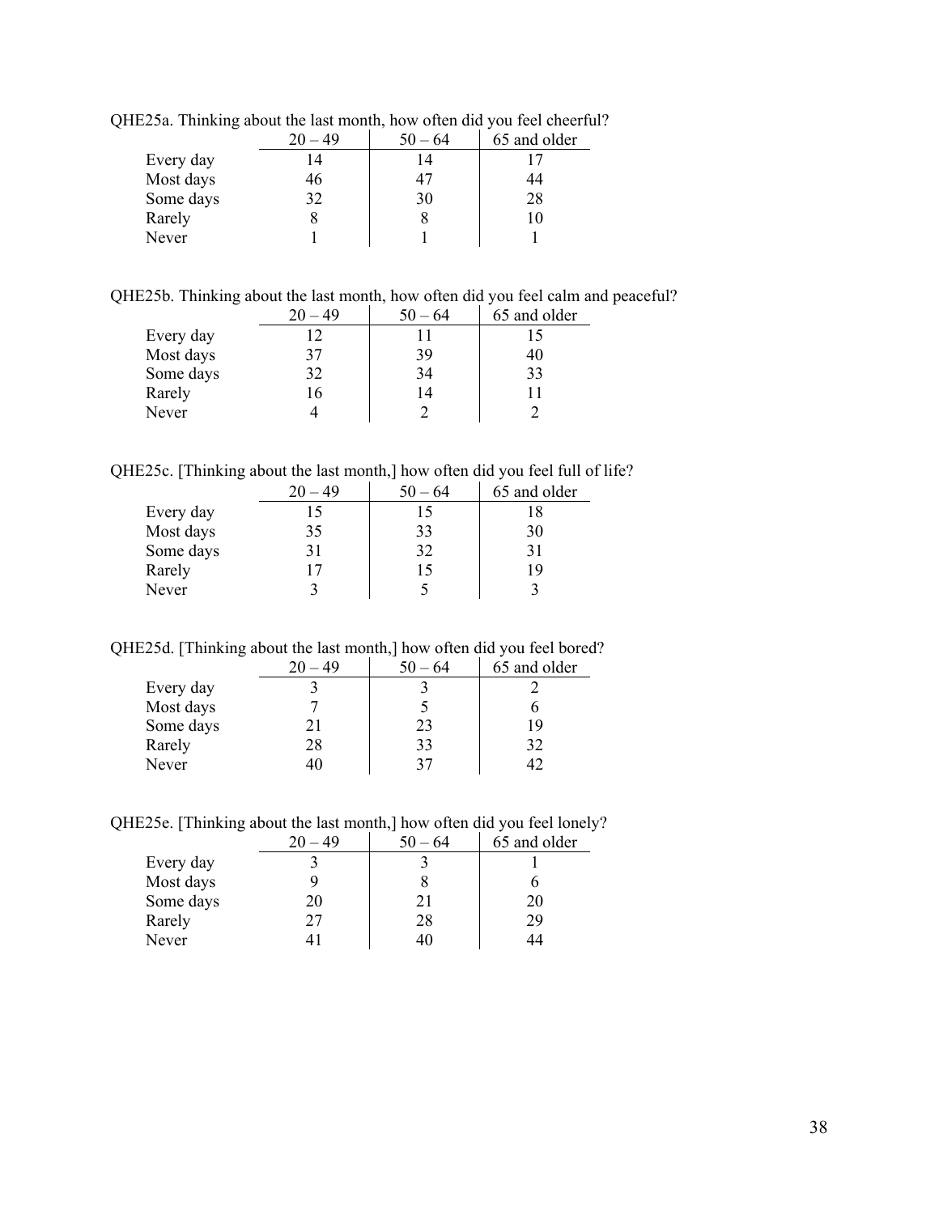QHE25a. Thinking about the last month, how often did you feel cheerful?

| | 20 – 49 | 50 – 64 | 65 and older |
|---|---|---|---|
| Every day | 14 | 14 | 17 |
| Most days | 46 | 47 | 44 |
| Some days | 32 | 30 | 28 |
| Rarely | 8 | 8 | 10 |
| Never | 1 | 1 | 1 |

QHE25b. Thinking about the last month, how often did you feel calm and peaceful?

| | 20 – 49 | 50 – 64 | 65 and older |
|---|---|---|---|
| Every day | 12 | 11 | 15 |
| Most days | 37 | 39 | 40 |
| Some days | 32 | 34 | 33 |
| Rarely | 16 | 14 | 11 |
| Never | 4 | 2 | 2 |

QHE25c. [Thinking about the last month,] how often did you feel full of life?

| | 20 – 49 | 50 – 64 | 65 and older |
|---|---|---|---|
| Every day | 15 | 15 | 18 |
| Most days | 35 | 33 | 30 |
| Some days | 31 | 32 | 31 |
| Rarely | 17 | 15 | 19 |
| Never | 3 | 5 | 3 |

QHE25d. [Thinking about the last month,] how often did you feel bored?

| | 20 – 49 | 50 – 64 | 65 and older |
|---|---|---|---|
| Every day | 3 | 3 | 2 |
| Most days | 7 | 5 | 6 |
| Some days | 21 | 23 | 19 |
| Rarely | 28 | 33 | 32 |
| Never | 40 | 37 | 42 |

QHE25e. [Thinking about the last month,] how often did you feel lonely?

| | 20 – 49 | 50 – 64 | 65 and older |
|---|---|---|---|
| Every day | 3 | 3 | 1 |
| Most days | 9 | 8 | 6 |
| Some days | 20 | 21 | 20 |
| Rarely | 27 | 28 | 29 |
| Never | 41 | 40 | 44 |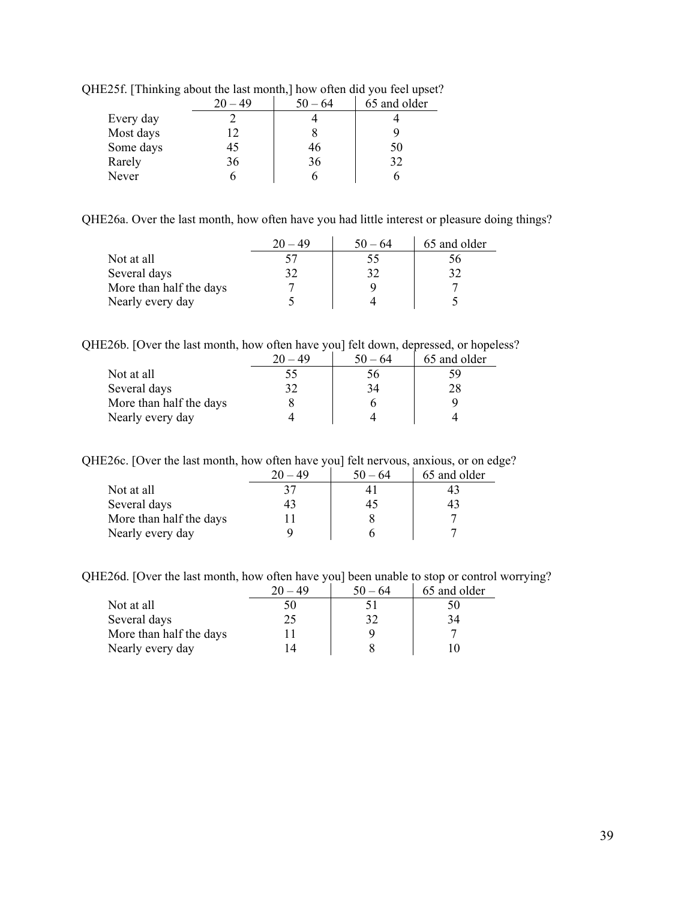QHE25f. [Thinking about the last month,] how often did you feel upset?

| | 20 – 49 | 50 – 64 | 65 and older |
|---|---|---|---|
| Every day | 2 | 4 | 4 |
| Most days | 12 | 8 | 9 |
| Some days | 45 | 46 | 50 |
| Rarely | 36 | 36 | 32 |
| Never | 6 | 6 | 6 |

QHE26a. Over the last month, how often have you had little interest or pleasure doing things?

| | 20 – 49 | 50 – 64 | 65 and older |
|---|---|---|---|
| Not at all | 57 | 55 | 56 |
| Several days | 32 | 32 | 32 |
| More than half the days | 7 | 9 | 7 |
| Nearly every day | 5 | 4 | 5 |

QHE26b. [Over the last month, how often have you] felt down, depressed, or hopeless?

| | 20 – 49 | 50 – 64 | 65 and older |
|---|---|---|---|
| Not at all | 55 | 56 | 59 |
| Several days | 32 | 34 | 28 |
| More than half the days | 8 | 6 | 9 |
| Nearly every day | 4 | 4 | 4 |

QHE26c. [Over the last month, how often have you] felt nervous, anxious, or on edge?

| | 20 – 49 | 50 – 64 | 65 and older |
|---|---|---|---|
| Not at all | 37 | 41 | 43 |
| Several days | 43 | 45 | 43 |
| More than half the days | 11 | 8 | 7 |
| Nearly every day | 9 | 6 | 7 |

QHE26d. [Over the last month, how often have you] been unable to stop or control worrying?

| | 20 – 49 | 50 – 64 | 65 and older |
|---|---|---|---|
| Not at all | 50 | 51 | 50 |
| Several days | 25 | 32 | 34 |
| More than half the days | 11 | 9 | 7 |
| Nearly every day | 14 | 8 | 10 |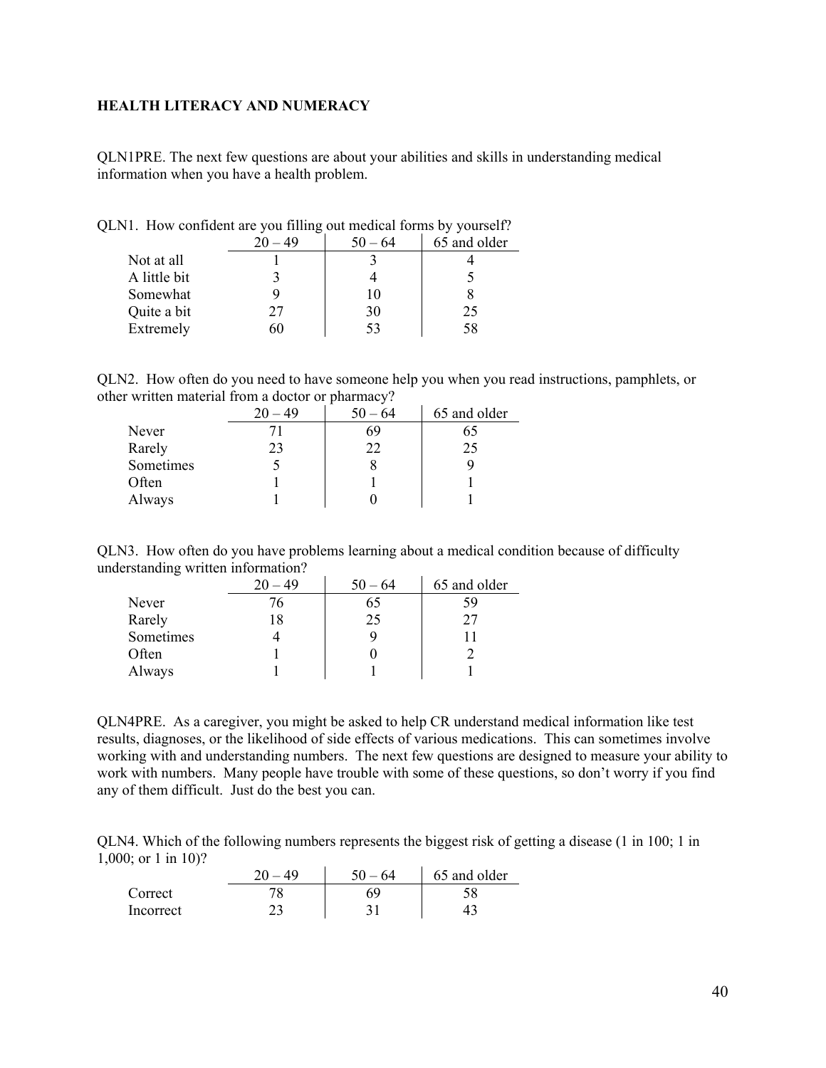**HEALTH LITERACY AND NUMERACY**

QLN1PRE. The next few questions are about your abilities and skills in understanding medical information when you have a health problem.

QLN1. How confident are you filling out medical forms by yourself?

| | 20 – 49 | 50 – 64 | 65 and older |
|---|---|---|---|
| Not at all | 1 | 3 | 4 |
| A little bit | 3 | 4 | 5 |
| Somewhat | 9 | 10 | 8 |
| Quite a bit | 27 | 30 | 25 |
| Extremely | 60 | 53 | 58 |

QLN2. How often do you need to have someone help you when you read instructions, pamphlets, or other written material from a doctor or pharmacy?

| | 20 – 49 | 50 – 64 | 65 and older |
|---|---|---|---|
| Never | 71 | 69 | 65 |
| Rarely | 23 | 22 | 25 |
| Sometimes | 5 | 8 | 9 |
| Often | 1 | 1 | 1 |
| Always | 1 | 0 | 1 |

QLN3. How often do you have problems learning about a medical condition because of difficulty understanding written information?

| | 20 – 49 | 50 – 64 | 65 and older |
|---|---|---|---|
| Never | 76 | 65 | 59 |
| Rarely | 18 | 25 | 27 |
| Sometimes | 4 | 9 | 11 |
| Often | 1 | 0 | 2 |
| Always | 1 | 1 | 1 |

QLN4PRE. As a caregiver, you might be asked to help CR understand medical information like test results, diagnoses, or the likelihood of side effects of various medications. This can sometimes involve working with and understanding numbers. The next few questions are designed to measure your ability to work with numbers. Many people have trouble with some of these questions, so don't worry if you find any of them difficult. Just do the best you can.

QLN4. Which of the following numbers represents the biggest risk of getting a disease (1 in 100; 1 in 1,000; or 1 in 10)?

| | 20 – 49 | 50 – 64 | 65 and older |
|---|---|---|---|
| Correct | 78 | 69 | 58 |
| Incorrect | 23 | 31 | 43 |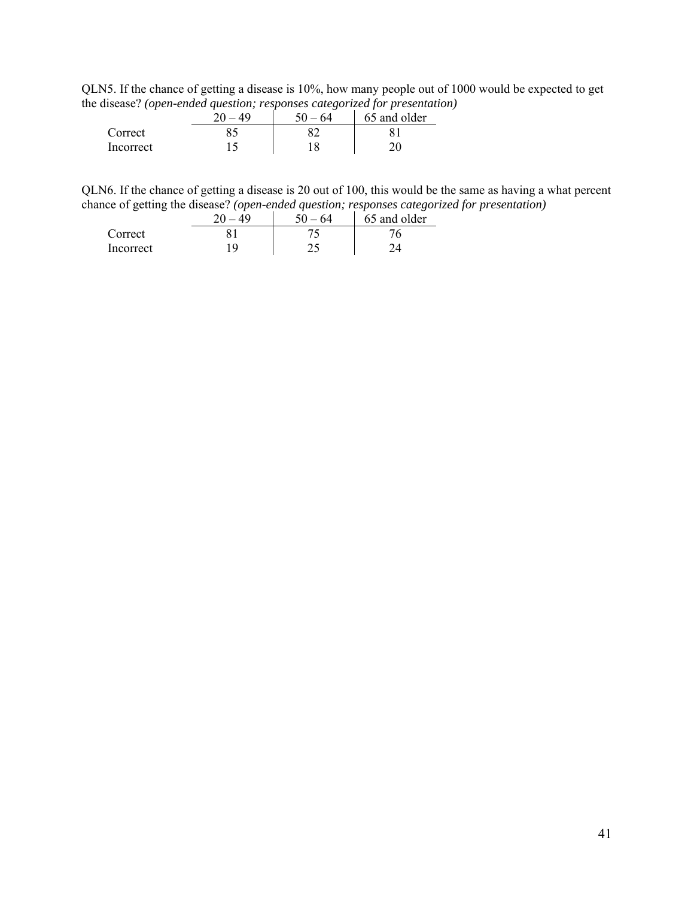QLN5. If the chance of getting a disease is 10%, how many people out of 1000 would be expected to get the disease? *(open-ended question; responses categorized for presentation)*

| | 20 – 49 | 50 – 64 | 65 and older |
|---|---|---|---|
| Correct | 85 | 82 | 81 |
| Incorrect | 15 | 18 | 20 |

QLN6. If the chance of getting a disease is 20 out of 100, this would be the same as having a what percent chance of getting the disease? *(open-ended question; responses categorized for presentation)*

| | 20 – 49 | 50 – 64 | 65 and older |
|---|---|---|---|
| Correct | 81 | 75 | 76 |
| Incorrect | 19 | 25 | 24 |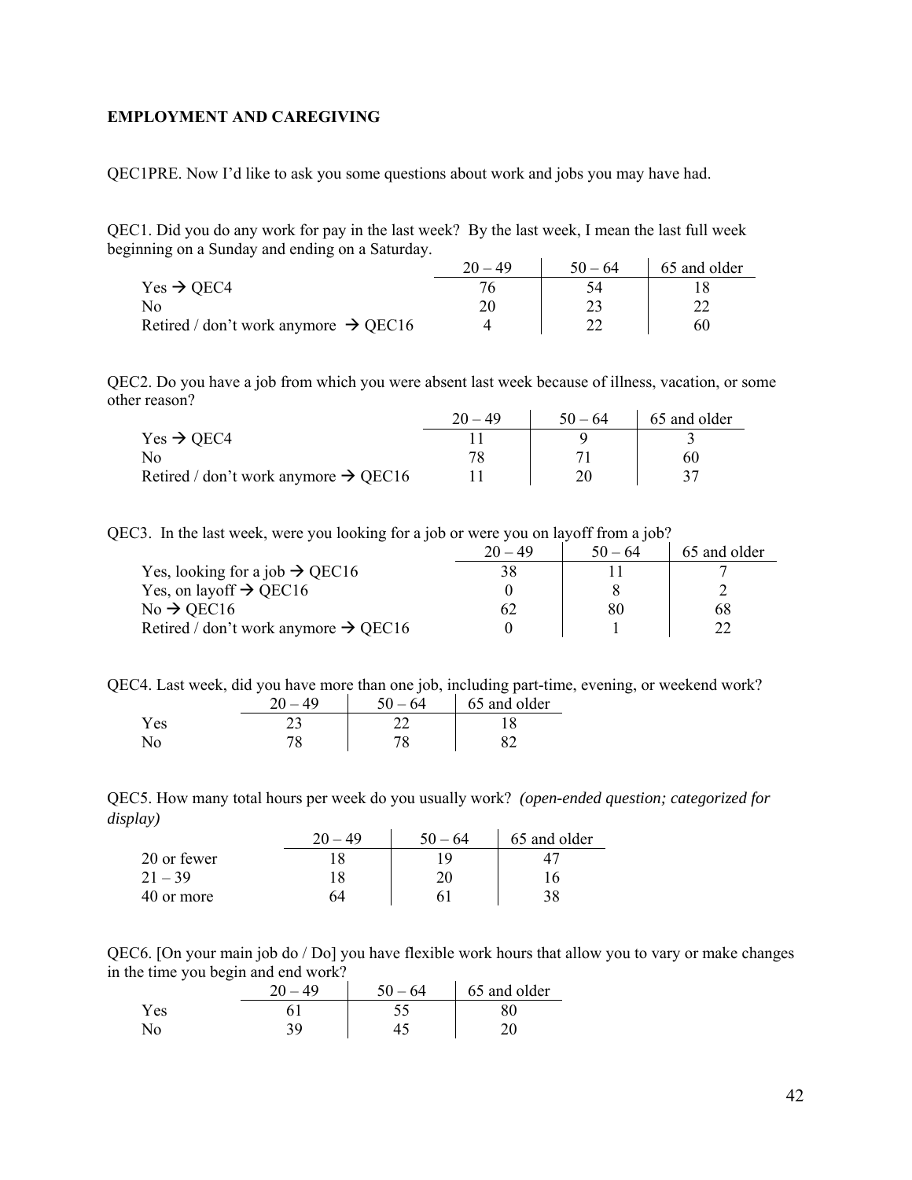**EMPLOYMENT AND CAREGIVING**

QEC1PRE. Now I'd like to ask you some questions about work and jobs you may have had.

QEC1. Did you do any work for pay in the last week? By the last week, I mean the last full week beginning on a Sunday and ending on a Saturday.

| | 20 – 49 | 50 – 64 | 65 and older |
|---|---|---|---|
| Yes → QEC4 | 76 | 54 | 18 |
| No | 20 | 23 | 22 |
| Retired / don't work anymore → QEC16 | 4 | 22 | 60 |

QEC2. Do you have a job from which you were absent last week because of illness, vacation, or some other reason?

| | 20 – 49 | 50 – 64 | 65 and older |
|---|---|---|---|
| Yes → QEC4 | 11 | 9 | 3 |
| No | 78 | 71 | 60 |
| Retired / don't work anymore → QEC16 | 11 | 20 | 37 |

QEC3. In the last week, were you looking for a job or were you on layoff from a job?

| | 20 – 49 | 50 – 64 | 65 and older |
|---|---|---|---|
| Yes, looking for a job → QEC16 | 38 | 11 | 7 |
| Yes, on layoff → QEC16 | 0 | 8 | 2 |
| No → QEC16 | 62 | 80 | 68 |
| Retired / don't work anymore → QEC16 | 0 | 1 | 22 |

QEC4. Last week, did you have more than one job, including part-time, evening, or weekend work?

| | 20 – 49 | 50 – 64 | 65 and older |
|---|---|---|---|
| Yes | 23 | 22 | 18 |
| No | 78 | 78 | 82 |

QEC5. How many total hours per week do you usually work? *(open-ended question; categorized for display)*

| | 20 – 49 | 50 – 64 | 65 and older |
|---|---|---|---|
| 20 or fewer | 18 | 19 | 47 |
| 21 – 39 | 18 | 20 | 16 |
| 40 or more | 64 | 61 | 38 |

QEC6. [On your main job do / Do] you have flexible work hours that allow you to vary or make changes in the time you begin and end work?

| | 20 – 49 | 50 – 64 | 65 and older |
|---|---|---|---|
| Yes | 61 | 55 | 80 |
| No | 39 | 45 | 20 |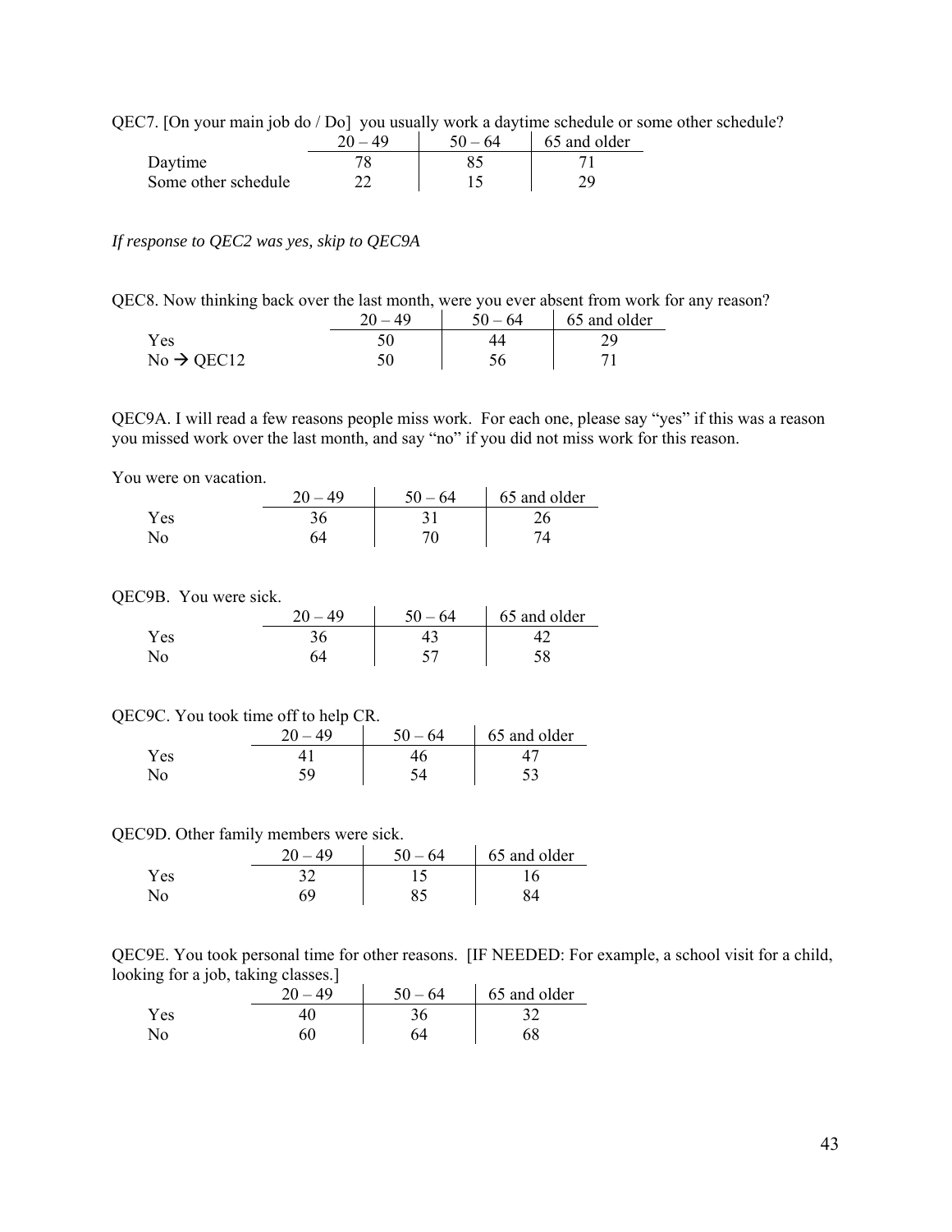QEC7. [On your main job do / Do] you usually work a daytime schedule or some other schedule?

| | 20 – 49 | 50 – 64 | 65 and older |
|---|---|---|---|
| Daytime | 78 | 85 | 71 |
| Some other schedule | 22 | 15 | 29 |

*If response to QEC2 was yes, skip to QEC9A*

QEC8. Now thinking back over the last month, were you ever absent from work for any reason?

| | 20 – 49 | 50 – 64 | 65 and older |
|---|---|---|---|
| Yes | 50 | 44 | 29 |
| No → QEC12 | 50 | 56 | 71 |

QEC9A. I will read a few reasons people miss work. For each one, please say "yes" if this was a reason you missed work over the last month, and say "no" if you did not miss work for this reason.

You were on vacation.

| | 20 – 49 | 50 – 64 | 65 and older |
|---|---|---|---|
| Yes | 36 | 31 | 26 |
| No | 64 | 70 | 74 |

QEC9B. You were sick.

| | 20 – 49 | 50 – 64 | 65 and older |
|---|---|---|---|
| Yes | 36 | 43 | 42 |
| No | 64 | 57 | 58 |

QEC9C. You took time off to help CR.

| | 20 – 49 | 50 – 64 | 65 and older |
|---|---|---|---|
| Yes | 41 | 46 | 47 |
| No | 59 | 54 | 53 |

QEC9D. Other family members were sick.

| | 20 – 49 | 50 – 64 | 65 and older |
|---|---|---|---|
| Yes | 32 | 15 | 16 |
| No | 69 | 85 | 84 |

QEC9E. You took personal time for other reasons. [IF NEEDED: For example, a school visit for a child, looking for a job, taking classes.]

| | 20 – 49 | 50 – 64 | 65 and older |
|---|---|---|---|
| Yes | 40 | 36 | 32 |
| No | 60 | 64 | 68 |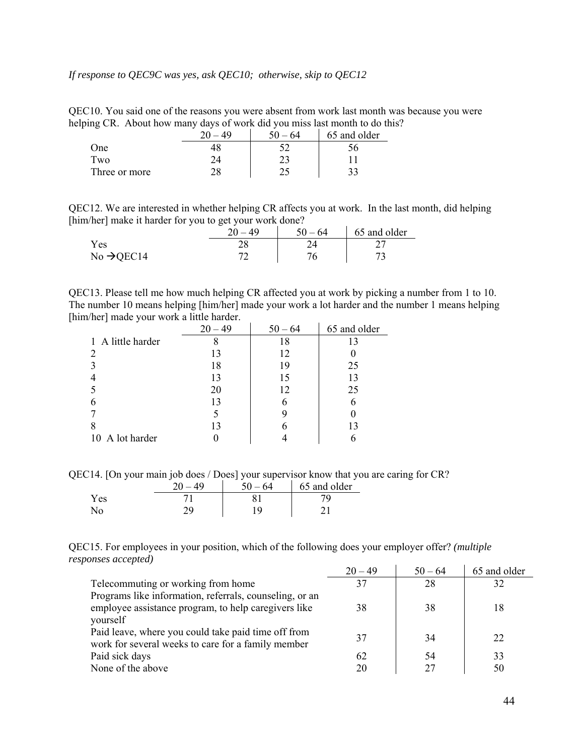*If response to QEC9C was yes, ask QEC10; otherwise, skip to QEC12*

QEC10. You said one of the reasons you were absent from work last month was because you were helping CR. About how many days of work did you miss last month to do this?

| | 20 – 49 | 50 – 64 | 65 and older |
|---|---|---|---|
| One | 48 | 52 | 56 |
| Two | 24 | 23 | 11 |
| Three or more | 28 | 25 | 33 |

QEC12. We are interested in whether helping CR affects you at work. In the last month, did helping [him/her] make it harder for you to get your work done?

| | 20 – 49 | 50 – 64 | 65 and older |
|---|---|---|---|
| Yes | 28 | 24 | 27 |
| No →QEC14 | 72 | 76 | 73 |

QEC13. Please tell me how much helping CR affected you at work by picking a number from 1 to 10. The number 10 means helping [him/her] made your work a lot harder and the number 1 means helping [him/her] made your work a little harder.

| | 20 – 49 | 50 – 64 | 65 and older |
|---|---|---|---|
| 1 A little harder | 8 | 18 | 13 |
| 2 | 13 | 12 | 0 |
| 3 | 18 | 19 | 25 |
| 4 | 13 | 15 | 13 |
| 5 | 20 | 12 | 25 |
| 6 | 13 | 6 | 6 |
| 7 | 5 | 9 | 0 |
| 8 | 13 | 6 | 13 |
| 10 A lot harder | 0 | 4 | 6 |

QEC14. [On your main job does / Does] your supervisor know that you are caring for CR?

| | 20 – 49 | 50 – 64 | 65 and older |
|---|---|---|---|
| Yes | 71 | 81 | 79 |
| No | 29 | 19 | 21 |

QEC15. For employees in your position, which of the following does your employer offer? *(multiple responses accepted)*

| | 20 – 49 | 50 – 64 | 65 and older |
|---|---|---|---|
| Telecommuting or working from home | 37 | 28 | 32 |
| Programs like information, referrals, counseling, or an employee assistance program, to help caregivers like yourself | 38 | 38 | 18 |
| Paid leave, where you could take paid time off from work for several weeks to care for a family member | 37 | 34 | 22 |
| Paid sick days | 62 | 54 | 33 |
| None of the above | 20 | 27 | 50 |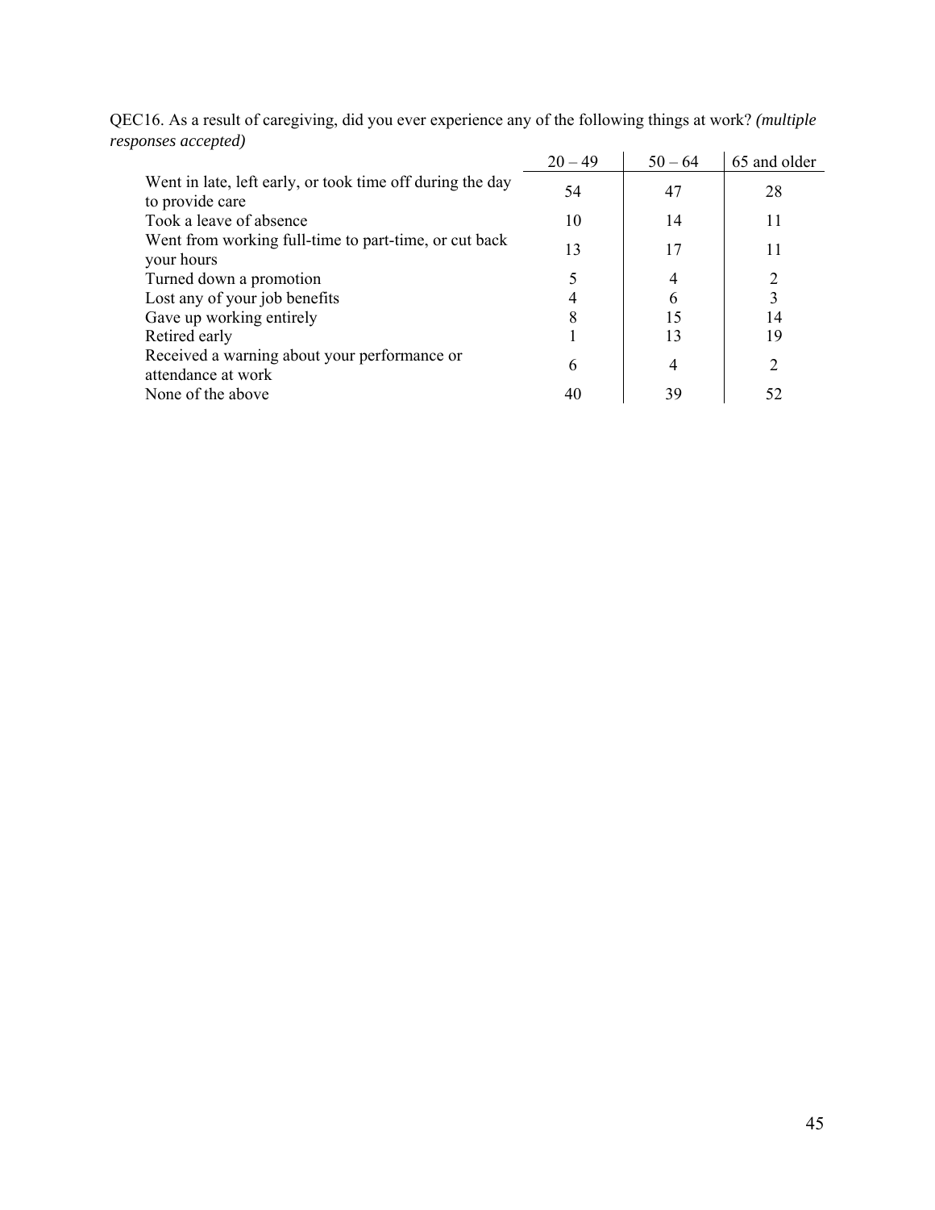QEC16. As a result of caregiving, did you ever experience any of the following things at work? *(multiple responses accepted)*

| | 20 – 49 | 50 – 64 | 65 and older |
|---|---|---|---|
| Went in late, left early, or took time off during the day to provide care | 54 | 47 | 28 |
| Took a leave of absence | 10 | 14 | 11 |
| Went from working full-time to part-time, or cut back your hours | 13 | 17 | 11 |
| Turned down a promotion | 5 | 4 | 2 |
| Lost any of your job benefits | 4 | 6 | 3 |
| Gave up working entirely | 8 | 15 | 14 |
| Retired early | 1 | 13 | 19 |
| Received a warning about your performance or attendance at work | 6 | 4 | 2 |
| None of the above | 40 | 39 | 52 |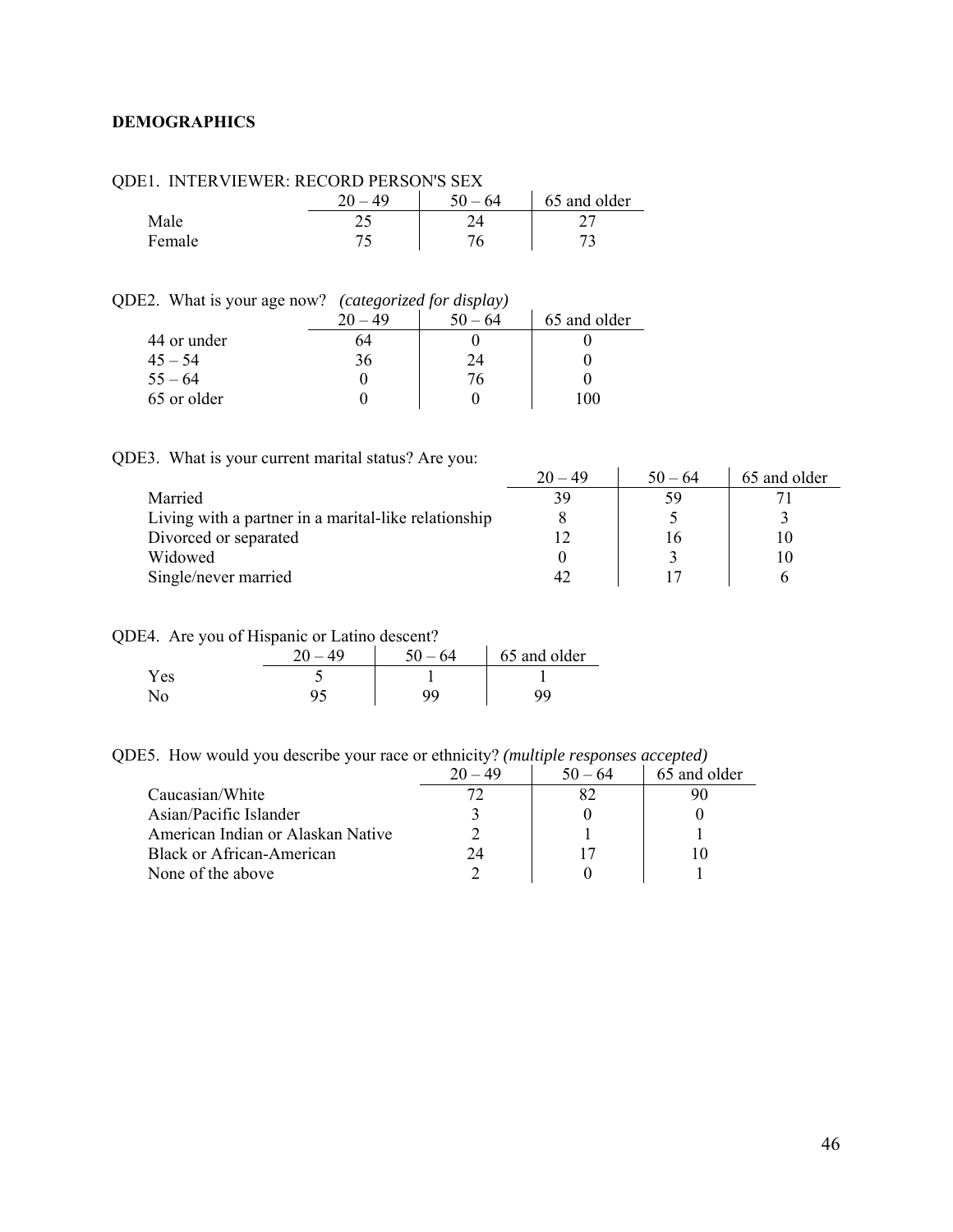## DEMOGRAPHICS

QDE1. INTERVIEWER: RECORD PERSON'S SEX

| | 20 – 49 | 50 – 64 | 65 and older |
|---|---|---|---|
| Male | 25 | 24 | 27 |
| Female | 75 | 76 | 73 |

QDE2. What is your age now? *(categorized for display)*

| | 20 – 49 | 50 – 64 | 65 and older |
|---|---|---|---|
| 44 or under | 64 | 0 | 0 |
| 45 – 54 | 36 | 24 | 0 |
| 55 – 64 | 0 | 76 | 0 |
| 65 or older | 0 | 0 | 100 |

QDE3. What is your current marital status? Are you:

| | 20 – 49 | 50 – 64 | 65 and older |
|---|---|---|---|
| Married | 39 | 59 | 71 |
| Living with a partner in a marital-like relationship | 8 | 5 | 3 |
| Divorced or separated | 12 | 16 | 10 |
| Widowed | 0 | 3 | 10 |
| Single/never married | 42 | 17 | 6 |

QDE4. Are you of Hispanic or Latino descent?

| | 20 – 49 | 50 – 64 | 65 and older |
|---|---|---|---|
| Yes | 5 | 1 | 1 |
| No | 95 | 99 | 99 |

QDE5. How would you describe your race or ethnicity? *(multiple responses accepted)*

| | 20 – 49 | 50 – 64 | 65 and older |
|---|---|---|---|
| Caucasian/White | 72 | 82 | 90 |
| Asian/Pacific Islander | 3 | 0 | 0 |
| American Indian or Alaskan Native | 2 | 1 | 1 |
| Black or African-American | 24 | 17 | 10 |
| None of the above | 2 | 0 | 1 |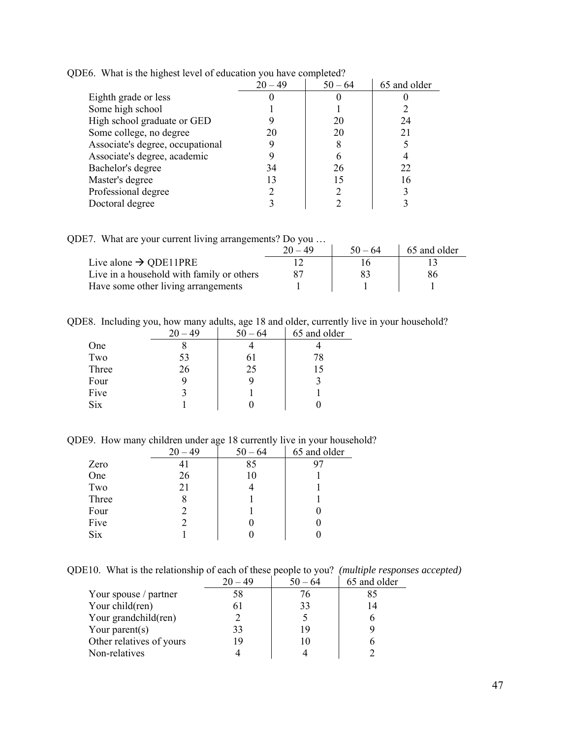QDE6. What is the highest level of education you have completed?

| | 20 – 49 | 50 – 64 | 65 and older |
|---|---|---|---|
| Eighth grade or less | 0 | 0 | 0 |
| Some high school | 1 | 1 | 2 |
| High school graduate or GED | 9 | 20 | 24 |
| Some college, no degree | 20 | 20 | 21 |
| Associate's degree, occupational | 9 | 8 | 5 |
| Associate's degree, academic | 9 | 6 | 4 |
| Bachelor's degree | 34 | 26 | 22 |
| Master's degree | 13 | 15 | 16 |
| Professional degree | 2 | 2 | 3 |
| Doctoral degree | 3 | 2 | 3 |

QDE7. What are your current living arrangements? Do you …

| | 20 – 49 | 50 – 64 | 65 and older |
|---|---|---|---|
| Live alone → QDE11PRE | 12 | 16 | 13 |
| Live in a household with family or others | 87 | 83 | 86 |
| Have some other living arrangements | 1 | 1 | 1 |

QDE8. Including you, how many adults, age 18 and older, currently live in your household?

| | 20 – 49 | 50 – 64 | 65 and older |
|---|---|---|---|
| One | 8 | 4 | 4 |
| Two | 53 | 61 | 78 |
| Three | 26 | 25 | 15 |
| Four | 9 | 9 | 3 |
| Five | 3 | 1 | 1 |
| Six | 1 | 0 | 0 |

QDE9. How many children under age 18 currently live in your household?

| | 20 – 49 | 50 – 64 | 65 and older |
|---|---|---|---|
| Zero | 41 | 85 | 97 |
| One | 26 | 10 | 1 |
| Two | 21 | 4 | 1 |
| Three | 8 | 1 | 1 |
| Four | 2 | 1 | 0 |
| Five | 2 | 0 | 0 |
| Six | 1 | 0 | 0 |

QDE10. What is the relationship of each of these people to you? *(multiple responses accepted)*

| | 20 – 49 | 50 – 64 | 65 and older |
|---|---|---|---|
| Your spouse / partner | 58 | 76 | 85 |
| Your child(ren) | 61 | 33 | 14 |
| Your grandchild(ren) | 2 | 5 | 6 |
| Your parent(s) | 33 | 19 | 9 |
| Other relatives of yours | 19 | 10 | 6 |
| Non-relatives | 4 | 4 | 2 |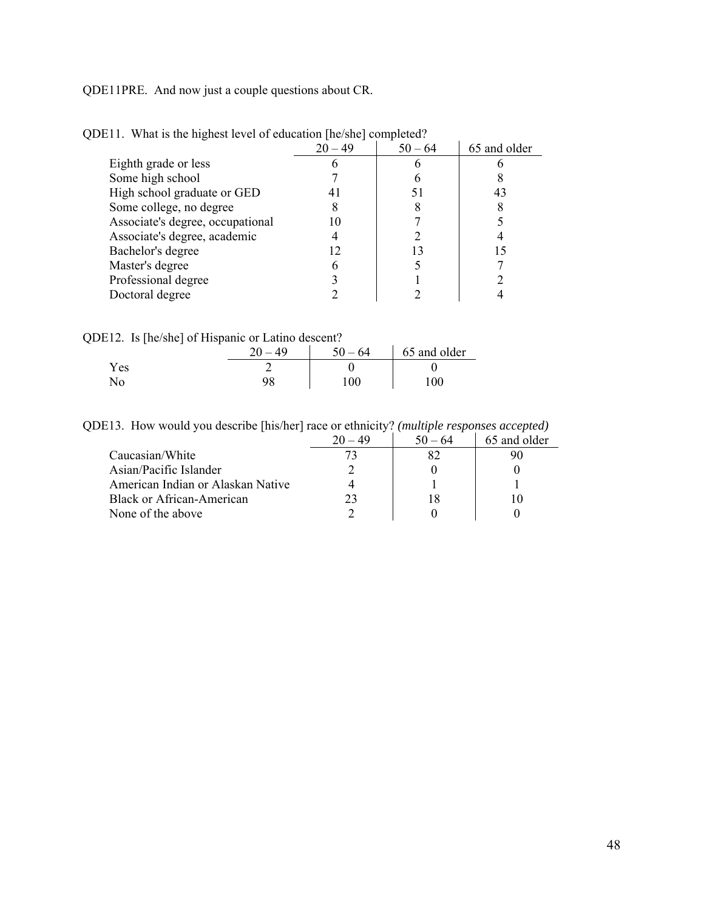QDE11PRE. And now just a couple questions about CR.

QDE11. What is the highest level of education [he/she] completed?

| | 20 – 49 | 50 – 64 | 65 and older |
|---|---|---|---|
| Eighth grade or less | 6 | 6 | 6 |
| Some high school | 7 | 6 | 8 |
| High school graduate or GED | 41 | 51 | 43 |
| Some college, no degree | 8 | 8 | 8 |
| Associate's degree, occupational | 10 | 7 | 5 |
| Associate's degree, academic | 4 | 2 | 4 |
| Bachelor's degree | 12 | 13 | 15 |
| Master's degree | 6 | 5 | 7 |
| Professional degree | 3 | 1 | 2 |
| Doctoral degree | 2 | 2 | 4 |

QDE12. Is [he/she] of Hispanic or Latino descent?

| | 20 – 49 | 50 – 64 | 65 and older |
|---|---|---|---|
| Yes | 2 | 0 | 0 |
| No | 98 | 100 | 100 |

QDE13. How would you describe [his/her] race or ethnicity? *(multiple responses accepted)*

| | 20 – 49 | 50 – 64 | 65 and older |
|---|---|---|---|
| Caucasian/White | 73 | 82 | 90 |
| Asian/Pacific Islander | 2 | 0 | 0 |
| American Indian or Alaskan Native | 4 | 1 | 1 |
| Black or African-American | 23 | 18 | 10 |
| None of the above | 2 | 0 | 0 |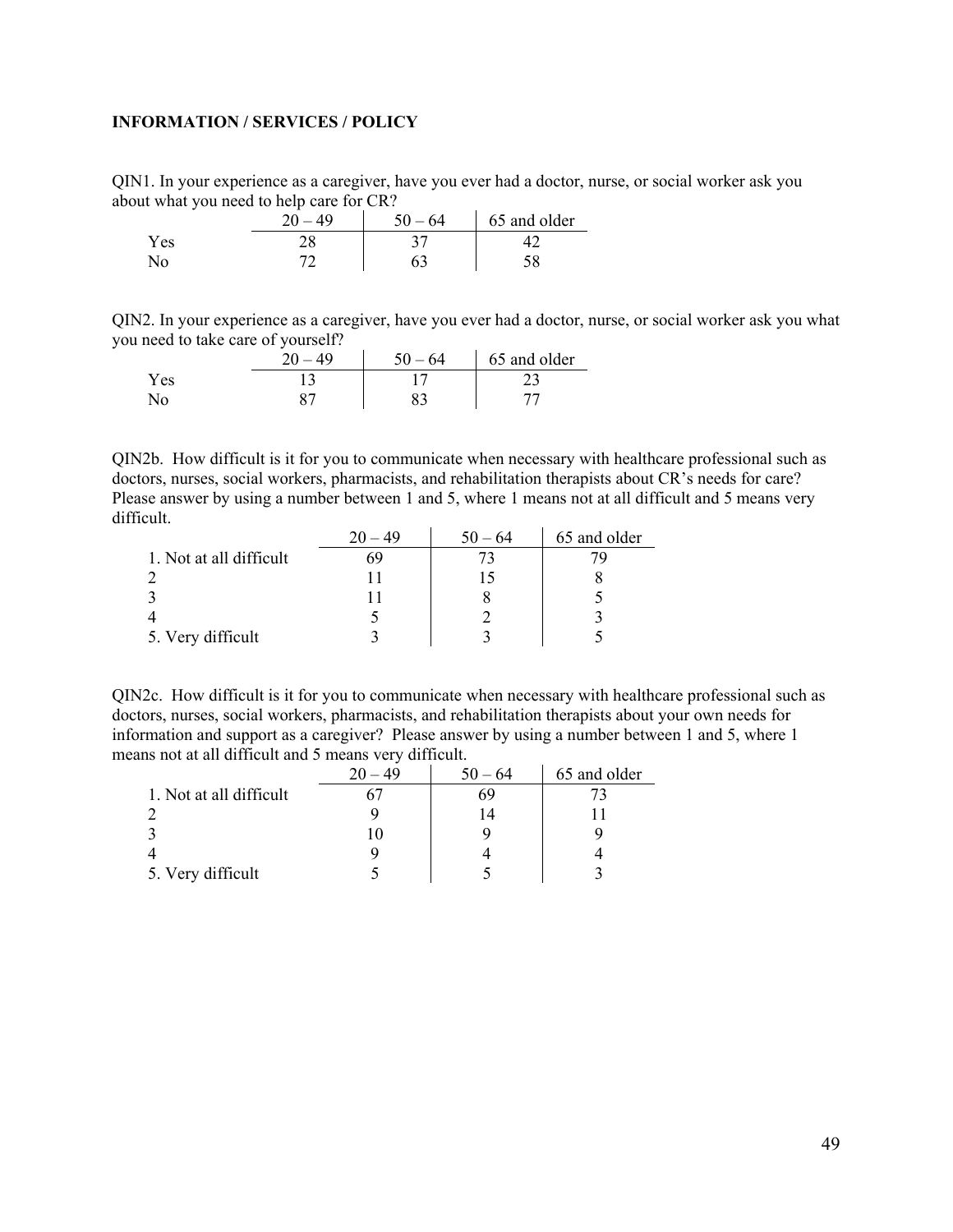**INFORMATION / SERVICES / POLICY**

QIN1. In your experience as a caregiver, have you ever had a doctor, nurse, or social worker ask you about what you need to help care for CR?

| | 20 – 49 | 50 – 64 | 65 and older |
|---|---|---|---|
| Yes | 28 | 37 | 42 |
| No | 72 | 63 | 58 |

QIN2. In your experience as a caregiver, have you ever had a doctor, nurse, or social worker ask you what you need to take care of yourself?

| | 20 – 49 | 50 – 64 | 65 and older |
|---|---|---|---|
| Yes | 13 | 17 | 23 |
| No | 87 | 83 | 77 |

QIN2b. How difficult is it for you to communicate when necessary with healthcare professional such as doctors, nurses, social workers, pharmacists, and rehabilitation therapists about CR's needs for care? Please answer by using a number between 1 and 5, where 1 means not at all difficult and 5 means very difficult.

| | 20 – 49 | 50 – 64 | 65 and older |
|---|---|---|---|
| 1. Not at all difficult | 69 | 73 | 79 |
| 2 | 11 | 15 | 8 |
| 3 | 11 | 8 | 5 |
| 4 | 5 | 2 | 3 |
| 5. Very difficult | 3 | 3 | 5 |

QIN2c. How difficult is it for you to communicate when necessary with healthcare professional such as doctors, nurses, social workers, pharmacists, and rehabilitation therapists about your own needs for information and support as a caregiver? Please answer by using a number between 1 and 5, where 1 means not at all difficult and 5 means very difficult.

| | 20 – 49 | 50 – 64 | 65 and older |
|---|---|---|---|
| 1. Not at all difficult | 67 | 69 | 73 |
| 2 | 9 | 14 | 11 |
| 3 | 10 | 9 | 9 |
| 4 | 9 | 4 | 4 |
| 5. Very difficult | 5 | 5 | 3 |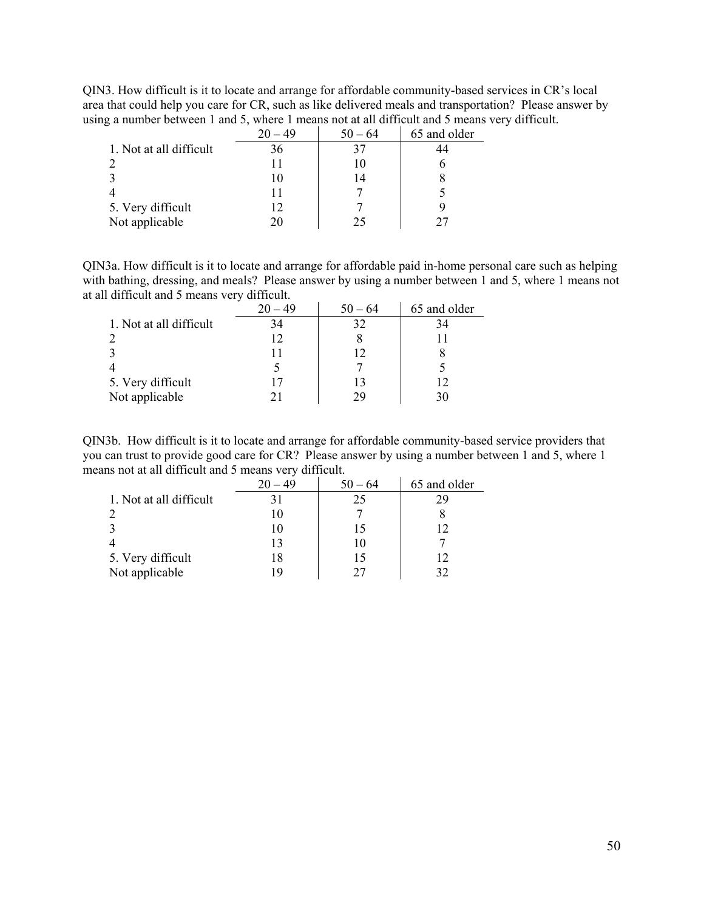QIN3. How difficult is it to locate and arrange for affordable community-based services in CR's local area that could help you care for CR, such as like delivered meals and transportation? Please answer by using a number between 1 and 5, where 1 means not at all difficult and 5 means very difficult.

| | 20 – 49 | 50 – 64 | 65 and older |
|---|---|---|---|
| 1. Not at all difficult | 36 | 37 | 44 |
| 2 | 11 | 10 | 6 |
| 3 | 10 | 14 | 8 |
| 4 | 11 | 7 | 5 |
| 5. Very difficult | 12 | 7 | 9 |
| Not applicable | 20 | 25 | 27 |

QIN3a. How difficult is it to locate and arrange for affordable paid in-home personal care such as helping with bathing, dressing, and meals? Please answer by using a number between 1 and 5, where 1 means not at all difficult and 5 means very difficult.

| | 20 – 49 | 50 – 64 | 65 and older |
|---|---|---|---|
| 1. Not at all difficult | 34 | 32 | 34 |
| 2 | 12 | 8 | 11 |
| 3 | 11 | 12 | 8 |
| 4 | 5 | 7 | 5 |
| 5. Very difficult | 17 | 13 | 12 |
| Not applicable | 21 | 29 | 30 |

QIN3b. How difficult is it to locate and arrange for affordable community-based service providers that you can trust to provide good care for CR? Please answer by using a number between 1 and 5, where 1 means not at all difficult and 5 means very difficult.

| | 20 – 49 | 50 – 64 | 65 and older |
|---|---|---|---|
| 1. Not at all difficult | 31 | 25 | 29 |
| 2 | 10 | 7 | 8 |
| 3 | 10 | 15 | 12 |
| 4 | 13 | 10 | 7 |
| 5. Very difficult | 18 | 15 | 12 |
| Not applicable | 19 | 27 | 32 |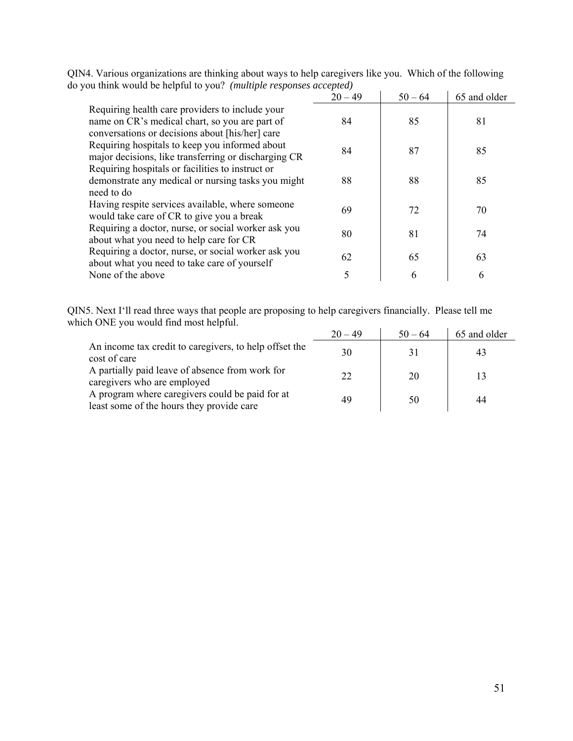QIN4. Various organizations are thinking about ways to help caregivers like you. Which of the following do you think would be helpful to you? *(multiple responses accepted)*

| | 20 – 49 | 50 – 64 | 65 and older |
|---|---|---|---|
| Requiring health care providers to include your name on CR's medical chart, so you are part of conversations or decisions about [his/her] care | 84 | 85 | 81 |
| Requiring hospitals to keep you informed about major decisions, like transferring or discharging CR | 84 | 87 | 85 |
| Requiring hospitals or facilities to instruct or demonstrate any medical or nursing tasks you might need to do | 88 | 88 | 85 |
| Having respite services available, where someone would take care of CR to give you a break | 69 | 72 | 70 |
| Requiring a doctor, nurse, or social worker ask you about what you need to help care for CR | 80 | 81 | 74 |
| Requiring a doctor, nurse, or social worker ask you about what you need to take care of yourself | 62 | 65 | 63 |
| None of the above | 5 | 6 | 6 |

QIN5. Next I'll read three ways that people are proposing to help caregivers financially. Please tell me which ONE you would find most helpful.

| | 20 – 49 | 50 – 64 | 65 and older |
|---|---|---|---|
| An income tax credit to caregivers, to help offset the cost of care | 30 | 31 | 43 |
| A partially paid leave of absence from work for caregivers who are employed | 22 | 20 | 13 |
| A program where caregivers could be paid for at least some of the hours they provide care | 49 | 50 | 44 |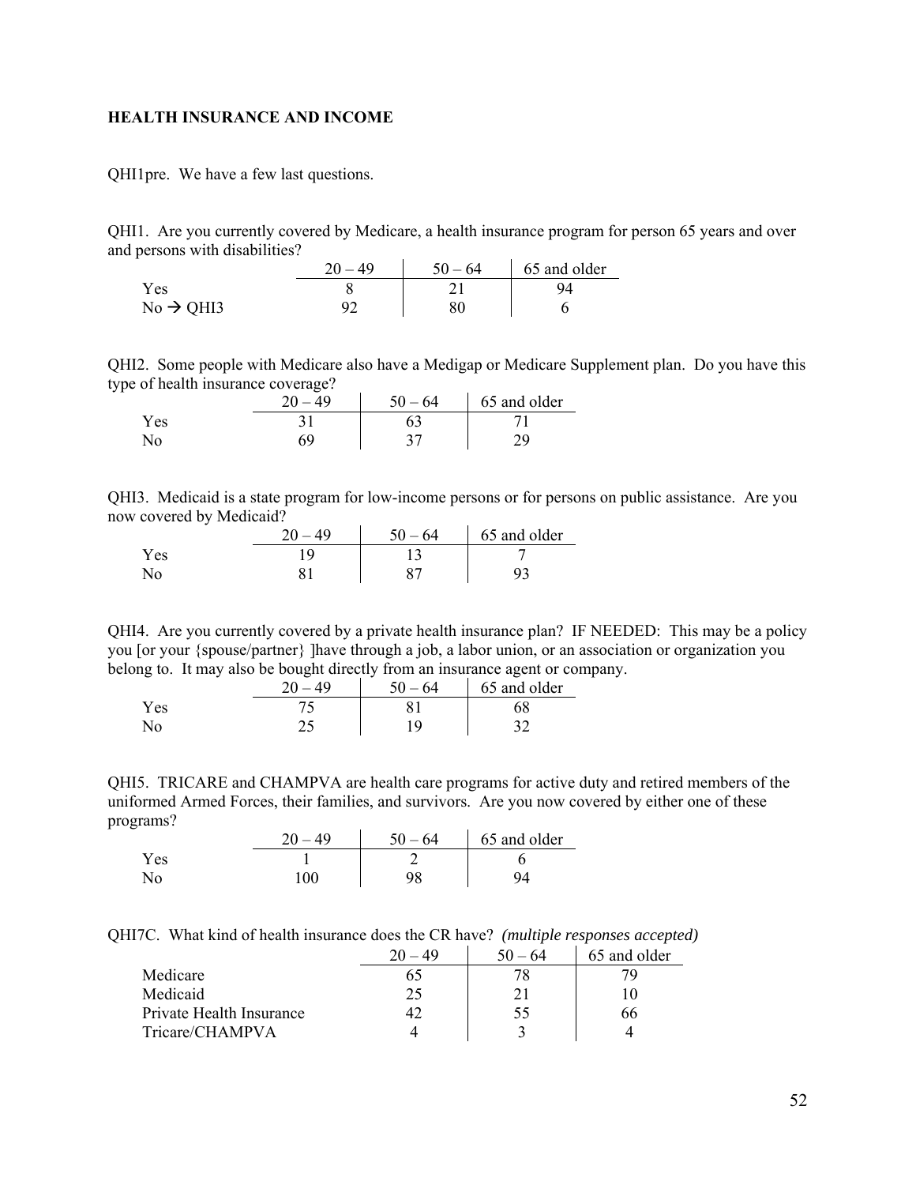## HEALTH INSURANCE AND INCOME

QHI1pre. We have a few last questions.

QHI1. Are you currently covered by Medicare, a health insurance program for person 65 years and over and persons with disabilities?

| | 20 – 49 | 50 – 64 | 65 and older |
|---|---|---|---|
| Yes | 8 | 21 | 94 |
| No → QHI3 | 92 | 80 | 6 |

QHI2. Some people with Medicare also have a Medigap or Medicare Supplement plan. Do you have this type of health insurance coverage?

| | 20 – 49 | 50 – 64 | 65 and older |
|---|---|---|---|
| Yes | 31 | 63 | 71 |
| No | 69 | 37 | 29 |

QHI3. Medicaid is a state program for low-income persons or for persons on public assistance. Are you now covered by Medicaid?

| | 20 – 49 | 50 – 64 | 65 and older |
|---|---|---|---|
| Yes | 19 | 13 | 7 |
| No | 81 | 87 | 93 |

QHI4. Are you currently covered by a private health insurance plan? IF NEEDED: This may be a policy you [or your {spouse/partner} ]have through a job, a labor union, or an association or organization you belong to. It may also be bought directly from an insurance agent or company.

| | 20 – 49 | 50 – 64 | 65 and older |
|---|---|---|---|
| Yes | 75 | 81 | 68 |
| No | 25 | 19 | 32 |

QHI5. TRICARE and CHAMPVA are health care programs for active duty and retired members of the uniformed Armed Forces, their families, and survivors. Are you now covered by either one of these programs?

| | 20 – 49 | 50 – 64 | 65 and older |
|---|---|---|---|
| Yes | 1 | 2 | 6 |
| No | 100 | 98 | 94 |

QHI7C. What kind of health insurance does the CR have? *(multiple responses accepted)*

| | 20 – 49 | 50 – 64 | 65 and older |
|---|---|---|---|
| Medicare | 65 | 78 | 79 |
| Medicaid | 25 | 21 | 10 |
| Private Health Insurance | 42 | 55 | 66 |
| Tricare/CHAMPVA | 4 | 3 | 4 |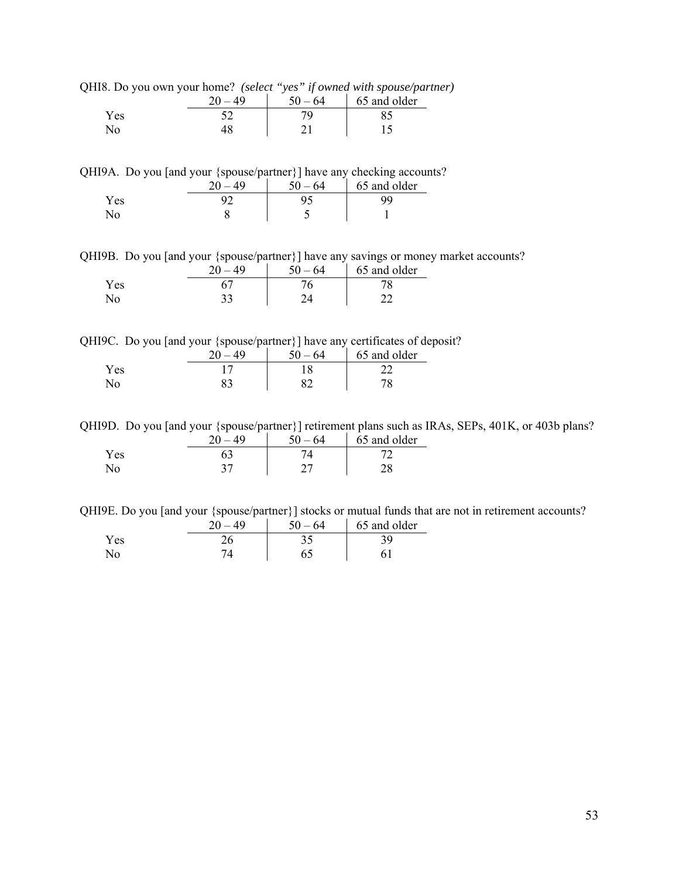QHI8. Do you own your home? *(select "yes" if owned with spouse/partner)*

| | 20 – 49 | 50 – 64 | 65 and older |
|---|---|---|---|
| Yes | 52 | 79 | 85 |
| No | 48 | 21 | 15 |

QHI9A. Do you [and your {spouse/partner}] have any checking accounts?

| | 20 – 49 | 50 – 64 | 65 and older |
|---|---|---|---|
| Yes | 92 | 95 | 99 |
| No | 8 | 5 | 1 |

QHI9B. Do you [and your {spouse/partner}] have any savings or money market accounts?

| | 20 – 49 | 50 – 64 | 65 and older |
|---|---|---|---|
| Yes | 67 | 76 | 78 |
| No | 33 | 24 | 22 |

QHI9C. Do you [and your {spouse/partner}] have any certificates of deposit?

| | 20 – 49 | 50 – 64 | 65 and older |
|---|---|---|---|
| Yes | 17 | 18 | 22 |
| No | 83 | 82 | 78 |

QHI9D. Do you [and your {spouse/partner}] retirement plans such as IRAs, SEPs, 401K, or 403b plans?

| | 20 – 49 | 50 – 64 | 65 and older |
|---|---|---|---|
| Yes | 63 | 74 | 72 |
| No | 37 | 27 | 28 |

QHI9E. Do you [and your {spouse/partner}] stocks or mutual funds that are not in retirement accounts?

| | 20 – 49 | 50 – 64 | 65 and older |
|---|---|---|---|
| Yes | 26 | 35 | 39 |
| No | 74 | 65 | 61 |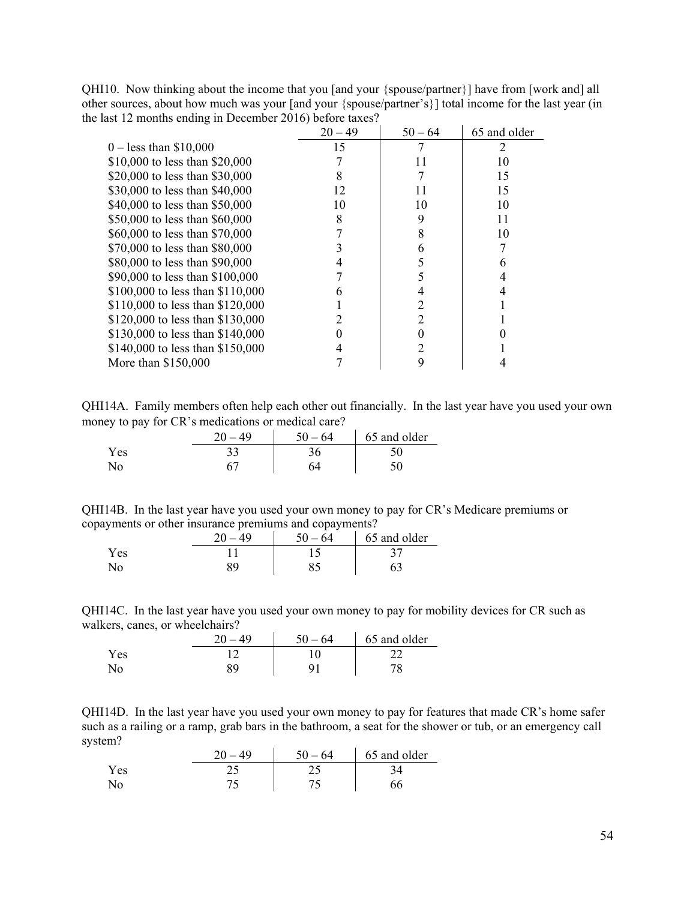QHI10. Now thinking about the income that you [and your {spouse/partner}] have from [work and] all other sources, about how much was your [and your {spouse/partner's}] total income for the last year (in the last 12 months ending in December 2016) before taxes?

| | 20 – 49 | 50 – 64 | 65 and older |
|---|---|---|---|
| 0 – less than $10,000 | 15 | 7 | 2 |
| $10,000 to less than $20,000 | 7 | 11 | 10 |
| $20,000 to less than $30,000 | 8 | 7 | 15 |
| $30,000 to less than $40,000 | 12 | 11 | 15 |
| $40,000 to less than $50,000 | 10 | 10 | 10 |
| $50,000 to less than $60,000 | 8 | 9 | 11 |
| $60,000 to less than $70,000 | 7 | 8 | 10 |
| $70,000 to less than $80,000 | 3 | 6 | 7 |
| $80,000 to less than $90,000 | 4 | 5 | 6 |
| $90,000 to less than $100,000 | 7 | 5 | 4 |
| $100,000 to less than $110,000 | 6 | 4 | 4 |
| $110,000 to less than $120,000 | 1 | 2 | 1 |
| $120,000 to less than $130,000 | 2 | 2 | 1 |
| $130,000 to less than $140,000 | 0 | 0 | 0 |
| $140,000 to less than $150,000 | 4 | 2 | 1 |
| More than $150,000 | 7 | 9 | 4 |

QHI14A. Family members often help each other out financially. In the last year have you used your own money to pay for CR's medications or medical care?

| | 20 – 49 | 50 – 64 | 65 and older |
|---|---|---|---|
| Yes | 33 | 36 | 50 |
| No | 67 | 64 | 50 |

QHI14B. In the last year have you used your own money to pay for CR's Medicare premiums or copayments or other insurance premiums and copayments?

| | 20 – 49 | 50 – 64 | 65 and older |
|---|---|---|---|
| Yes | 11 | 15 | 37 |
| No | 89 | 85 | 63 |

QHI14C. In the last year have you used your own money to pay for mobility devices for CR such as walkers, canes, or wheelchairs?

| | 20 – 49 | 50 – 64 | 65 and older |
|---|---|---|---|
| Yes | 12 | 10 | 22 |
| No | 89 | 91 | 78 |

QHI14D. In the last year have you used your own money to pay for features that made CR's home safer such as a railing or a ramp, grab bars in the bathroom, a seat for the shower or tub, or an emergency call system?

| | 20 – 49 | 50 – 64 | 65 and older |
|---|---|---|---|
| Yes | 25 | 25 | 34 |
| No | 75 | 75 | 66 |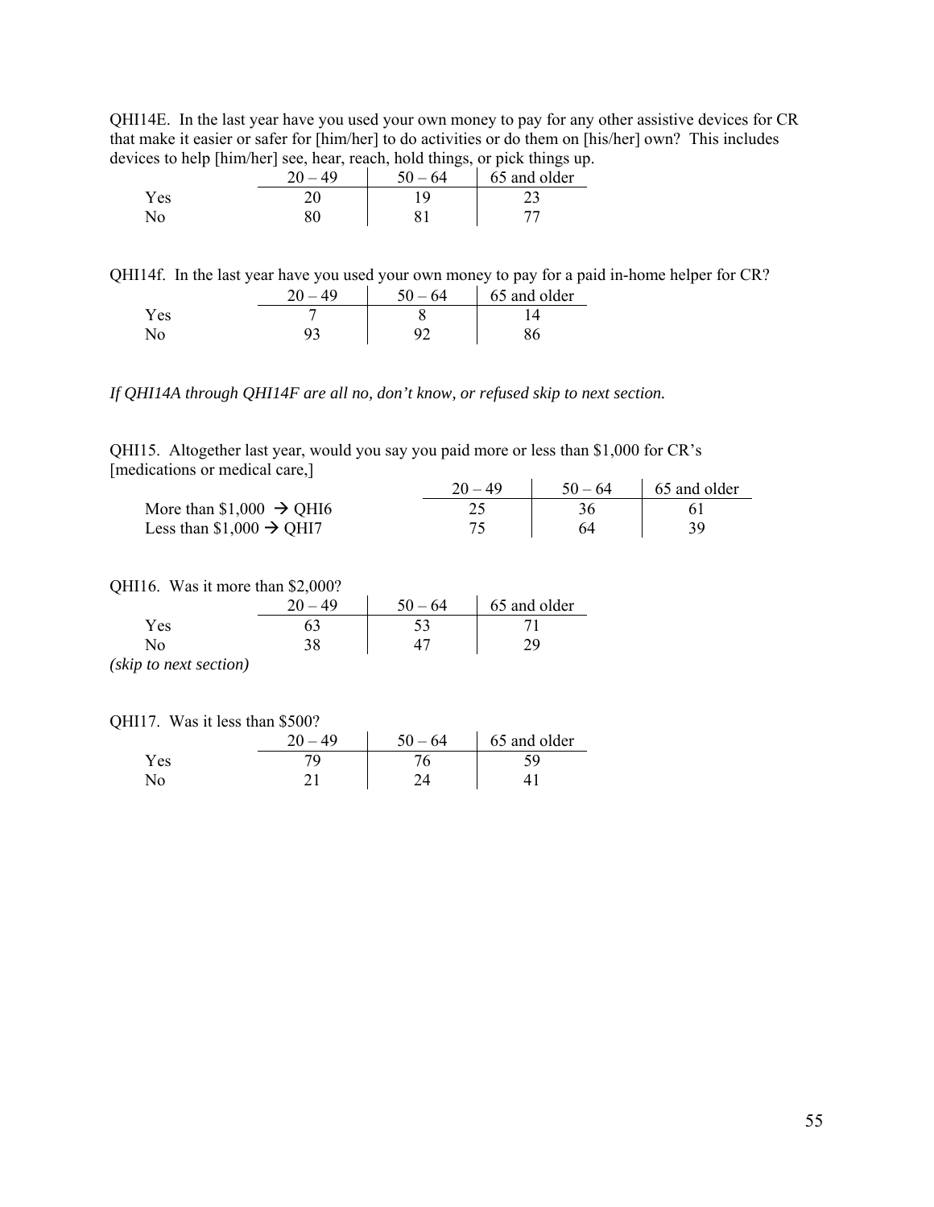QHI14E. In the last year have you used your own money to pay for any other assistive devices for CR that make it easier or safer for [him/her] to do activities or do them on [his/her] own? This includes devices to help [him/her] see, hear, reach, hold things, or pick things up.

| | 20 – 49 | 50 – 64 | 65 and older |
|---|---|---|---|
| Yes | 20 | 19 | 23 |
| No | 80 | 81 | 77 |

QHI14f. In the last year have you used your own money to pay for a paid in-home helper for CR?

| | 20 – 49 | 50 – 64 | 65 and older |
|---|---|---|---|
| Yes | 7 | 8 | 14 |
| No | 93 | 92 | 86 |

*If QHI14A through QHI14F are all no, don't know, or refused skip to next section.*

QHI15. Altogether last year, would you say you paid more or less than $1,000 for CR's [medications or medical care,]

| | 20 – 49 | 50 – 64 | 65 and older |
|---|---|---|---|
| More than $1,000 → QHI6 | 25 | 36 | 61 |
| Less than $1,000 → QHI7 | 75 | 64 | 39 |

QHI16. Was it more than $2,000?

| | 20 – 49 | 50 – 64 | 65 and older |
|---|---|---|---|
| Yes | 63 | 53 | 71 |
| No | 38 | 47 | 29 |

*(skip to next section)*

QHI17. Was it less than $500?

| | 20 – 49 | 50 – 64 | 65 and older |
|---|---|---|---|
| Yes | 79 | 76 | 59 |
| No | 21 | 24 | 41 |